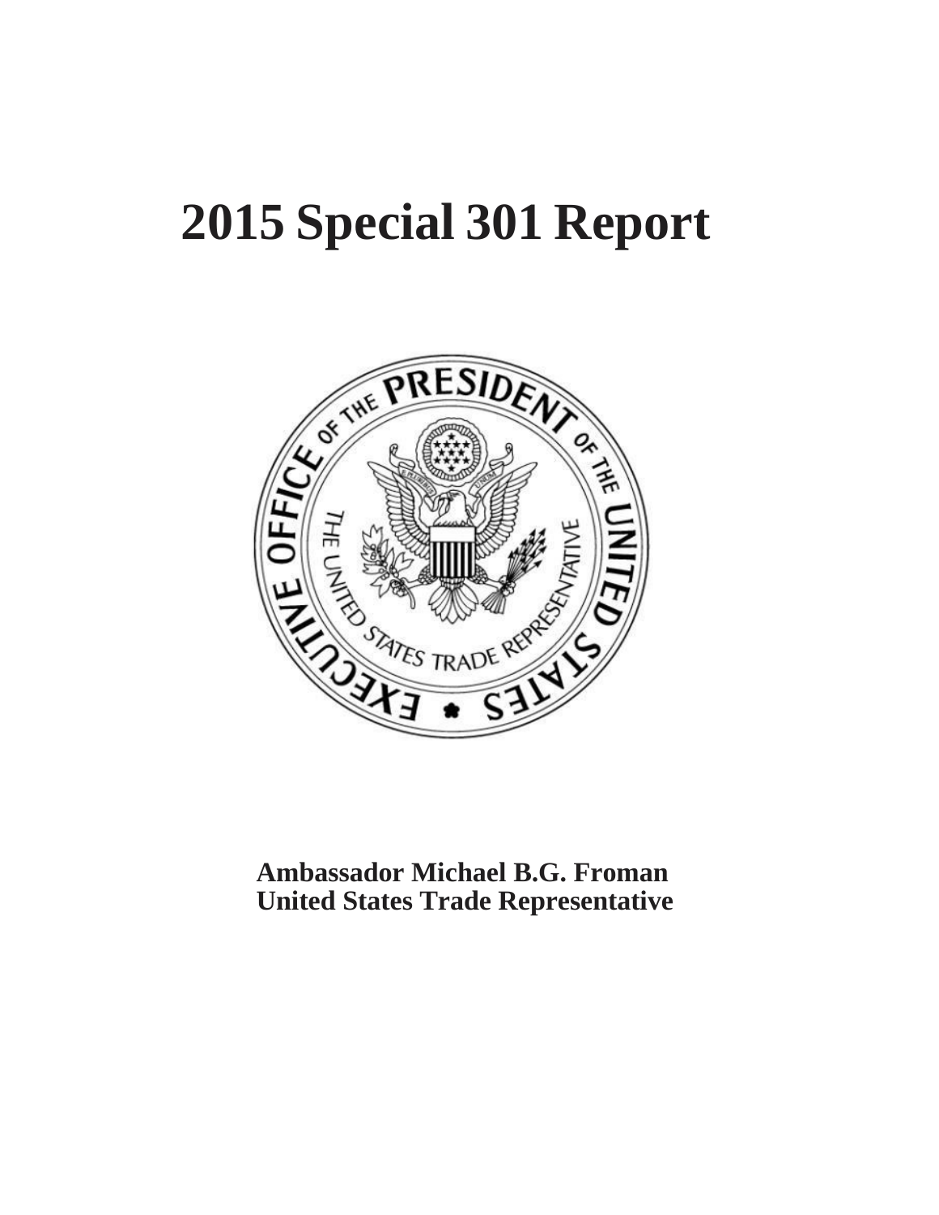# 2015 Special 301 Report

**Ambassador Michael B.G. Froman**
**United States Trade Representative**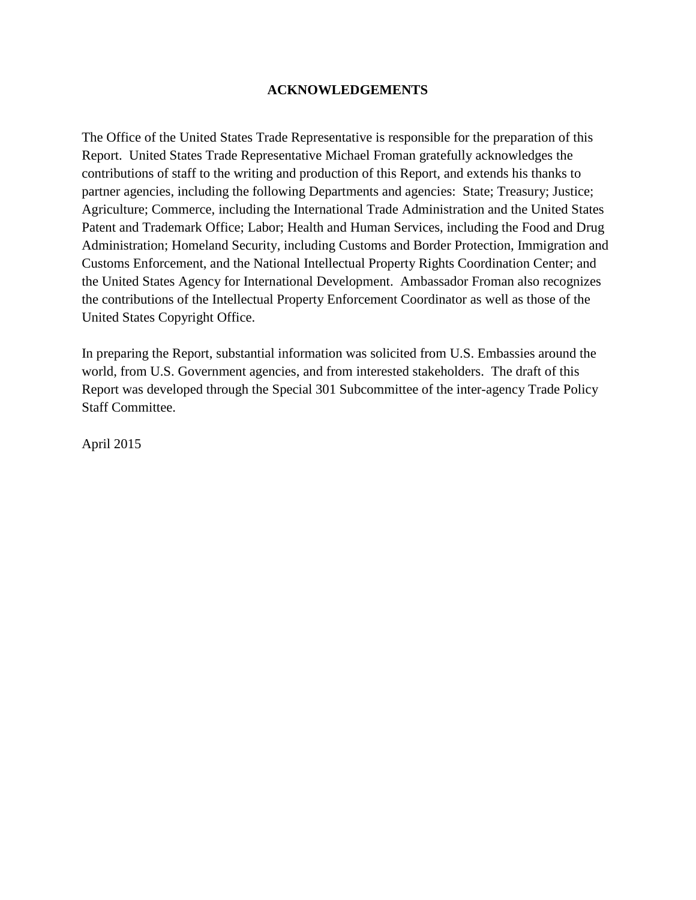## ACKNOWLEDGEMENTS

The Office of the United States Trade Representative is responsible for the preparation of this Report. United States Trade Representative Michael Froman gratefully acknowledges the contributions of staff to the writing and production of this Report, and extends his thanks to partner agencies, including the following Departments and agencies: State; Treasury; Justice; Agriculture; Commerce, including the International Trade Administration and the United States Patent and Trademark Office; Labor; Health and Human Services, including the Food and Drug Administration; Homeland Security, including Customs and Border Protection, Immigration and Customs Enforcement, and the National Intellectual Property Rights Coordination Center; and the United States Agency for International Development. Ambassador Froman also recognizes the contributions of the Intellectual Property Enforcement Coordinator as well as those of the United States Copyright Office.

In preparing the Report, substantial information was solicited from U.S. Embassies around the world, from U.S. Government agencies, and from interested stakeholders. The draft of this Report was developed through the Special 301 Subcommittee of the inter-agency Trade Policy Staff Committee.

April 2015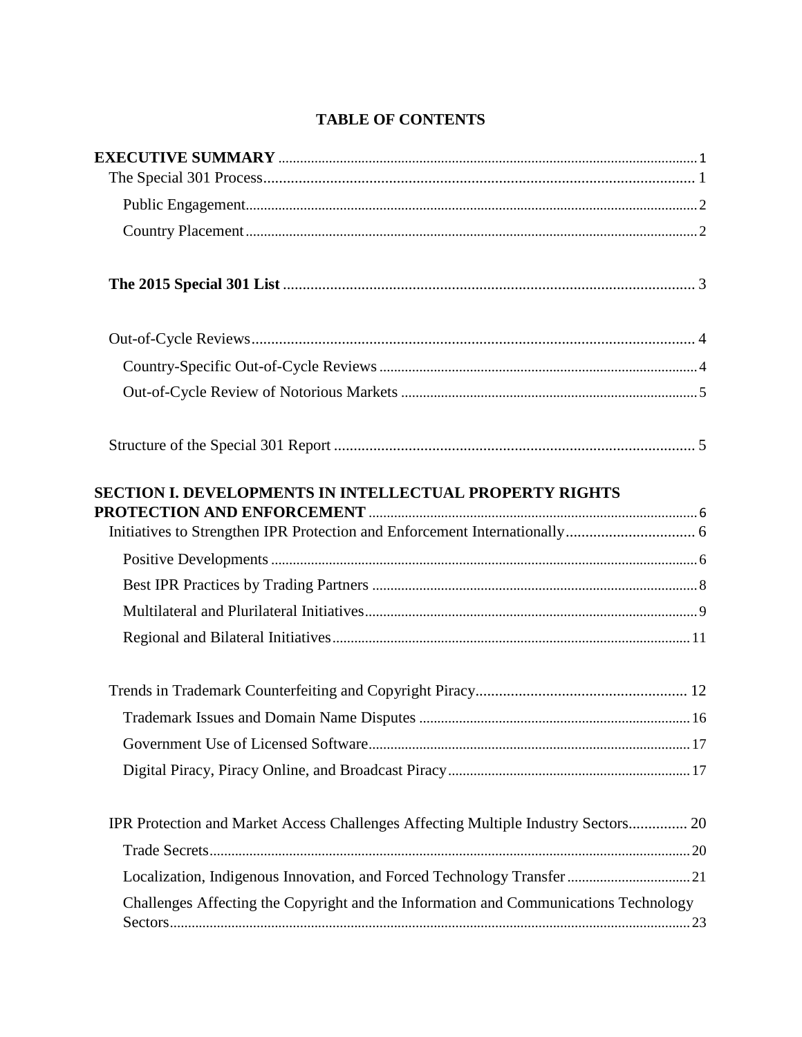# TABLE OF CONTENTS

**EXECUTIVE SUMMARY** .......... 1
- The Special 301 Process .......... 1
  - Public Engagement .......... 2
  - Country Placement .......... 2
- **The 2015 Special 301 List** .......... 3
- Out-of-Cycle Reviews .......... 4
  - Country-Specific Out-of-Cycle Reviews .......... 4
  - Out-of-Cycle Review of Notorious Markets .......... 5
- Structure of the Special 301 Report .......... 5

**SECTION I. DEVELOPMENTS IN INTELLECTUAL PROPERTY RIGHTS PROTECTION AND ENFORCEMENT** .......... 6
- Initiatives to Strengthen IPR Protection and Enforcement Internationally .......... 6
  - Positive Developments .......... 6
  - Best IPR Practices by Trading Partners .......... 8
  - Multilateral and Plurilateral Initiatives .......... 9
  - Regional and Bilateral Initiatives .......... 11
- Trends in Trademark Counterfeiting and Copyright Piracy .......... 12
  - Trademark Issues and Domain Name Disputes .......... 16
  - Government Use of Licensed Software .......... 17
  - Digital Piracy, Piracy Online, and Broadcast Piracy .......... 17
- IPR Protection and Market Access Challenges Affecting Multiple Industry Sectors .......... 20
  - Trade Secrets .......... 20
  - Localization, Indigenous Innovation, and Forced Technology Transfer .......... 21
  - Challenges Affecting the Copyright and the Information and Communications Technology Sectors .......... 23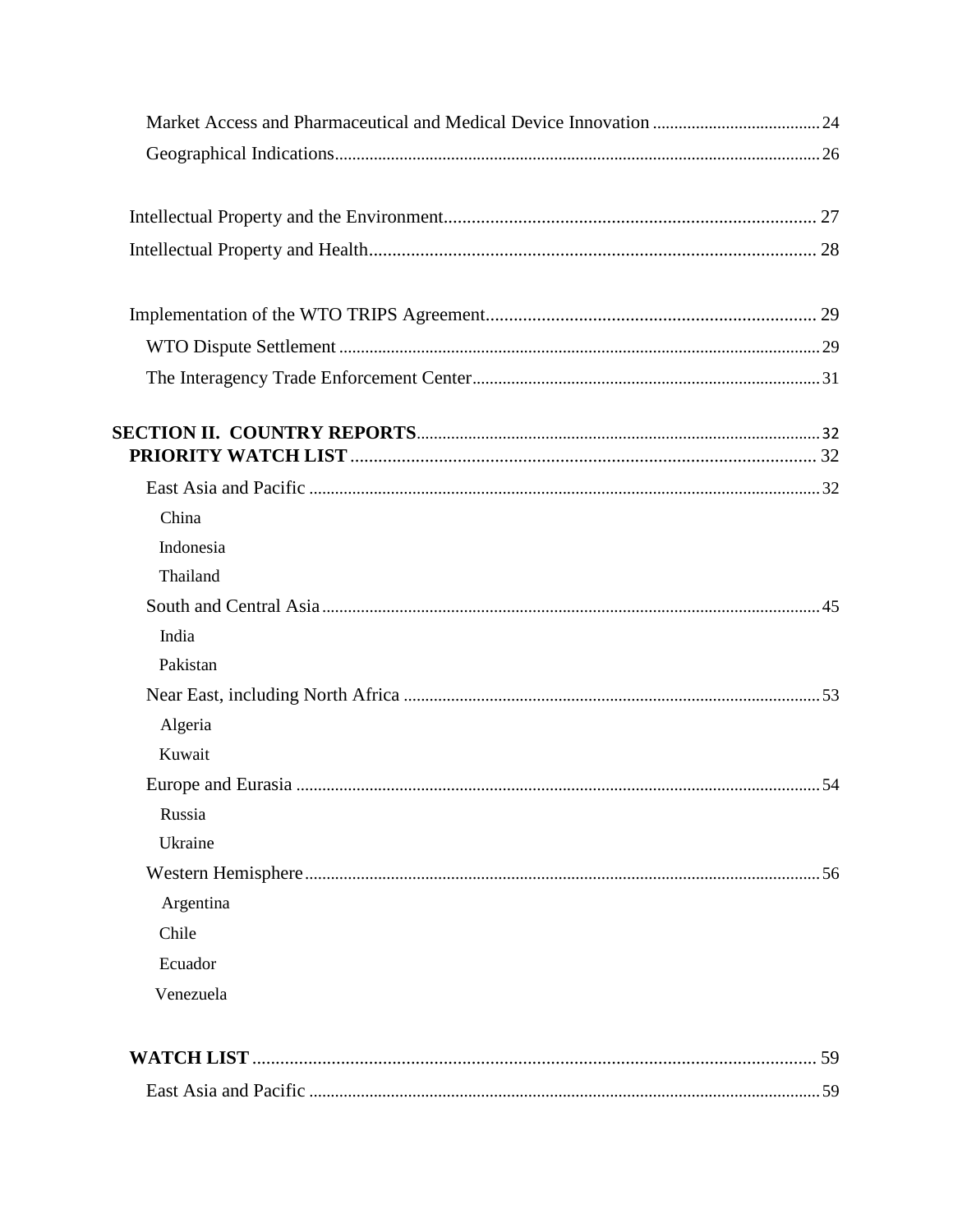Market Access and Pharmaceutical and Medical Device Innovation ........ 24

Geographical Indications ........ 26

Intellectual Property and the Environment ........ 27

Intellectual Property and Health ........ 28

Implementation of the WTO TRIPS Agreement ........ 29

WTO Dispute Settlement ........ 29

The Interagency Trade Enforcement Center ........ 31

**SECTION II. COUNTRY REPORTS** ........ 32

**PRIORITY WATCH LIST** ........ 32

East Asia and Pacific ........ 32

- China
- Indonesia
- Thailand

South and Central Asia ........ 45

- India
- Pakistan

Near East, including North Africa ........ 53

- Algeria
- Kuwait

Europe and Eurasia ........ 54

- Russia
- Ukraine

Western Hemisphere ........ 56

- Argentina
- Chile
- Ecuador
- Venezuela

**WATCH LIST** ........ 59

East Asia and Pacific ........ 59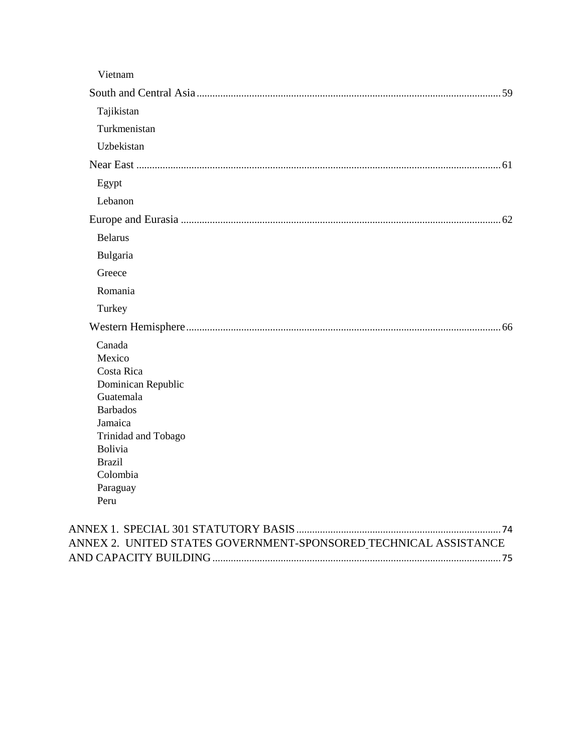Vietnam

South and Central Asia .......... 59

Tajikistan

Turkmenistan

Uzbekistan

Near East .......... 61

Egypt

Lebanon

Europe and Eurasia .......... 62

Belarus

Bulgaria

Greece

Romania

Turkey

Western Hemisphere .......... 66

Canada
Mexico
Costa Rica
Dominican Republic
Guatemala
Barbados
Jamaica
Trinidad and Tobago
Bolivia
Brazil
Colombia
Paraguay
Peru

ANNEX 1. SPECIAL 301 STATUTORY BASIS .......... 74
ANNEX 2. UNITED STATES GOVERNMENT-SPONSORED TECHNICAL ASSISTANCE AND CAPACITY BUILDING .......... 75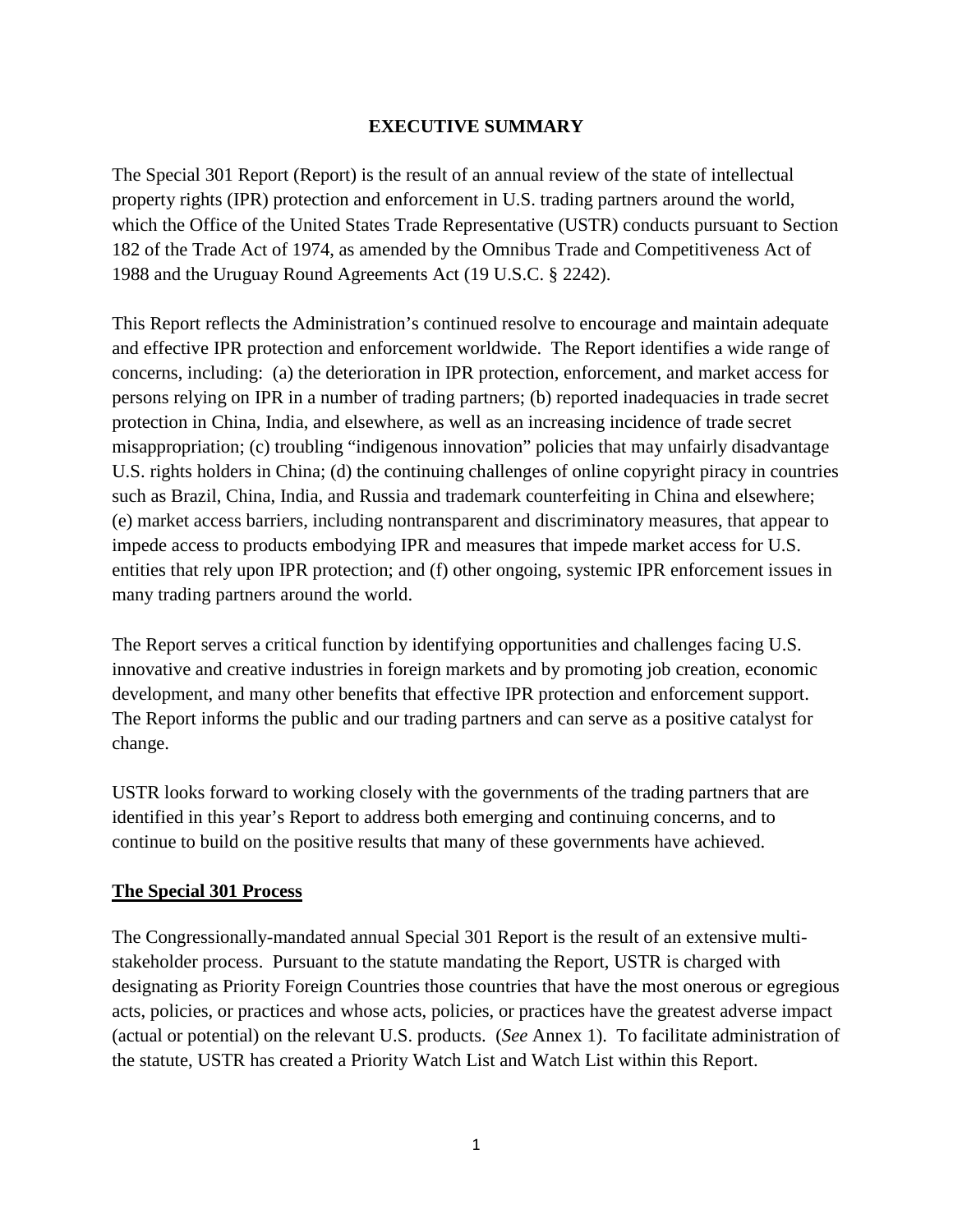# EXECUTIVE SUMMARY

The Special 301 Report (Report) is the result of an annual review of the state of intellectual property rights (IPR) protection and enforcement in U.S. trading partners around the world, which the Office of the United States Trade Representative (USTR) conducts pursuant to Section 182 of the Trade Act of 1974, as amended by the Omnibus Trade and Competitiveness Act of 1988 and the Uruguay Round Agreements Act (19 U.S.C. § 2242).

This Report reflects the Administration's continued resolve to encourage and maintain adequate and effective IPR protection and enforcement worldwide. The Report identifies a wide range of concerns, including: (a) the deterioration in IPR protection, enforcement, and market access for persons relying on IPR in a number of trading partners; (b) reported inadequacies in trade secret protection in China, India, and elsewhere, as well as an increasing incidence of trade secret misappropriation; (c) troubling "indigenous innovation" policies that may unfairly disadvantage U.S. rights holders in China; (d) the continuing challenges of online copyright piracy in countries such as Brazil, China, India, and Russia and trademark counterfeiting in China and elsewhere; (e) market access barriers, including nontransparent and discriminatory measures, that appear to impede access to products embodying IPR and measures that impede market access for U.S. entities that rely upon IPR protection; and (f) other ongoing, systemic IPR enforcement issues in many trading partners around the world.

The Report serves a critical function by identifying opportunities and challenges facing U.S. innovative and creative industries in foreign markets and by promoting job creation, economic development, and many other benefits that effective IPR protection and enforcement support. The Report informs the public and our trading partners and can serve as a positive catalyst for change.

USTR looks forward to working closely with the governments of the trading partners that are identified in this year's Report to address both emerging and continuing concerns, and to continue to build on the positive results that many of these governments have achieved.

## The Special 301 Process

The Congressionally-mandated annual Special 301 Report is the result of an extensive multi-stakeholder process. Pursuant to the statute mandating the Report, USTR is charged with designating as Priority Foreign Countries those countries that have the most onerous or egregious acts, policies, or practices and whose acts, policies, or practices have the greatest adverse impact (actual or potential) on the relevant U.S. products. (*See* Annex 1). To facilitate administration of the statute, USTR has created a Priority Watch List and Watch List within this Report.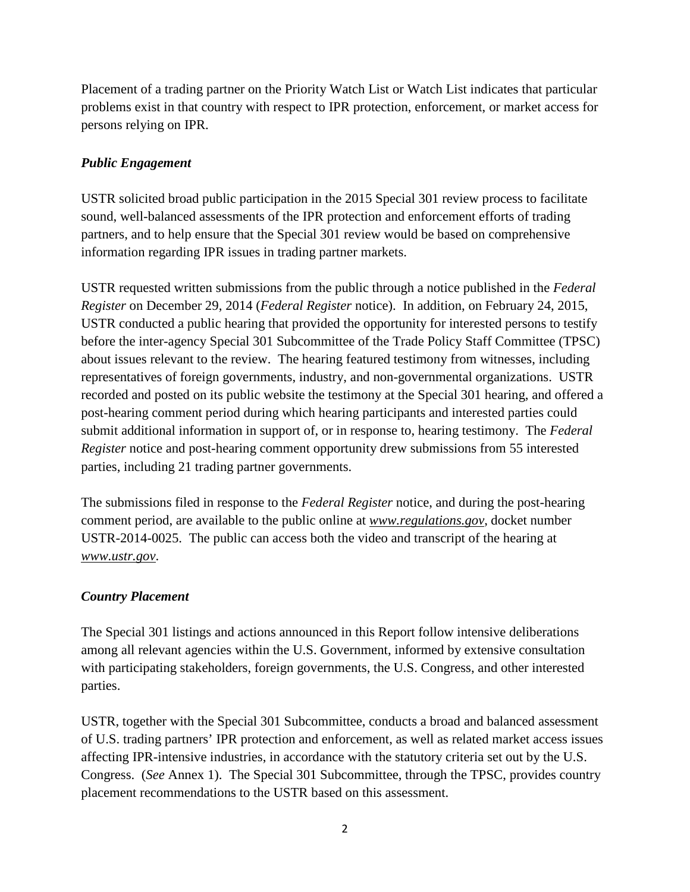Placement of a trading partner on the Priority Watch List or Watch List indicates that particular problems exist in that country with respect to IPR protection, enforcement, or market access for persons relying on IPR.

### *Public Engagement*

USTR solicited broad public participation in the 2015 Special 301 review process to facilitate sound, well-balanced assessments of the IPR protection and enforcement efforts of trading partners, and to help ensure that the Special 301 review would be based on comprehensive information regarding IPR issues in trading partner markets.

USTR requested written submissions from the public through a notice published in the *Federal Register* on December 29, 2014 (*Federal Register* notice). In addition, on February 24, 2015, USTR conducted a public hearing that provided the opportunity for interested persons to testify before the inter-agency Special 301 Subcommittee of the Trade Policy Staff Committee (TPSC) about issues relevant to the review. The hearing featured testimony from witnesses, including representatives of foreign governments, industry, and non-governmental organizations. USTR recorded and posted on its public website the testimony at the Special 301 hearing, and offered a post-hearing comment period during which hearing participants and interested parties could submit additional information in support of, or in response to, hearing testimony. The *Federal Register* notice and post-hearing comment opportunity drew submissions from 55 interested parties, including 21 trading partner governments.

The submissions filed in response to the *Federal Register* notice, and during the post-hearing comment period, are available to the public online at *www.regulations.gov*, docket number USTR-2014-0025. The public can access both the video and transcript of the hearing at *www.ustr.gov*.

### *Country Placement*

The Special 301 listings and actions announced in this Report follow intensive deliberations among all relevant agencies within the U.S. Government, informed by extensive consultation with participating stakeholders, foreign governments, the U.S. Congress, and other interested parties.

USTR, together with the Special 301 Subcommittee, conducts a broad and balanced assessment of U.S. trading partners' IPR protection and enforcement, as well as related market access issues affecting IPR-intensive industries, in accordance with the statutory criteria set out by the U.S. Congress. (*See* Annex 1). The Special 301 Subcommittee, through the TPSC, provides country placement recommendations to the USTR based on this assessment.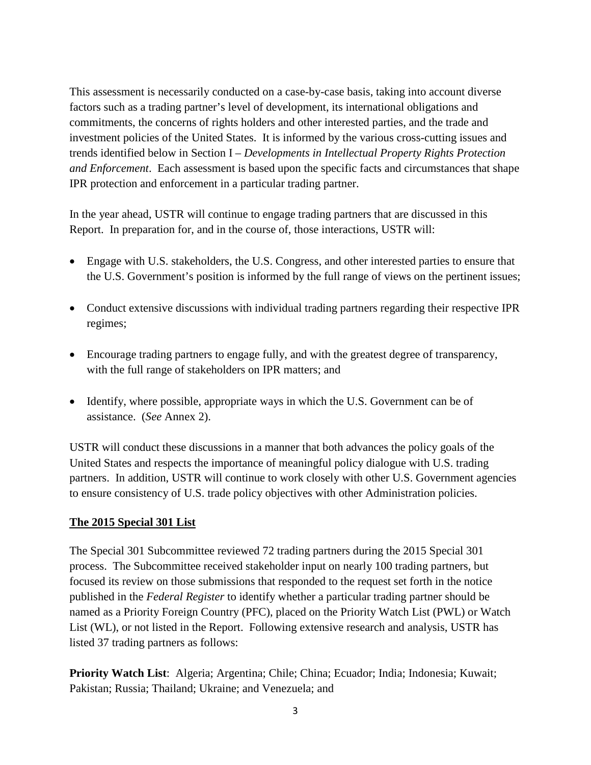This assessment is necessarily conducted on a case-by-case basis, taking into account diverse factors such as a trading partner's level of development, its international obligations and commitments, the concerns of rights holders and other interested parties, and the trade and investment policies of the United States. It is informed by the various cross-cutting issues and trends identified below in Section I – *Developments in Intellectual Property Rights Protection and Enforcement*. Each assessment is based upon the specific facts and circumstances that shape IPR protection and enforcement in a particular trading partner.

In the year ahead, USTR will continue to engage trading partners that are discussed in this Report. In preparation for, and in the course of, those interactions, USTR will:

- Engage with U.S. stakeholders, the U.S. Congress, and other interested parties to ensure that the U.S. Government's position is informed by the full range of views on the pertinent issues;
- Conduct extensive discussions with individual trading partners regarding their respective IPR regimes;
- Encourage trading partners to engage fully, and with the greatest degree of transparency, with the full range of stakeholders on IPR matters; and
- Identify, where possible, appropriate ways in which the U.S. Government can be of assistance. (*See* Annex 2).

USTR will conduct these discussions in a manner that both advances the policy goals of the United States and respects the importance of meaningful policy dialogue with U.S. trading partners. In addition, USTR will continue to work closely with other U.S. Government agencies to ensure consistency of U.S. trade policy objectives with other Administration policies.

## The 2015 Special 301 List

The Special 301 Subcommittee reviewed 72 trading partners during the 2015 Special 301 process. The Subcommittee received stakeholder input on nearly 100 trading partners, but focused its review on those submissions that responded to the request set forth in the notice published in the *Federal Register* to identify whether a particular trading partner should be named as a Priority Foreign Country (PFC), placed on the Priority Watch List (PWL) or Watch List (WL), or not listed in the Report. Following extensive research and analysis, USTR has listed 37 trading partners as follows:

**Priority Watch List**: Algeria; Argentina; Chile; China; Ecuador; India; Indonesia; Kuwait; Pakistan; Russia; Thailand; Ukraine; and Venezuela; and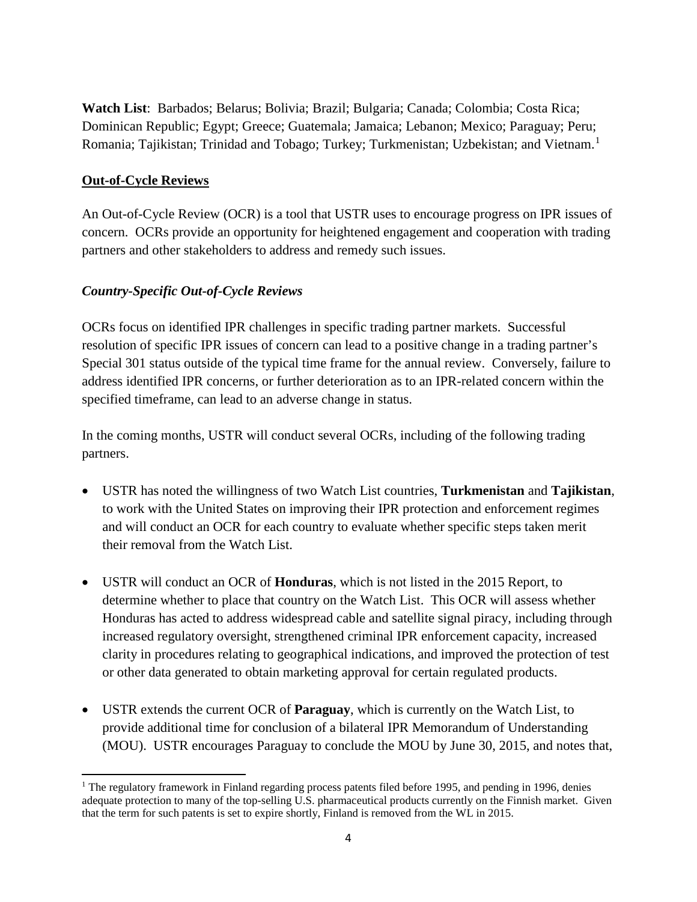**Watch List**: Barbados; Belarus; Bolivia; Brazil; Bulgaria; Canada; Colombia; Costa Rica; Dominican Republic; Egypt; Greece; Guatemala; Jamaica; Lebanon; Mexico; Paraguay; Peru; Romania; Tajikistan; Trinidad and Tobago; Turkey; Turkmenistan; Uzbekistan; and Vietnam.[1]

## Out-of-Cycle Reviews

An Out-of-Cycle Review (OCR) is a tool that USTR uses to encourage progress on IPR issues of concern. OCRs provide an opportunity for heightened engagement and cooperation with trading partners and other stakeholders to address and remedy such issues.

### *Country-Specific Out-of-Cycle Reviews*

OCRs focus on identified IPR challenges in specific trading partner markets. Successful resolution of specific IPR issues of concern can lead to a positive change in a trading partner's Special 301 status outside of the typical time frame for the annual review. Conversely, failure to address identified IPR concerns, or further deterioration as to an IPR-related concern within the specified timeframe, can lead to an adverse change in status.

In the coming months, USTR will conduct several OCRs, including of the following trading partners.

- USTR has noted the willingness of two Watch List countries, **Turkmenistan** and **Tajikistan**, to work with the United States on improving their IPR protection and enforcement regimes and will conduct an OCR for each country to evaluate whether specific steps taken merit their removal from the Watch List.
- USTR will conduct an OCR of **Honduras**, which is not listed in the 2015 Report, to determine whether to place that country on the Watch List. This OCR will assess whether Honduras has acted to address widespread cable and satellite signal piracy, including through increased regulatory oversight, strengthened criminal IPR enforcement capacity, increased clarity in procedures relating to geographical indications, and improved the protection of test or other data generated to obtain marketing approval for certain regulated products.
- USTR extends the current OCR of **Paraguay**, which is currently on the Watch List, to provide additional time for conclusion of a bilateral IPR Memorandum of Understanding (MOU). USTR encourages Paraguay to conclude the MOU by June 30, 2015, and notes that,

[1] The regulatory framework in Finland regarding process patents filed before 1995, and pending in 1996, denies adequate protection to many of the top-selling U.S. pharmaceutical products currently on the Finnish market. Given that the term for such patents is set to expire shortly, Finland is removed from the WL in 2015.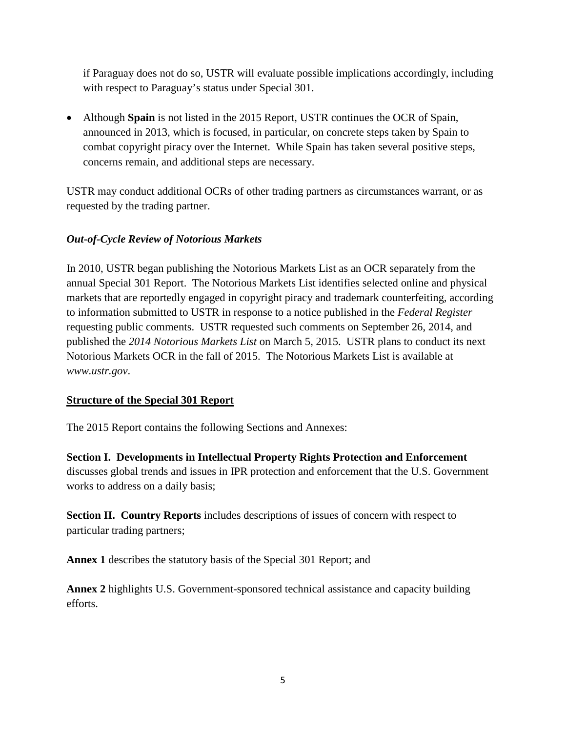if Paraguay does not do so, USTR will evaluate possible implications accordingly, including with respect to Paraguay's status under Special 301.

- Although **Spain** is not listed in the 2015 Report, USTR continues the OCR of Spain, announced in 2013, which is focused, in particular, on concrete steps taken by Spain to combat copyright piracy over the Internet. While Spain has taken several positive steps, concerns remain, and additional steps are necessary.

USTR may conduct additional OCRs of other trading partners as circumstances warrant, or as requested by the trading partner.

***Out-of-Cycle Review of Notorious Markets***

In 2010, USTR began publishing the Notorious Markets List as an OCR separately from the annual Special 301 Report. The Notorious Markets List identifies selected online and physical markets that are reportedly engaged in copyright piracy and trademark counterfeiting, according to information submitted to USTR in response to a notice published in the *Federal Register* requesting public comments. USTR requested such comments on September 26, 2014, and published the *2014 Notorious Markets List* on March 5, 2015. USTR plans to conduct its next Notorious Markets OCR in the fall of 2015. The Notorious Markets List is available at *www.ustr.gov*.

**Structure of the Special 301 Report**

The 2015 Report contains the following Sections and Annexes:

**Section I. Developments in Intellectual Property Rights Protection and Enforcement** discusses global trends and issues in IPR protection and enforcement that the U.S. Government works to address on a daily basis;

**Section II. Country Reports** includes descriptions of issues of concern with respect to particular trading partners;

**Annex 1** describes the statutory basis of the Special 301 Report; and

**Annex 2** highlights U.S. Government-sponsored technical assistance and capacity building efforts.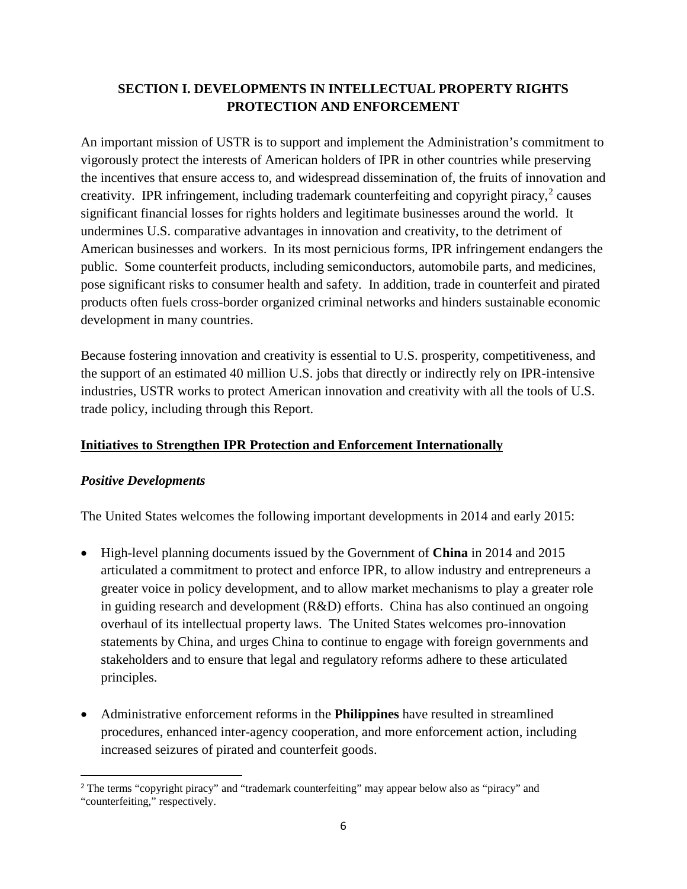## SECTION I. DEVELOPMENTS IN INTELLECTUAL PROPERTY RIGHTS PROTECTION AND ENFORCEMENT

An important mission of USTR is to support and implement the Administration's commitment to vigorously protect the interests of American holders of IPR in other countries while preserving the incentives that ensure access to, and widespread dissemination of, the fruits of innovation and creativity. IPR infringement, including trademark counterfeiting and copyright piracy,[2] causes significant financial losses for rights holders and legitimate businesses around the world. It undermines U.S. comparative advantages in innovation and creativity, to the detriment of American businesses and workers. In its most pernicious forms, IPR infringement endangers the public. Some counterfeit products, including semiconductors, automobile parts, and medicines, pose significant risks to consumer health and safety. In addition, trade in counterfeit and pirated products often fuels cross-border organized criminal networks and hinders sustainable economic development in many countries.

Because fostering innovation and creativity is essential to U.S. prosperity, competitiveness, and the support of an estimated 40 million U.S. jobs that directly or indirectly rely on IPR-intensive industries, USTR works to protect American innovation and creativity with all the tools of U.S. trade policy, including through this Report.

### Initiatives to Strengthen IPR Protection and Enforcement Internationally

#### *Positive Developments*

The United States welcomes the following important developments in 2014 and early 2015:

- High-level planning documents issued by the Government of **China** in 2014 and 2015 articulated a commitment to protect and enforce IPR, to allow industry and entrepreneurs a greater voice in policy development, and to allow market mechanisms to play a greater role in guiding research and development (R&D) efforts. China has also continued an ongoing overhaul of its intellectual property laws. The United States welcomes pro-innovation statements by China, and urges China to continue to engage with foreign governments and stakeholders and to ensure that legal and regulatory reforms adhere to these articulated principles.

- Administrative enforcement reforms in the **Philippines** have resulted in streamlined procedures, enhanced inter-agency cooperation, and more enforcement action, including increased seizures of pirated and counterfeit goods.

[2] The terms "copyright piracy" and "trademark counterfeiting" may appear below also as "piracy" and "counterfeiting," respectively.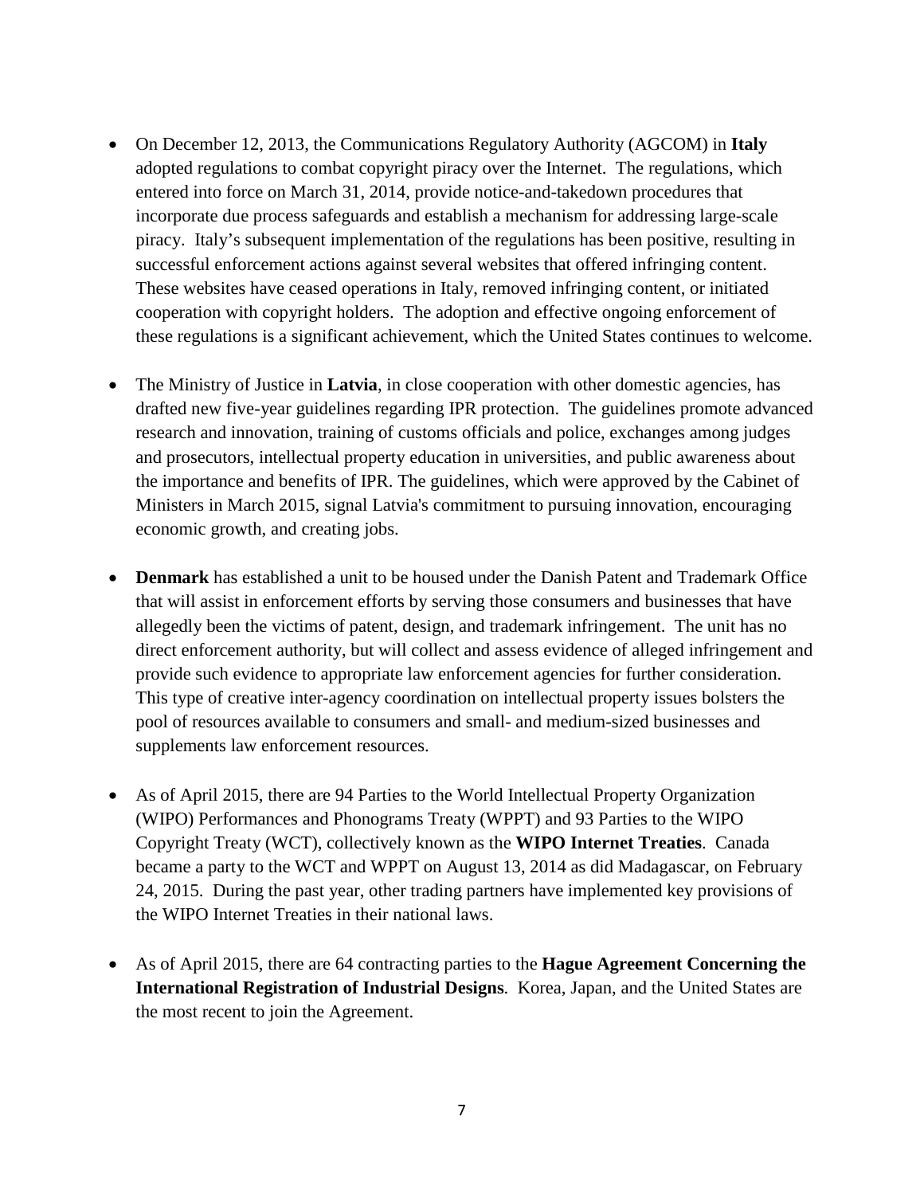- On December 12, 2013, the Communications Regulatory Authority (AGCOM) in **Italy** adopted regulations to combat copyright piracy over the Internet. The regulations, which entered into force on March 31, 2014, provide notice-and-takedown procedures that incorporate due process safeguards and establish a mechanism for addressing large-scale piracy. Italy's subsequent implementation of the regulations has been positive, resulting in successful enforcement actions against several websites that offered infringing content. These websites have ceased operations in Italy, removed infringing content, or initiated cooperation with copyright holders. The adoption and effective ongoing enforcement of these regulations is a significant achievement, which the United States continues to welcome.

- The Ministry of Justice in **Latvia**, in close cooperation with other domestic agencies, has drafted new five-year guidelines regarding IPR protection. The guidelines promote advanced research and innovation, training of customs officials and police, exchanges among judges and prosecutors, intellectual property education in universities, and public awareness about the importance and benefits of IPR. The guidelines, which were approved by the Cabinet of Ministers in March 2015, signal Latvia's commitment to pursuing innovation, encouraging economic growth, and creating jobs.

- **Denmark** has established a unit to be housed under the Danish Patent and Trademark Office that will assist in enforcement efforts by serving those consumers and businesses that have allegedly been the victims of patent, design, and trademark infringement. The unit has no direct enforcement authority, but will collect and assess evidence of alleged infringement and provide such evidence to appropriate law enforcement agencies for further consideration. This type of creative inter-agency coordination on intellectual property issues bolsters the pool of resources available to consumers and small- and medium-sized businesses and supplements law enforcement resources.

- As of April 2015, there are 94 Parties to the World Intellectual Property Organization (WIPO) Performances and Phonograms Treaty (WPPT) and 93 Parties to the WIPO Copyright Treaty (WCT), collectively known as the **WIPO Internet Treaties**. Canada became a party to the WCT and WPPT on August 13, 2014 as did Madagascar, on February 24, 2015. During the past year, other trading partners have implemented key provisions of the WIPO Internet Treaties in their national laws.

- As of April 2015, there are 64 contracting parties to the **Hague Agreement Concerning the International Registration of Industrial Designs**. Korea, Japan, and the United States are the most recent to join the Agreement.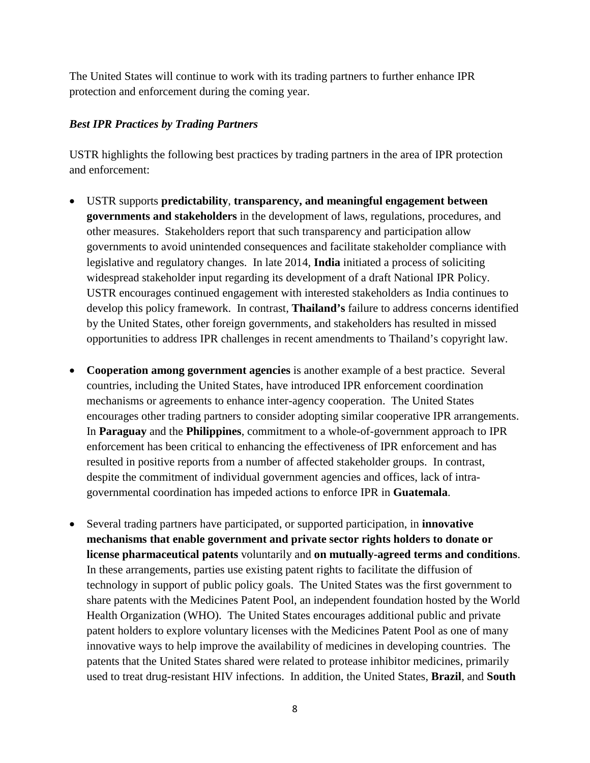The United States will continue to work with its trading partners to further enhance IPR protection and enforcement during the coming year.

***Best IPR Practices by Trading Partners***

USTR highlights the following best practices by trading partners in the area of IPR protection and enforcement:

- USTR supports **predictability**, **transparency, and meaningful engagement between governments and stakeholders** in the development of laws, regulations, procedures, and other measures. Stakeholders report that such transparency and participation allow governments to avoid unintended consequences and facilitate stakeholder compliance with legislative and regulatory changes. In late 2014, **India** initiated a process of soliciting widespread stakeholder input regarding its development of a draft National IPR Policy. USTR encourages continued engagement with interested stakeholders as India continues to develop this policy framework. In contrast, **Thailand's** failure to address concerns identified by the United States, other foreign governments, and stakeholders has resulted in missed opportunities to address IPR challenges in recent amendments to Thailand's copyright law.

- **Cooperation among government agencies** is another example of a best practice. Several countries, including the United States, have introduced IPR enforcement coordination mechanisms or agreements to enhance inter-agency cooperation. The United States encourages other trading partners to consider adopting similar cooperative IPR arrangements. In **Paraguay** and the **Philippines**, commitment to a whole-of-government approach to IPR enforcement has been critical to enhancing the effectiveness of IPR enforcement and has resulted in positive reports from a number of affected stakeholder groups. In contrast, despite the commitment of individual government agencies and offices, lack of intra-governmental coordination has impeded actions to enforce IPR in **Guatemala**.

- Several trading partners have participated, or supported participation, in **innovative mechanisms that enable government and private sector rights holders to donate or license pharmaceutical patents** voluntarily and **on mutually-agreed terms and conditions**. In these arrangements, parties use existing patent rights to facilitate the diffusion of technology in support of public policy goals. The United States was the first government to share patents with the Medicines Patent Pool, an independent foundation hosted by the World Health Organization (WHO). The United States encourages additional public and private patent holders to explore voluntary licenses with the Medicines Patent Pool as one of many innovative ways to help improve the availability of medicines in developing countries. The patents that the United States shared were related to protease inhibitor medicines, primarily used to treat drug-resistant HIV infections. In addition, the United States, **Brazil**, and **South**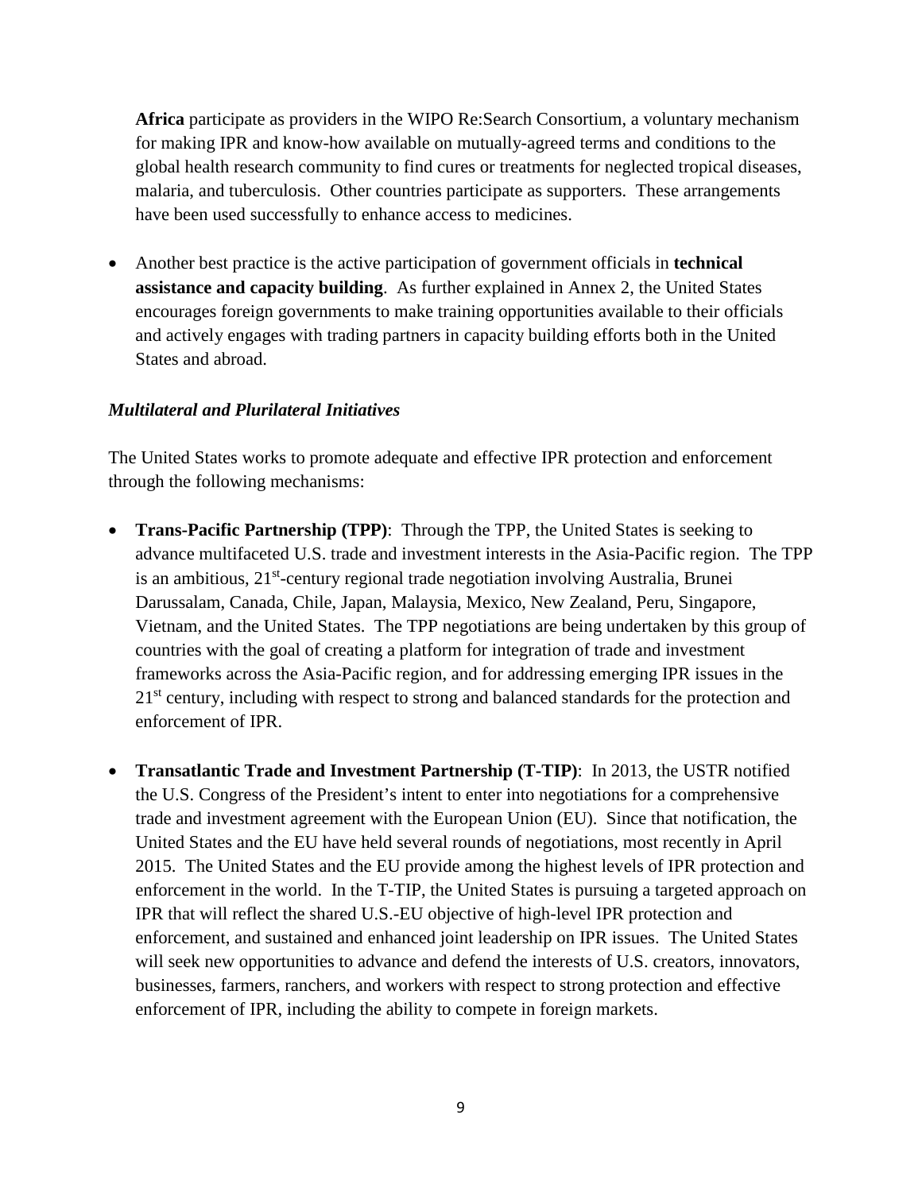**Africa** participate as providers in the WIPO Re:Search Consortium, a voluntary mechanism for making IPR and know-how available on mutually-agreed terms and conditions to the global health research community to find cures or treatments for neglected tropical diseases, malaria, and tuberculosis. Other countries participate as supporters. These arrangements have been used successfully to enhance access to medicines.

- Another best practice is the active participation of government officials in **technical assistance and capacity building**. As further explained in Annex 2, the United States encourages foreign governments to make training opportunities available to their officials and actively engages with trading partners in capacity building efforts both in the United States and abroad.

***Multilateral and Plurilateral Initiatives***

The United States works to promote adequate and effective IPR protection and enforcement through the following mechanisms:

- **Trans-Pacific Partnership (TPP)**: Through the TPP, the United States is seeking to advance multifaceted U.S. trade and investment interests in the Asia-Pacific region. The TPP is an ambitious, 21st-century regional trade negotiation involving Australia, Brunei Darussalam, Canada, Chile, Japan, Malaysia, Mexico, New Zealand, Peru, Singapore, Vietnam, and the United States. The TPP negotiations are being undertaken by this group of countries with the goal of creating a platform for integration of trade and investment frameworks across the Asia-Pacific region, and for addressing emerging IPR issues in the 21st century, including with respect to strong and balanced standards for the protection and enforcement of IPR.

- **Transatlantic Trade and Investment Partnership (T-TIP)**: In 2013, the USTR notified the U.S. Congress of the President's intent to enter into negotiations for a comprehensive trade and investment agreement with the European Union (EU). Since that notification, the United States and the EU have held several rounds of negotiations, most recently in April 2015. The United States and the EU provide among the highest levels of IPR protection and enforcement in the world. In the T-TIP, the United States is pursuing a targeted approach on IPR that will reflect the shared U.S.-EU objective of high-level IPR protection and enforcement, and sustained and enhanced joint leadership on IPR issues. The United States will seek new opportunities to advance and defend the interests of U.S. creators, innovators, businesses, farmers, ranchers, and workers with respect to strong protection and effective enforcement of IPR, including the ability to compete in foreign markets.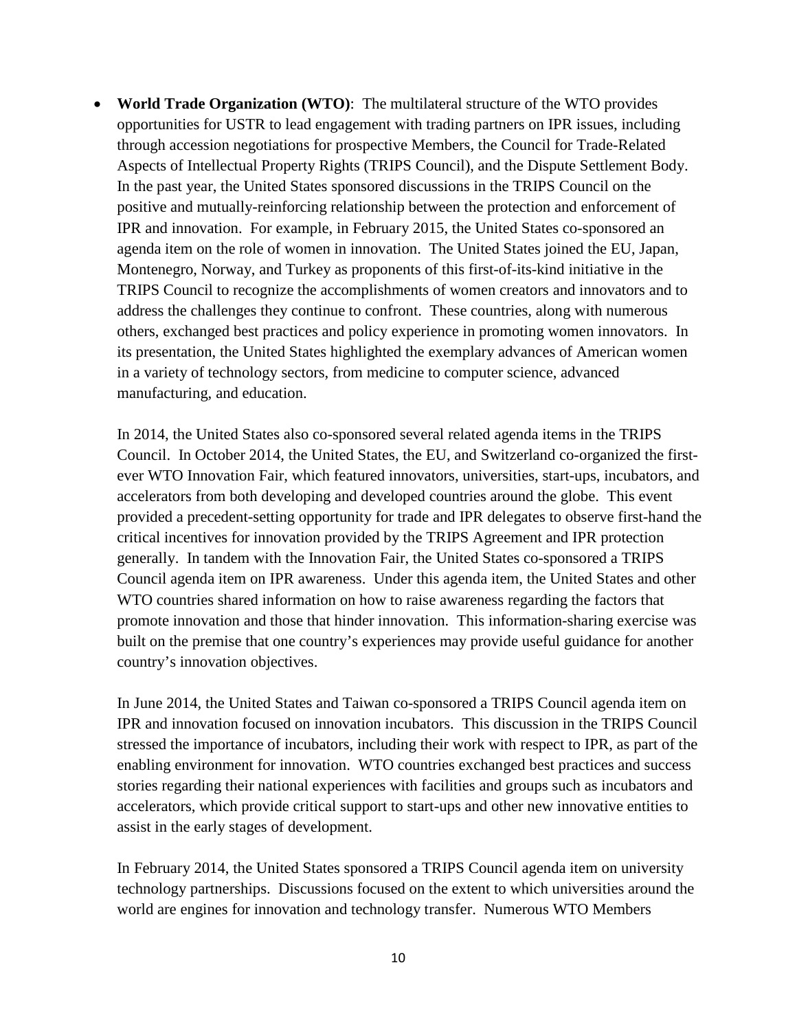- **World Trade Organization (WTO)**: The multilateral structure of the WTO provides opportunities for USTR to lead engagement with trading partners on IPR issues, including through accession negotiations for prospective Members, the Council for Trade-Related Aspects of Intellectual Property Rights (TRIPS Council), and the Dispute Settlement Body. In the past year, the United States sponsored discussions in the TRIPS Council on the positive and mutually-reinforcing relationship between the protection and enforcement of IPR and innovation. For example, in February 2015, the United States co-sponsored an agenda item on the role of women in innovation. The United States joined the EU, Japan, Montenegro, Norway, and Turkey as proponents of this first-of-its-kind initiative in the TRIPS Council to recognize the accomplishments of women creators and innovators and to address the challenges they continue to confront. These countries, along with numerous others, exchanged best practices and policy experience in promoting women innovators. In its presentation, the United States highlighted the exemplary advances of American women in a variety of technology sectors, from medicine to computer science, advanced manufacturing, and education.

  In 2014, the United States also co-sponsored several related agenda items in the TRIPS Council. In October 2014, the United States, the EU, and Switzerland co-organized the first-ever WTO Innovation Fair, which featured innovators, universities, start-ups, incubators, and accelerators from both developing and developed countries around the globe. This event provided a precedent-setting opportunity for trade and IPR delegates to observe first-hand the critical incentives for innovation provided by the TRIPS Agreement and IPR protection generally. In tandem with the Innovation Fair, the United States co-sponsored a TRIPS Council agenda item on IPR awareness. Under this agenda item, the United States and other WTO countries shared information on how to raise awareness regarding the factors that promote innovation and those that hinder innovation. This information-sharing exercise was built on the premise that one country's experiences may provide useful guidance for another country's innovation objectives.

  In June 2014, the United States and Taiwan co-sponsored a TRIPS Council agenda item on IPR and innovation focused on innovation incubators. This discussion in the TRIPS Council stressed the importance of incubators, including their work with respect to IPR, as part of the enabling environment for innovation. WTO countries exchanged best practices and success stories regarding their national experiences with facilities and groups such as incubators and accelerators, which provide critical support to start-ups and other new innovative entities to assist in the early stages of development.

  In February 2014, the United States sponsored a TRIPS Council agenda item on university technology partnerships. Discussions focused on the extent to which universities around the world are engines for innovation and technology transfer. Numerous WTO Members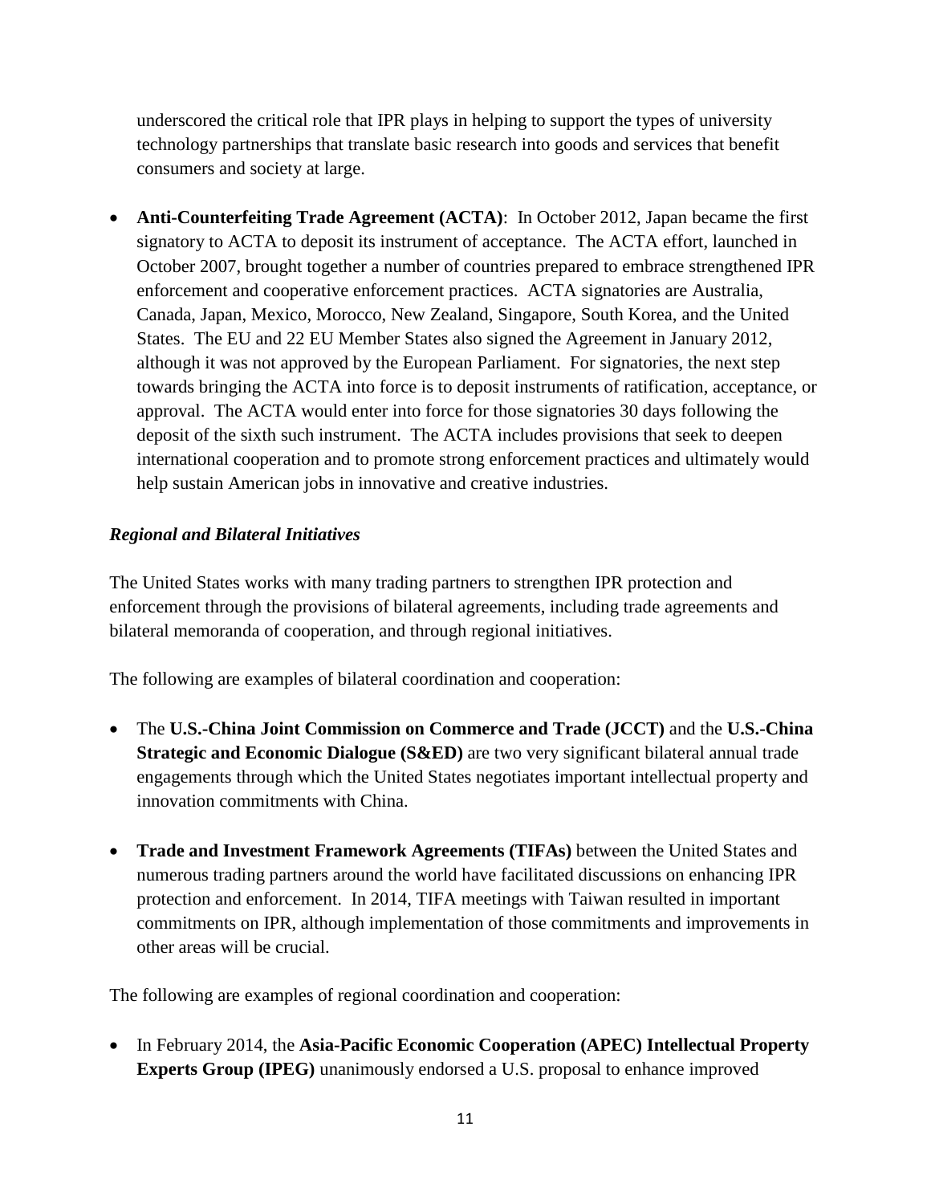underscored the critical role that IPR plays in helping to support the types of university technology partnerships that translate basic research into goods and services that benefit consumers and society at large.

- **Anti-Counterfeiting Trade Agreement (ACTA)**: In October 2012, Japan became the first signatory to ACTA to deposit its instrument of acceptance. The ACTA effort, launched in October 2007, brought together a number of countries prepared to embrace strengthened IPR enforcement and cooperative enforcement practices. ACTA signatories are Australia, Canada, Japan, Mexico, Morocco, New Zealand, Singapore, South Korea, and the United States. The EU and 22 EU Member States also signed the Agreement in January 2012, although it was not approved by the European Parliament. For signatories, the next step towards bringing the ACTA into force is to deposit instruments of ratification, acceptance, or approval. The ACTA would enter into force for those signatories 30 days following the deposit of the sixth such instrument. The ACTA includes provisions that seek to deepen international cooperation and to promote strong enforcement practices and ultimately would help sustain American jobs in innovative and creative industries.

***Regional and Bilateral Initiatives***

The United States works with many trading partners to strengthen IPR protection and enforcement through the provisions of bilateral agreements, including trade agreements and bilateral memoranda of cooperation, and through regional initiatives.

The following are examples of bilateral coordination and cooperation:

- The **U.S.-China Joint Commission on Commerce and Trade (JCCT)** and the **U.S.-China Strategic and Economic Dialogue (S&ED)** are two very significant bilateral annual trade engagements through which the United States negotiates important intellectual property and innovation commitments with China.

- **Trade and Investment Framework Agreements (TIFAs)** between the United States and numerous trading partners around the world have facilitated discussions on enhancing IPR protection and enforcement. In 2014, TIFA meetings with Taiwan resulted in important commitments on IPR, although implementation of those commitments and improvements in other areas will be crucial.

The following are examples of regional coordination and cooperation:

- In February 2014, the **Asia-Pacific Economic Cooperation (APEC) Intellectual Property Experts Group (IPEG)** unanimously endorsed a U.S. proposal to enhance improved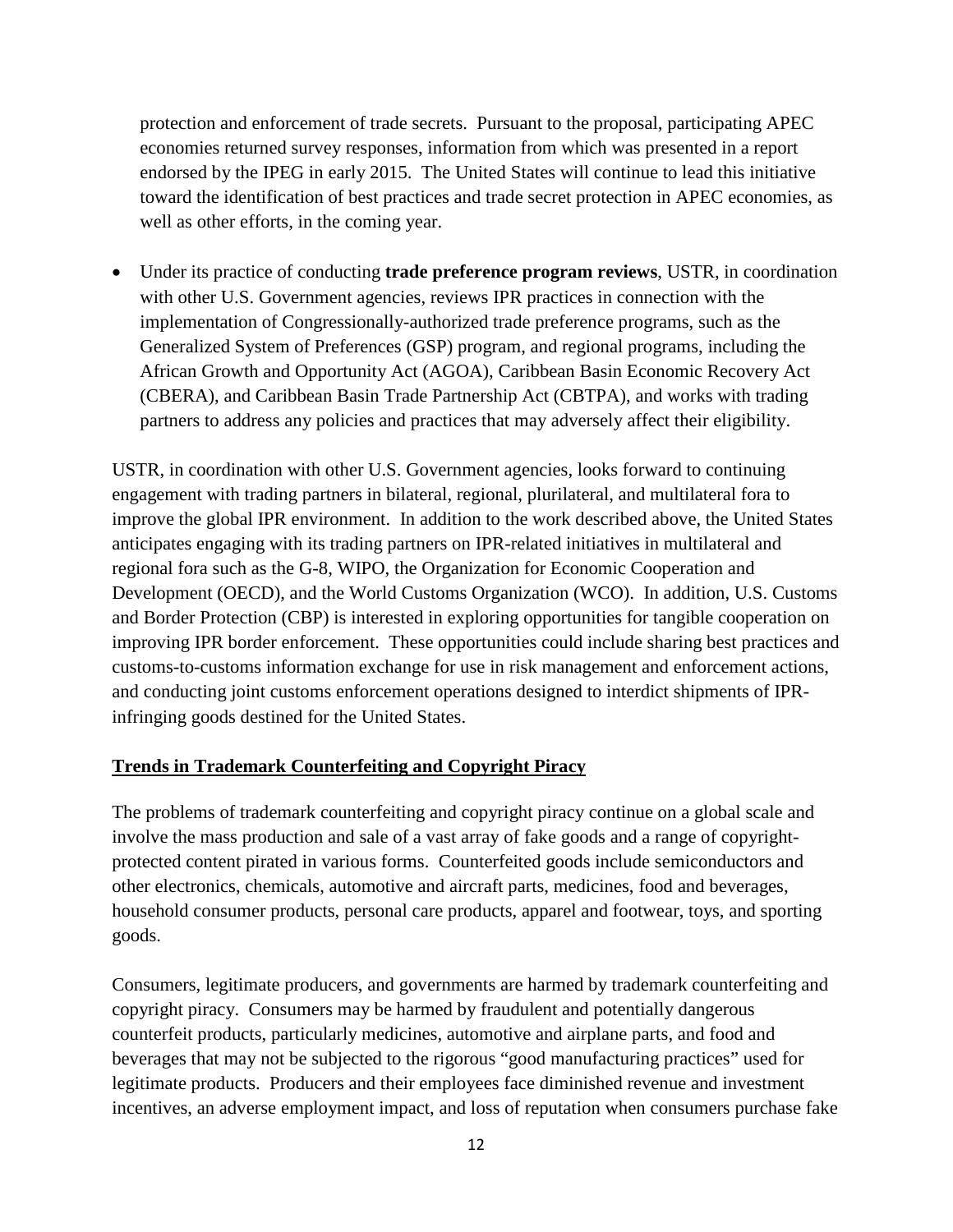protection and enforcement of trade secrets. Pursuant to the proposal, participating APEC economies returned survey responses, information from which was presented in a report endorsed by the IPEG in early 2015. The United States will continue to lead this initiative toward the identification of best practices and trade secret protection in APEC economies, as well as other efforts, in the coming year.

- Under its practice of conducting **trade preference program reviews**, USTR, in coordination with other U.S. Government agencies, reviews IPR practices in connection with the implementation of Congressionally-authorized trade preference programs, such as the Generalized System of Preferences (GSP) program, and regional programs, including the African Growth and Opportunity Act (AGOA), Caribbean Basin Economic Recovery Act (CBERA), and Caribbean Basin Trade Partnership Act (CBTPA), and works with trading partners to address any policies and practices that may adversely affect their eligibility.

USTR, in coordination with other U.S. Government agencies, looks forward to continuing engagement with trading partners in bilateral, regional, plurilateral, and multilateral fora to improve the global IPR environment. In addition to the work described above, the United States anticipates engaging with its trading partners on IPR-related initiatives in multilateral and regional fora such as the G-8, WIPO, the Organization for Economic Cooperation and Development (OECD), and the World Customs Organization (WCO). In addition, U.S. Customs and Border Protection (CBP) is interested in exploring opportunities for tangible cooperation on improving IPR border enforcement. These opportunities could include sharing best practices and customs-to-customs information exchange for use in risk management and enforcement actions, and conducting joint customs enforcement operations designed to interdict shipments of IPR-infringing goods destined for the United States.

## Trends in Trademark Counterfeiting and Copyright Piracy

The problems of trademark counterfeiting and copyright piracy continue on a global scale and involve the mass production and sale of a vast array of fake goods and a range of copyright-protected content pirated in various forms. Counterfeited goods include semiconductors and other electronics, chemicals, automotive and aircraft parts, medicines, food and beverages, household consumer products, personal care products, apparel and footwear, toys, and sporting goods.

Consumers, legitimate producers, and governments are harmed by trademark counterfeiting and copyright piracy. Consumers may be harmed by fraudulent and potentially dangerous counterfeit products, particularly medicines, automotive and airplane parts, and food and beverages that may not be subjected to the rigorous "good manufacturing practices" used for legitimate products. Producers and their employees face diminished revenue and investment incentives, an adverse employment impact, and loss of reputation when consumers purchase fake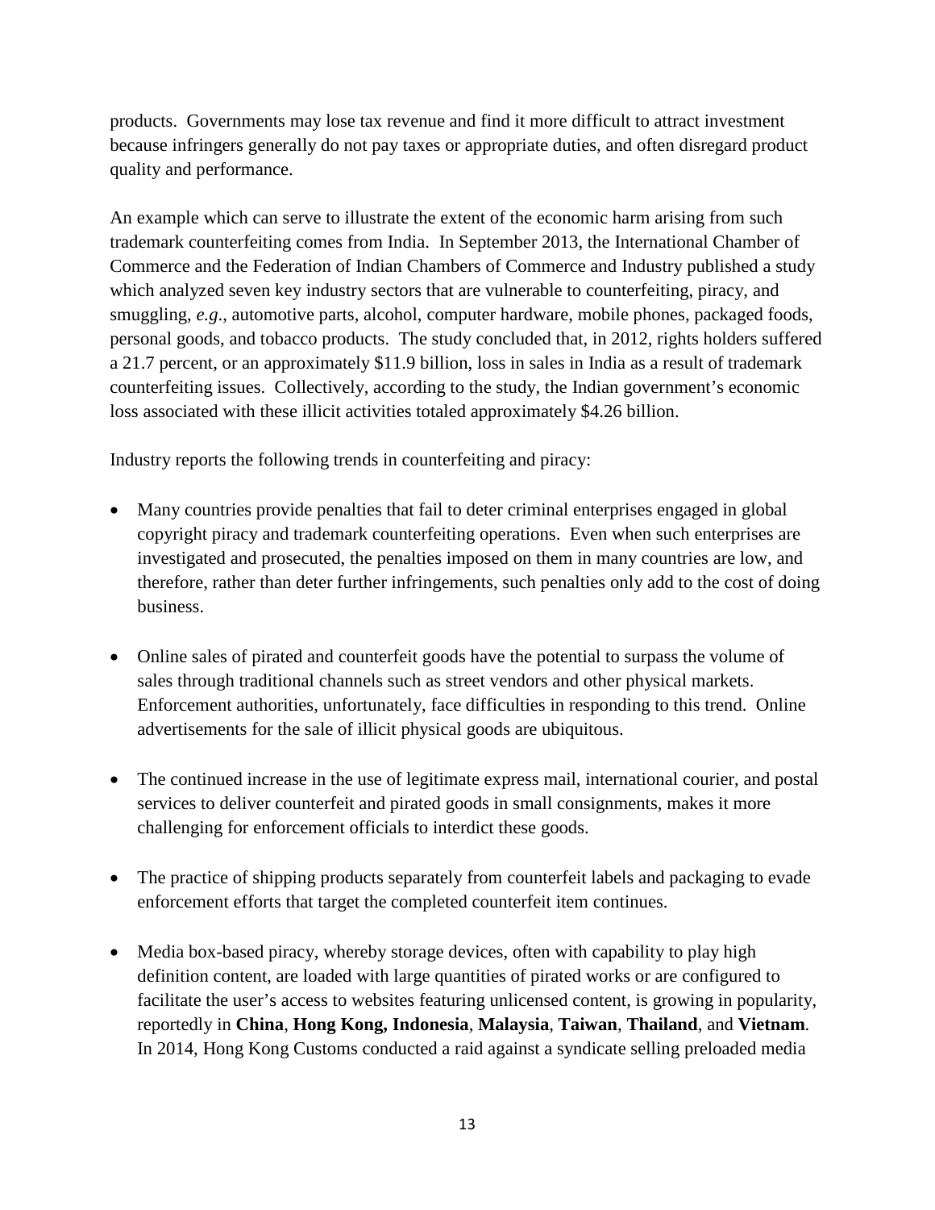products. Governments may lose tax revenue and find it more difficult to attract investment because infringers generally do not pay taxes or appropriate duties, and often disregard product quality and performance.

An example which can serve to illustrate the extent of the economic harm arising from such trademark counterfeiting comes from India. In September 2013, the International Chamber of Commerce and the Federation of Indian Chambers of Commerce and Industry published a study which analyzed seven key industry sectors that are vulnerable to counterfeiting, piracy, and smuggling, *e.g*., automotive parts, alcohol, computer hardware, mobile phones, packaged foods, personal goods, and tobacco products. The study concluded that, in 2012, rights holders suffered a 21.7 percent, or an approximately $11.9 billion, loss in sales in India as a result of trademark counterfeiting issues. Collectively, according to the study, the Indian government's economic loss associated with these illicit activities totaled approximately $4.26 billion.

Industry reports the following trends in counterfeiting and piracy:

- Many countries provide penalties that fail to deter criminal enterprises engaged in global copyright piracy and trademark counterfeiting operations. Even when such enterprises are investigated and prosecuted, the penalties imposed on them in many countries are low, and therefore, rather than deter further infringements, such penalties only add to the cost of doing business.

- Online sales of pirated and counterfeit goods have the potential to surpass the volume of sales through traditional channels such as street vendors and other physical markets. Enforcement authorities, unfortunately, face difficulties in responding to this trend. Online advertisements for the sale of illicit physical goods are ubiquitous.

- The continued increase in the use of legitimate express mail, international courier, and postal services to deliver counterfeit and pirated goods in small consignments, makes it more challenging for enforcement officials to interdict these goods.

- The practice of shipping products separately from counterfeit labels and packaging to evade enforcement efforts that target the completed counterfeit item continues.

- Media box-based piracy, whereby storage devices, often with capability to play high definition content, are loaded with large quantities of pirated works or are configured to facilitate the user's access to websites featuring unlicensed content, is growing in popularity, reportedly in **China**, **Hong Kong, Indonesia**, **Malaysia**, **Taiwan**, **Thailand**, and **Vietnam**. In 2014, Hong Kong Customs conducted a raid against a syndicate selling preloaded media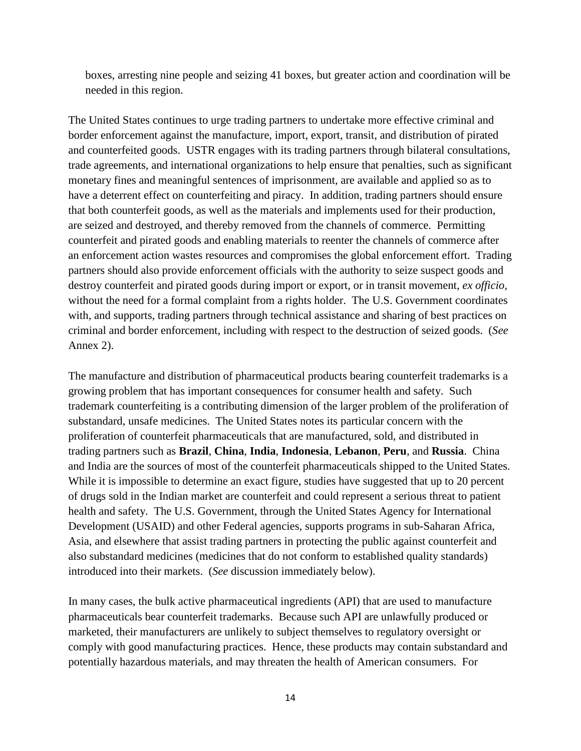boxes, arresting nine people and seizing 41 boxes, but greater action and coordination will be needed in this region.

The United States continues to urge trading partners to undertake more effective criminal and border enforcement against the manufacture, import, export, transit, and distribution of pirated and counterfeited goods. USTR engages with its trading partners through bilateral consultations, trade agreements, and international organizations to help ensure that penalties, such as significant monetary fines and meaningful sentences of imprisonment, are available and applied so as to have a deterrent effect on counterfeiting and piracy. In addition, trading partners should ensure that both counterfeit goods, as well as the materials and implements used for their production, are seized and destroyed, and thereby removed from the channels of commerce. Permitting counterfeit and pirated goods and enabling materials to reenter the channels of commerce after an enforcement action wastes resources and compromises the global enforcement effort. Trading partners should also provide enforcement officials with the authority to seize suspect goods and destroy counterfeit and pirated goods during import or export, or in transit movement, *ex officio*, without the need for a formal complaint from a rights holder. The U.S. Government coordinates with, and supports, trading partners through technical assistance and sharing of best practices on criminal and border enforcement, including with respect to the destruction of seized goods. (*See* Annex 2).

The manufacture and distribution of pharmaceutical products bearing counterfeit trademarks is a growing problem that has important consequences for consumer health and safety. Such trademark counterfeiting is a contributing dimension of the larger problem of the proliferation of substandard, unsafe medicines. The United States notes its particular concern with the proliferation of counterfeit pharmaceuticals that are manufactured, sold, and distributed in trading partners such as **Brazil**, **China**, **India**, **Indonesia**, **Lebanon**, **Peru**, and **Russia**. China and India are the sources of most of the counterfeit pharmaceuticals shipped to the United States. While it is impossible to determine an exact figure, studies have suggested that up to 20 percent of drugs sold in the Indian market are counterfeit and could represent a serious threat to patient health and safety. The U.S. Government, through the United States Agency for International Development (USAID) and other Federal agencies, supports programs in sub-Saharan Africa, Asia, and elsewhere that assist trading partners in protecting the public against counterfeit and also substandard medicines (medicines that do not conform to established quality standards) introduced into their markets. (*See* discussion immediately below).

In many cases, the bulk active pharmaceutical ingredients (API) that are used to manufacture pharmaceuticals bear counterfeit trademarks. Because such API are unlawfully produced or marketed, their manufacturers are unlikely to subject themselves to regulatory oversight or comply with good manufacturing practices. Hence, these products may contain substandard and potentially hazardous materials, and may threaten the health of American consumers. For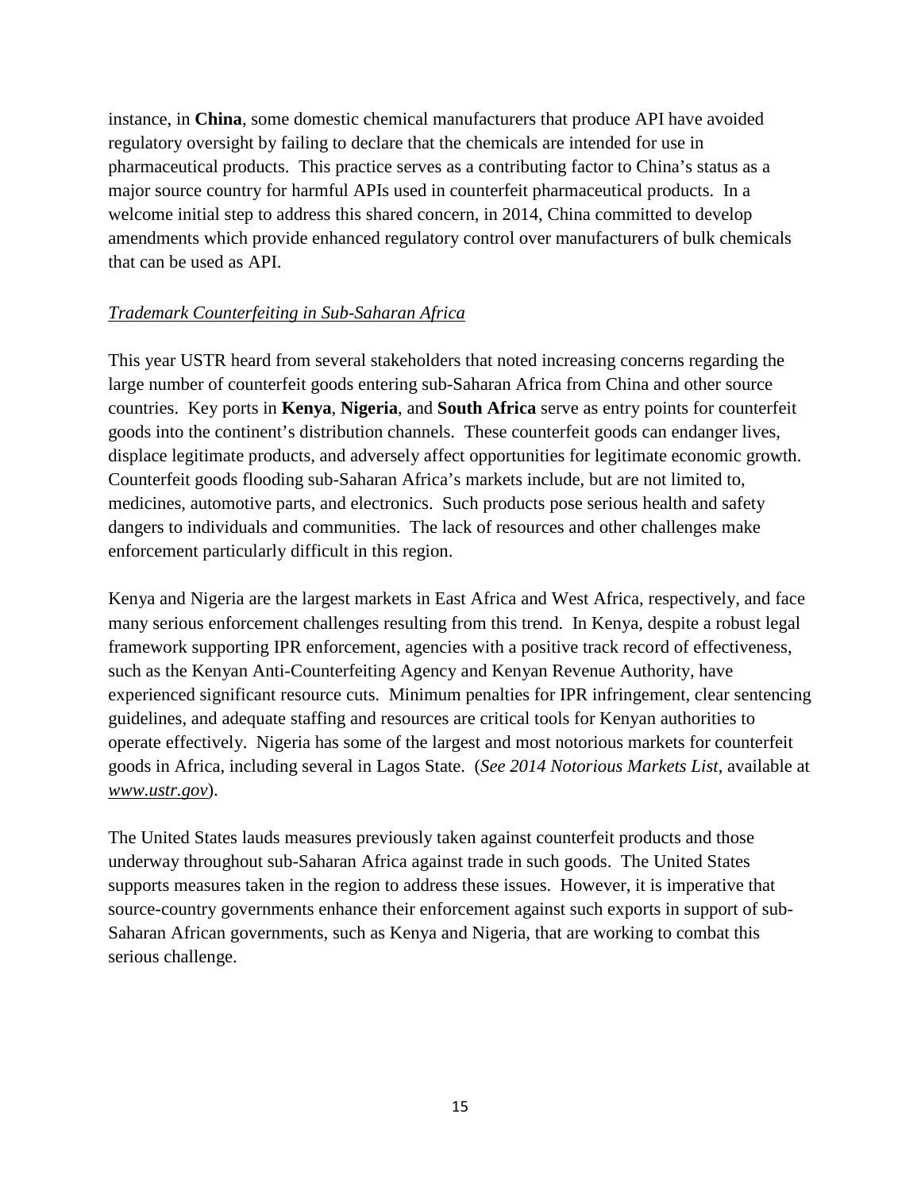instance, in **China**, some domestic chemical manufacturers that produce API have avoided regulatory oversight by failing to declare that the chemicals are intended for use in pharmaceutical products. This practice serves as a contributing factor to China's status as a major source country for harmful APIs used in counterfeit pharmaceutical products. In a welcome initial step to address this shared concern, in 2014, China committed to develop amendments which provide enhanced regulatory control over manufacturers of bulk chemicals that can be used as API.

*Trademark Counterfeiting in Sub-Saharan Africa*

This year USTR heard from several stakeholders that noted increasing concerns regarding the large number of counterfeit goods entering sub-Saharan Africa from China and other source countries. Key ports in **Kenya**, **Nigeria**, and **South Africa** serve as entry points for counterfeit goods into the continent's distribution channels. These counterfeit goods can endanger lives, displace legitimate products, and adversely affect opportunities for legitimate economic growth. Counterfeit goods flooding sub-Saharan Africa's markets include, but are not limited to, medicines, automotive parts, and electronics. Such products pose serious health and safety dangers to individuals and communities. The lack of resources and other challenges make enforcement particularly difficult in this region.

Kenya and Nigeria are the largest markets in East Africa and West Africa, respectively, and face many serious enforcement challenges resulting from this trend. In Kenya, despite a robust legal framework supporting IPR enforcement, agencies with a positive track record of effectiveness, such as the Kenyan Anti-Counterfeiting Agency and Kenyan Revenue Authority, have experienced significant resource cuts. Minimum penalties for IPR infringement, clear sentencing guidelines, and adequate staffing and resources are critical tools for Kenyan authorities to operate effectively. Nigeria has some of the largest and most notorious markets for counterfeit goods in Africa, including several in Lagos State. (*See 2014 Notorious Markets List*, available at www.ustr.gov).

The United States lauds measures previously taken against counterfeit products and those underway throughout sub-Saharan Africa against trade in such goods. The United States supports measures taken in the region to address these issues. However, it is imperative that source-country governments enhance their enforcement against such exports in support of sub-Saharan African governments, such as Kenya and Nigeria, that are working to combat this serious challenge.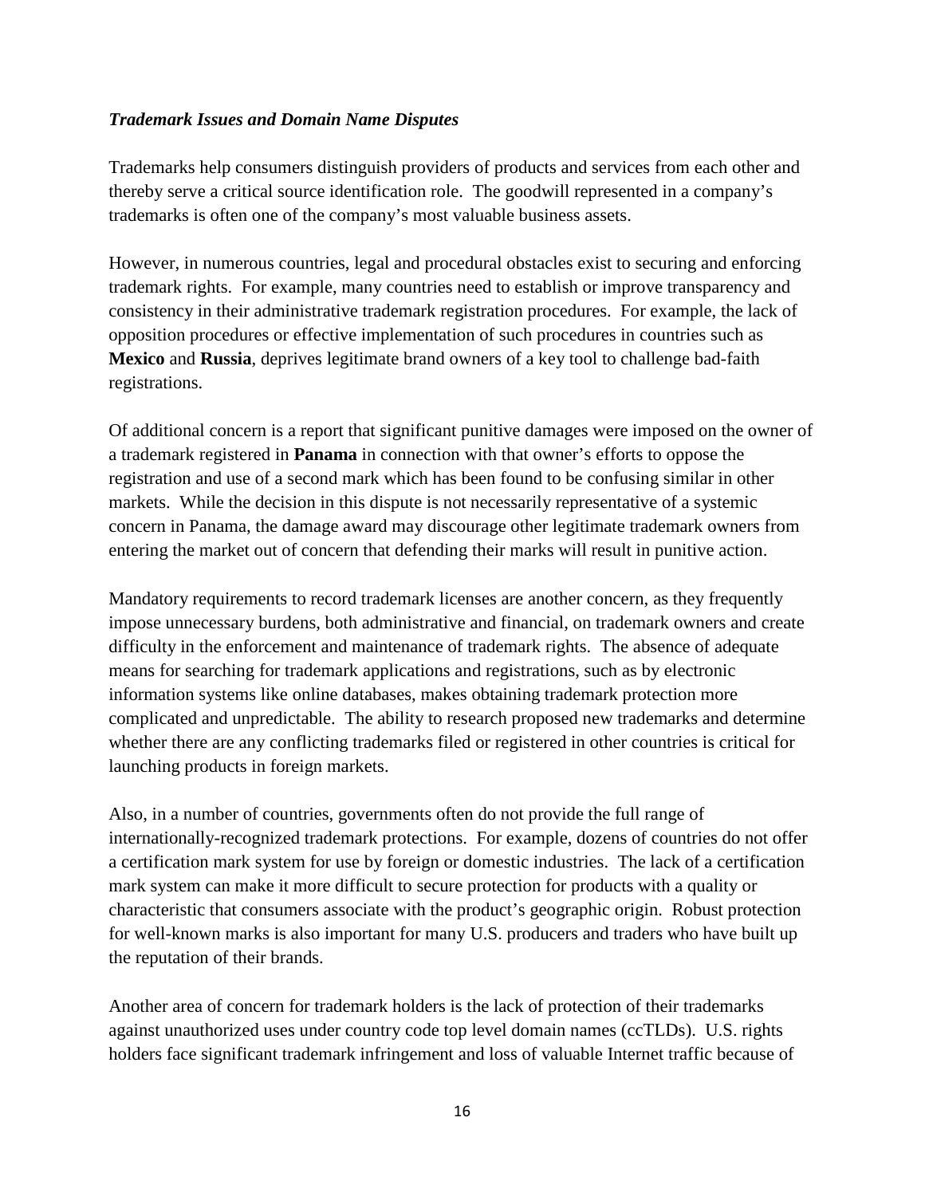***Trademark Issues and Domain Name Disputes***

Trademarks help consumers distinguish providers of products and services from each other and thereby serve a critical source identification role. The goodwill represented in a company's trademarks is often one of the company's most valuable business assets.

However, in numerous countries, legal and procedural obstacles exist to securing and enforcing trademark rights. For example, many countries need to establish or improve transparency and consistency in their administrative trademark registration procedures. For example, the lack of opposition procedures or effective implementation of such procedures in countries such as **Mexico** and **Russia**, deprives legitimate brand owners of a key tool to challenge bad-faith registrations.

Of additional concern is a report that significant punitive damages were imposed on the owner of a trademark registered in **Panama** in connection with that owner's efforts to oppose the registration and use of a second mark which has been found to be confusing similar in other markets. While the decision in this dispute is not necessarily representative of a systemic concern in Panama, the damage award may discourage other legitimate trademark owners from entering the market out of concern that defending their marks will result in punitive action.

Mandatory requirements to record trademark licenses are another concern, as they frequently impose unnecessary burdens, both administrative and financial, on trademark owners and create difficulty in the enforcement and maintenance of trademark rights. The absence of adequate means for searching for trademark applications and registrations, such as by electronic information systems like online databases, makes obtaining trademark protection more complicated and unpredictable. The ability to research proposed new trademarks and determine whether there are any conflicting trademarks filed or registered in other countries is critical for launching products in foreign markets.

Also, in a number of countries, governments often do not provide the full range of internationally-recognized trademark protections. For example, dozens of countries do not offer a certification mark system for use by foreign or domestic industries. The lack of a certification mark system can make it more difficult to secure protection for products with a quality or characteristic that consumers associate with the product's geographic origin. Robust protection for well-known marks is also important for many U.S. producers and traders who have built up the reputation of their brands.

Another area of concern for trademark holders is the lack of protection of their trademarks against unauthorized uses under country code top level domain names (ccTLDs). U.S. rights holders face significant trademark infringement and loss of valuable Internet traffic because of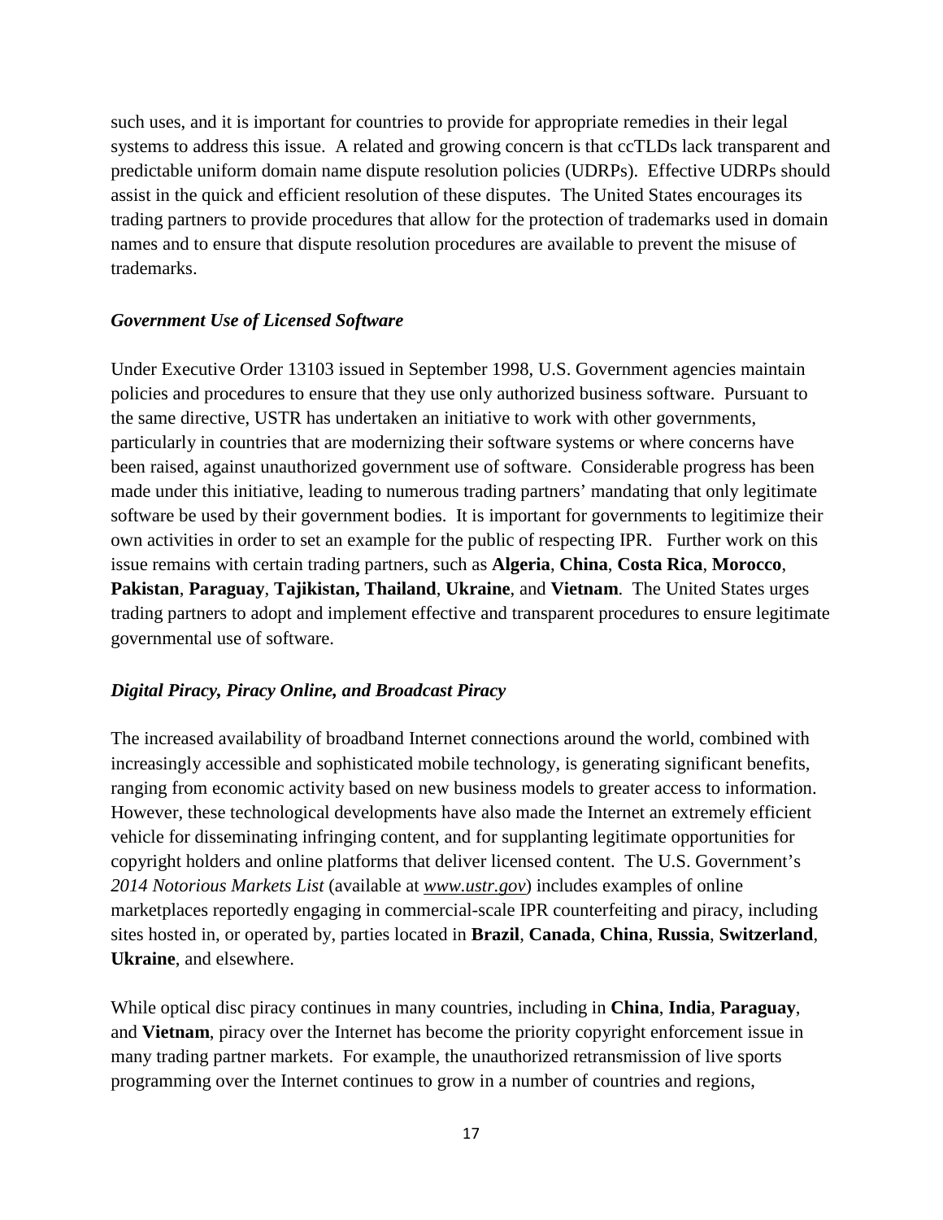such uses, and it is important for countries to provide for appropriate remedies in their legal systems to address this issue. A related and growing concern is that ccTLDs lack transparent and predictable uniform domain name dispute resolution policies (UDRPs). Effective UDRPs should assist in the quick and efficient resolution of these disputes. The United States encourages its trading partners to provide procedures that allow for the protection of trademarks used in domain names and to ensure that dispute resolution procedures are available to prevent the misuse of trademarks.

### *Government Use of Licensed Software*

Under Executive Order 13103 issued in September 1998, U.S. Government agencies maintain policies and procedures to ensure that they use only authorized business software. Pursuant to the same directive, USTR has undertaken an initiative to work with other governments, particularly in countries that are modernizing their software systems or where concerns have been raised, against unauthorized government use of software. Considerable progress has been made under this initiative, leading to numerous trading partners' mandating that only legitimate software be used by their government bodies. It is important for governments to legitimize their own activities in order to set an example for the public of respecting IPR. Further work on this issue remains with certain trading partners, such as **Algeria**, **China**, **Costa Rica**, **Morocco**, **Pakistan**, **Paraguay**, **Tajikistan, Thailand**, **Ukraine**, and **Vietnam**. The United States urges trading partners to adopt and implement effective and transparent procedures to ensure legitimate governmental use of software.

### *Digital Piracy, Piracy Online, and Broadcast Piracy*

The increased availability of broadband Internet connections around the world, combined with increasingly accessible and sophisticated mobile technology, is generating significant benefits, ranging from economic activity based on new business models to greater access to information. However, these technological developments have also made the Internet an extremely efficient vehicle for disseminating infringing content, and for supplanting legitimate opportunities for copyright holders and online platforms that deliver licensed content. The U.S. Government's *2014 Notorious Markets List* (available at *www.ustr.gov*) includes examples of online marketplaces reportedly engaging in commercial-scale IPR counterfeiting and piracy, including sites hosted in, or operated by, parties located in **Brazil**, **Canada**, **China**, **Russia**, **Switzerland**, **Ukraine**, and elsewhere.

While optical disc piracy continues in many countries, including in **China**, **India**, **Paraguay**, and **Vietnam**, piracy over the Internet has become the priority copyright enforcement issue in many trading partner markets. For example, the unauthorized retransmission of live sports programming over the Internet continues to grow in a number of countries and regions,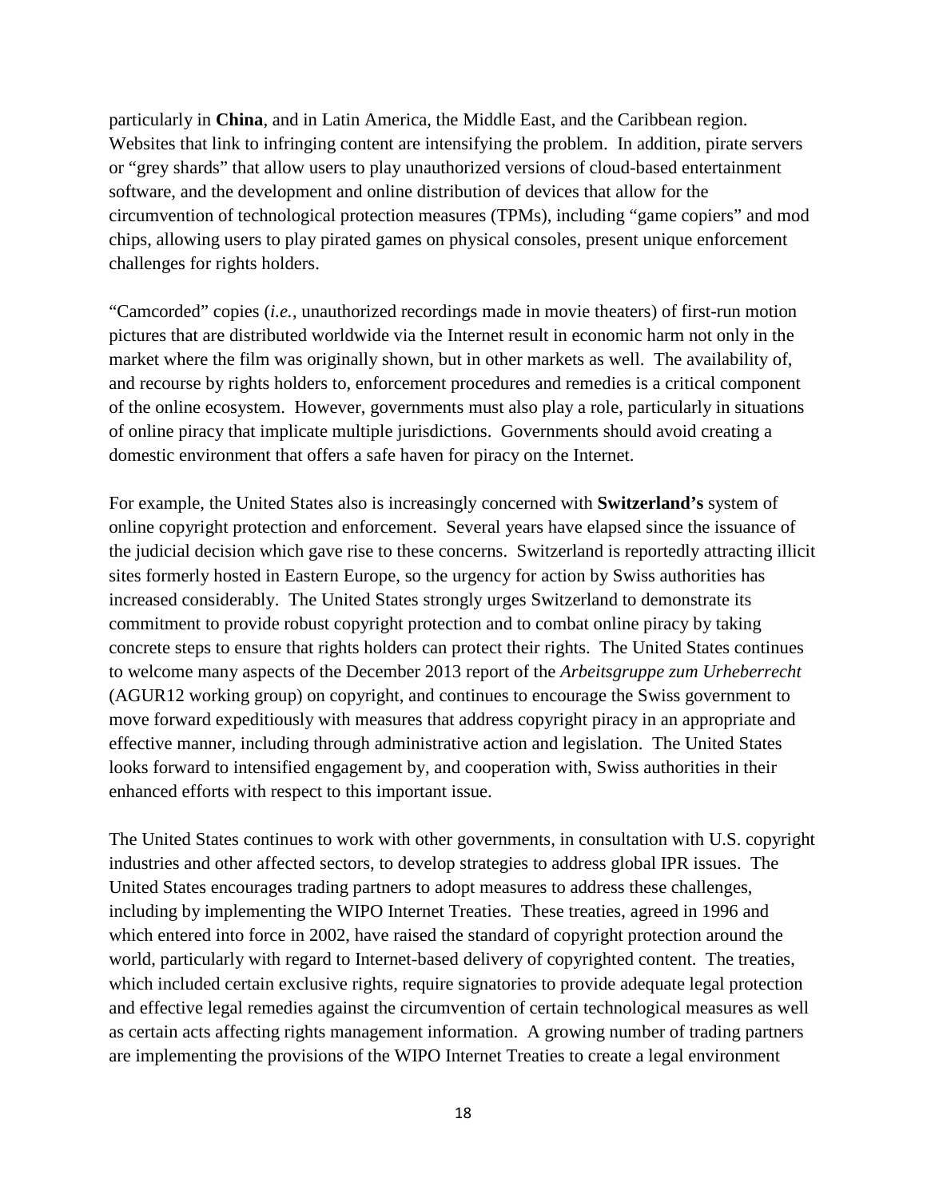particularly in **China**, and in Latin America, the Middle East, and the Caribbean region. Websites that link to infringing content are intensifying the problem. In addition, pirate servers or "grey shards" that allow users to play unauthorized versions of cloud-based entertainment software, and the development and online distribution of devices that allow for the circumvention of technological protection measures (TPMs), including "game copiers" and mod chips, allowing users to play pirated games on physical consoles, present unique enforcement challenges for rights holders.

"Camcorded" copies (*i.e.*, unauthorized recordings made in movie theaters) of first-run motion pictures that are distributed worldwide via the Internet result in economic harm not only in the market where the film was originally shown, but in other markets as well. The availability of, and recourse by rights holders to, enforcement procedures and remedies is a critical component of the online ecosystem. However, governments must also play a role, particularly in situations of online piracy that implicate multiple jurisdictions. Governments should avoid creating a domestic environment that offers a safe haven for piracy on the Internet.

For example, the United States also is increasingly concerned with **Switzerland's** system of online copyright protection and enforcement. Several years have elapsed since the issuance of the judicial decision which gave rise to these concerns. Switzerland is reportedly attracting illicit sites formerly hosted in Eastern Europe, so the urgency for action by Swiss authorities has increased considerably. The United States strongly urges Switzerland to demonstrate its commitment to provide robust copyright protection and to combat online piracy by taking concrete steps to ensure that rights holders can protect their rights. The United States continues to welcome many aspects of the December 2013 report of the *Arbeitsgruppe zum Urheberrecht* (AGUR12 working group) on copyright, and continues to encourage the Swiss government to move forward expeditiously with measures that address copyright piracy in an appropriate and effective manner, including through administrative action and legislation. The United States looks forward to intensified engagement by, and cooperation with, Swiss authorities in their enhanced efforts with respect to this important issue.

The United States continues to work with other governments, in consultation with U.S. copyright industries and other affected sectors, to develop strategies to address global IPR issues. The United States encourages trading partners to adopt measures to address these challenges, including by implementing the WIPO Internet Treaties. These treaties, agreed in 1996 and which entered into force in 2002, have raised the standard of copyright protection around the world, particularly with regard to Internet-based delivery of copyrighted content. The treaties, which included certain exclusive rights, require signatories to provide adequate legal protection and effective legal remedies against the circumvention of certain technological measures as well as certain acts affecting rights management information. A growing number of trading partners are implementing the provisions of the WIPO Internet Treaties to create a legal environment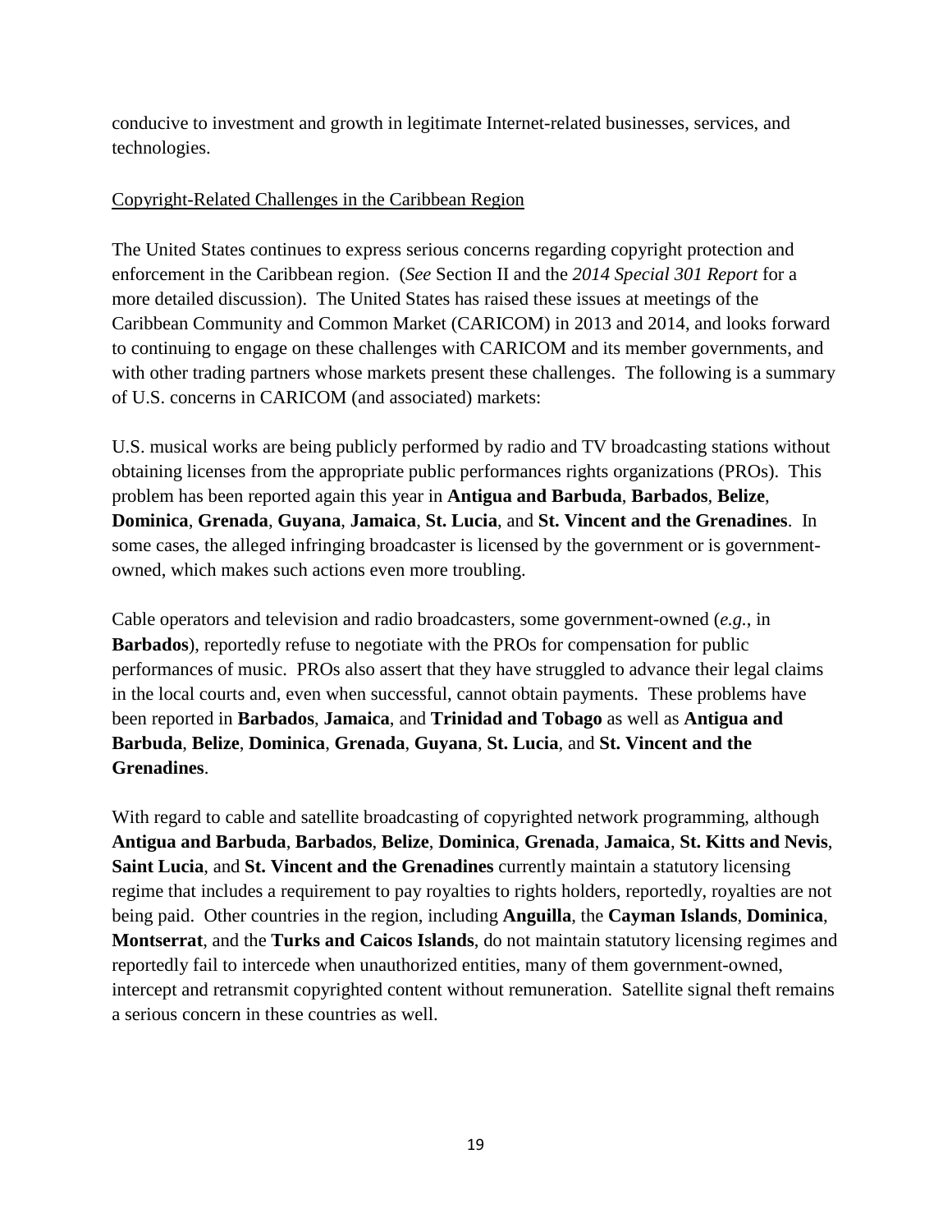conducive to investment and growth in legitimate Internet-related businesses, services, and technologies.

Copyright-Related Challenges in the Caribbean Region

The United States continues to express serious concerns regarding copyright protection and enforcement in the Caribbean region. (*See* Section II and the *2014 Special 301 Report* for a more detailed discussion). The United States has raised these issues at meetings of the Caribbean Community and Common Market (CARICOM) in 2013 and 2014, and looks forward to continuing to engage on these challenges with CARICOM and its member governments, and with other trading partners whose markets present these challenges. The following is a summary of U.S. concerns in CARICOM (and associated) markets:

U.S. musical works are being publicly performed by radio and TV broadcasting stations without obtaining licenses from the appropriate public performances rights organizations (PROs). This problem has been reported again this year in **Antigua and Barbuda**, **Barbados**, **Belize**, **Dominica**, **Grenada**, **Guyana**, **Jamaica**, **St. Lucia**, and **St. Vincent and the Grenadines**. In some cases, the alleged infringing broadcaster is licensed by the government or is government-owned, which makes such actions even more troubling.

Cable operators and television and radio broadcasters, some government-owned (*e.g.*, in **Barbados**), reportedly refuse to negotiate with the PROs for compensation for public performances of music. PROs also assert that they have struggled to advance their legal claims in the local courts and, even when successful, cannot obtain payments. These problems have been reported in **Barbados**, **Jamaica**, and **Trinidad and Tobago** as well as **Antigua and Barbuda**, **Belize**, **Dominica**, **Grenada**, **Guyana**, **St. Lucia**, and **St. Vincent and the Grenadines**.

With regard to cable and satellite broadcasting of copyrighted network programming, although **Antigua and Barbuda**, **Barbados**, **Belize**, **Dominica**, **Grenada**, **Jamaica**, **St. Kitts and Nevis**, **Saint Lucia**, and **St. Vincent and the Grenadines** currently maintain a statutory licensing regime that includes a requirement to pay royalties to rights holders, reportedly, royalties are not being paid. Other countries in the region, including **Anguilla**, the **Cayman Islands**, **Dominica**, **Montserrat**, and the **Turks and Caicos Islands**, do not maintain statutory licensing regimes and reportedly fail to intercede when unauthorized entities, many of them government-owned, intercept and retransmit copyrighted content without remuneration. Satellite signal theft remains a serious concern in these countries as well.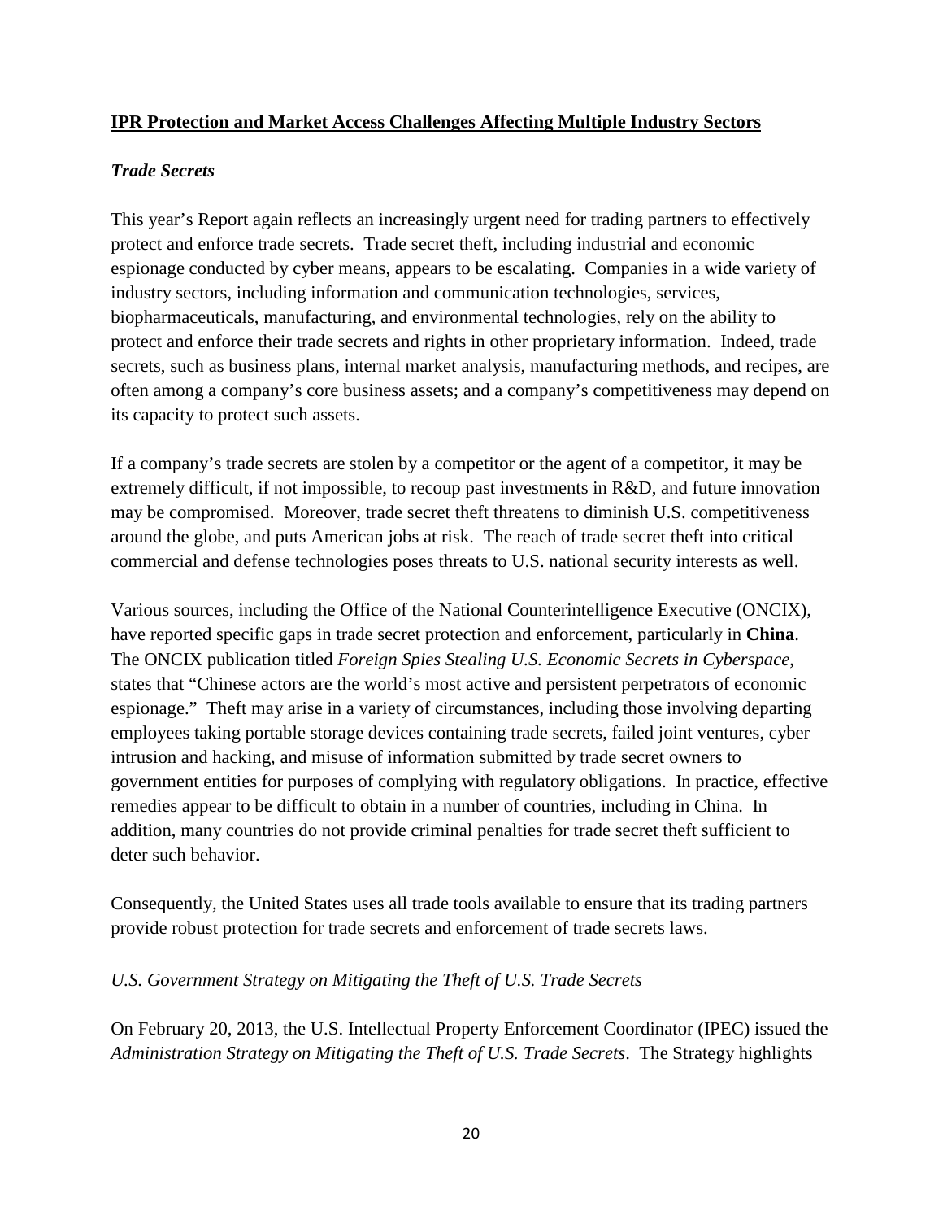## IPR Protection and Market Access Challenges Affecting Multiple Industry Sectors

### *Trade Secrets*

This year's Report again reflects an increasingly urgent need for trading partners to effectively protect and enforce trade secrets. Trade secret theft, including industrial and economic espionage conducted by cyber means, appears to be escalating. Companies in a wide variety of industry sectors, including information and communication technologies, services, biopharmaceuticals, manufacturing, and environmental technologies, rely on the ability to protect and enforce their trade secrets and rights in other proprietary information. Indeed, trade secrets, such as business plans, internal market analysis, manufacturing methods, and recipes, are often among a company's core business assets; and a company's competitiveness may depend on its capacity to protect such assets.

If a company's trade secrets are stolen by a competitor or the agent of a competitor, it may be extremely difficult, if not impossible, to recoup past investments in R&D, and future innovation may be compromised. Moreover, trade secret theft threatens to diminish U.S. competitiveness around the globe, and puts American jobs at risk. The reach of trade secret theft into critical commercial and defense technologies poses threats to U.S. national security interests as well.

Various sources, including the Office of the National Counterintelligence Executive (ONCIX), have reported specific gaps in trade secret protection and enforcement, particularly in **China**. The ONCIX publication titled *Foreign Spies Stealing U.S. Economic Secrets in Cyberspace*, states that "Chinese actors are the world's most active and persistent perpetrators of economic espionage." Theft may arise in a variety of circumstances, including those involving departing employees taking portable storage devices containing trade secrets, failed joint ventures, cyber intrusion and hacking, and misuse of information submitted by trade secret owners to government entities for purposes of complying with regulatory obligations. In practice, effective remedies appear to be difficult to obtain in a number of countries, including in China. In addition, many countries do not provide criminal penalties for trade secret theft sufficient to deter such behavior.

Consequently, the United States uses all trade tools available to ensure that its trading partners provide robust protection for trade secrets and enforcement of trade secrets laws.

*U.S. Government Strategy on Mitigating the Theft of U.S. Trade Secrets*

On February 20, 2013, the U.S. Intellectual Property Enforcement Coordinator (IPEC) issued the *Administration Strategy on Mitigating the Theft of U.S. Trade Secrets*. The Strategy highlights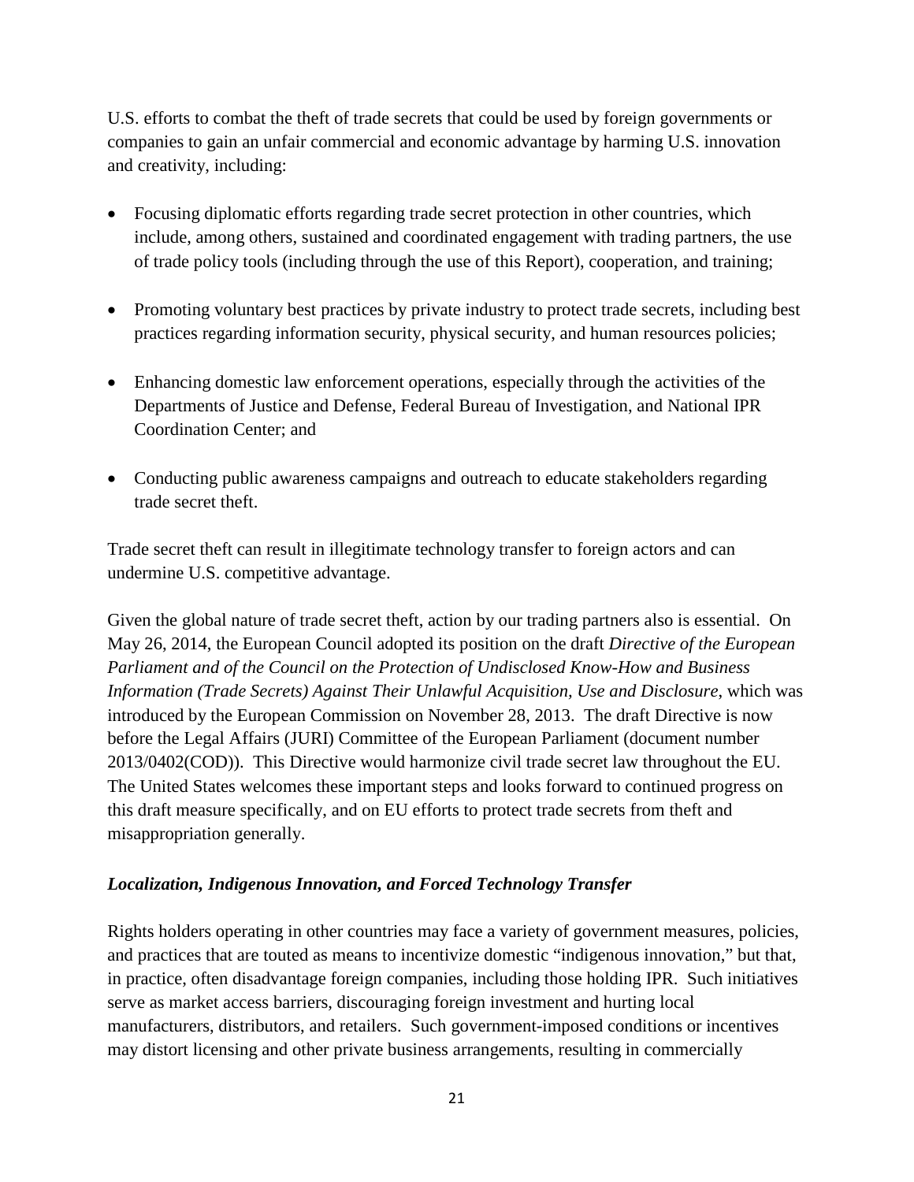U.S. efforts to combat the theft of trade secrets that could be used by foreign governments or companies to gain an unfair commercial and economic advantage by harming U.S. innovation and creativity, including:

- Focusing diplomatic efforts regarding trade secret protection in other countries, which include, among others, sustained and coordinated engagement with trading partners, the use of trade policy tools (including through the use of this Report), cooperation, and training;
- Promoting voluntary best practices by private industry to protect trade secrets, including best practices regarding information security, physical security, and human resources policies;
- Enhancing domestic law enforcement operations, especially through the activities of the Departments of Justice and Defense, Federal Bureau of Investigation, and National IPR Coordination Center; and
- Conducting public awareness campaigns and outreach to educate stakeholders regarding trade secret theft.

Trade secret theft can result in illegitimate technology transfer to foreign actors and can undermine U.S. competitive advantage.

Given the global nature of trade secret theft, action by our trading partners also is essential. On May 26, 2014, the European Council adopted its position on the draft *Directive of the European Parliament and of the Council on the Protection of Undisclosed Know-How and Business Information (Trade Secrets) Against Their Unlawful Acquisition, Use and Disclosure*, which was introduced by the European Commission on November 28, 2013. The draft Directive is now before the Legal Affairs (JURI) Committee of the European Parliament (document number 2013/0402(COD)). This Directive would harmonize civil trade secret law throughout the EU. The United States welcomes these important steps and looks forward to continued progress on this draft measure specifically, and on EU efforts to protect trade secrets from theft and misappropriation generally.

***Localization, Indigenous Innovation, and Forced Technology Transfer***

Rights holders operating in other countries may face a variety of government measures, policies, and practices that are touted as means to incentivize domestic "indigenous innovation," but that, in practice, often disadvantage foreign companies, including those holding IPR. Such initiatives serve as market access barriers, discouraging foreign investment and hurting local manufacturers, distributors, and retailers. Such government-imposed conditions or incentives may distort licensing and other private business arrangements, resulting in commercially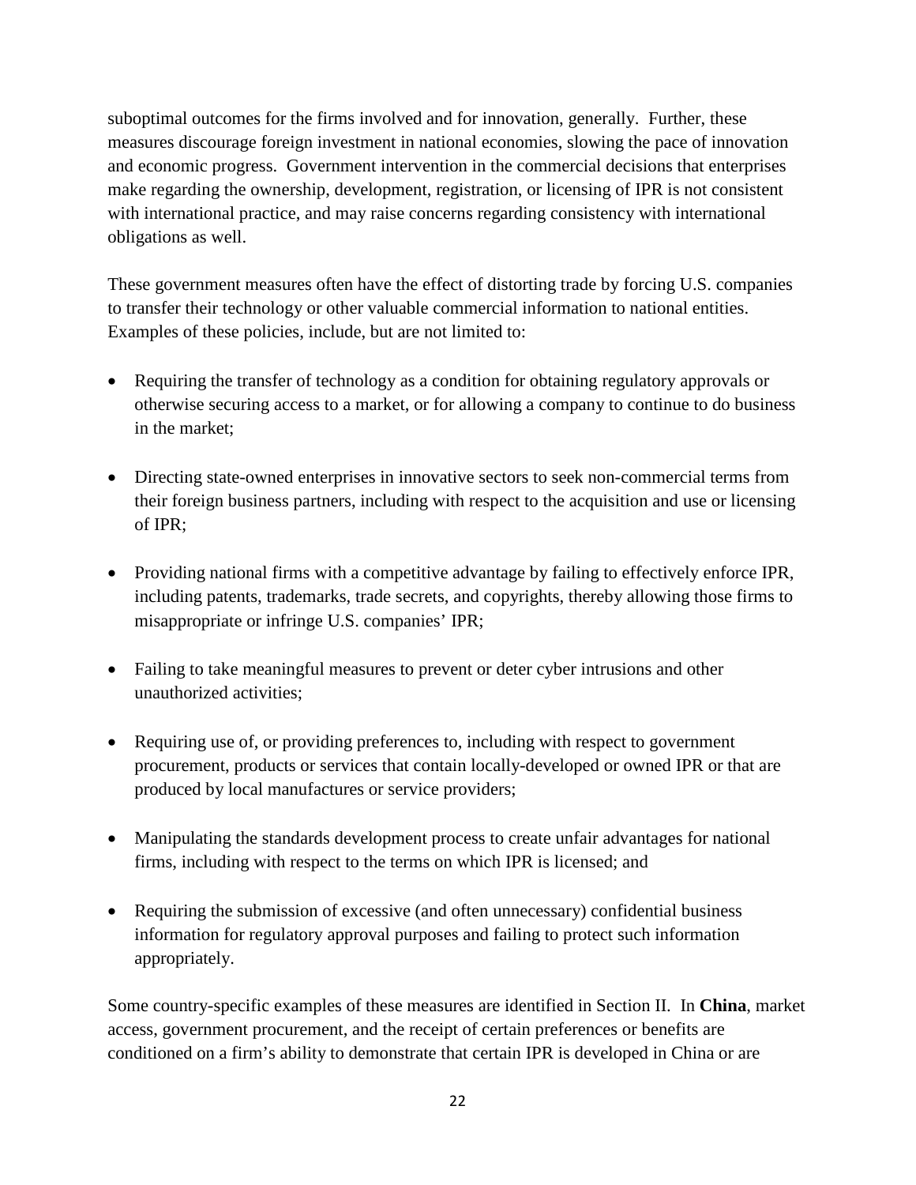suboptimal outcomes for the firms involved and for innovation, generally. Further, these measures discourage foreign investment in national economies, slowing the pace of innovation and economic progress. Government intervention in the commercial decisions that enterprises make regarding the ownership, development, registration, or licensing of IPR is not consistent with international practice, and may raise concerns regarding consistency with international obligations as well.

These government measures often have the effect of distorting trade by forcing U.S. companies to transfer their technology or other valuable commercial information to national entities. Examples of these policies, include, but are not limited to:

- Requiring the transfer of technology as a condition for obtaining regulatory approvals or otherwise securing access to a market, or for allowing a company to continue to do business in the market;
- Directing state-owned enterprises in innovative sectors to seek non-commercial terms from their foreign business partners, including with respect to the acquisition and use or licensing of IPR;
- Providing national firms with a competitive advantage by failing to effectively enforce IPR, including patents, trademarks, trade secrets, and copyrights, thereby allowing those firms to misappropriate or infringe U.S. companies' IPR;
- Failing to take meaningful measures to prevent or deter cyber intrusions and other unauthorized activities;
- Requiring use of, or providing preferences to, including with respect to government procurement, products or services that contain locally-developed or owned IPR or that are produced by local manufactures or service providers;
- Manipulating the standards development process to create unfair advantages for national firms, including with respect to the terms on which IPR is licensed; and
- Requiring the submission of excessive (and often unnecessary) confidential business information for regulatory approval purposes and failing to protect such information appropriately.

Some country-specific examples of these measures are identified in Section II. In **China**, market access, government procurement, and the receipt of certain preferences or benefits are conditioned on a firm's ability to demonstrate that certain IPR is developed in China or are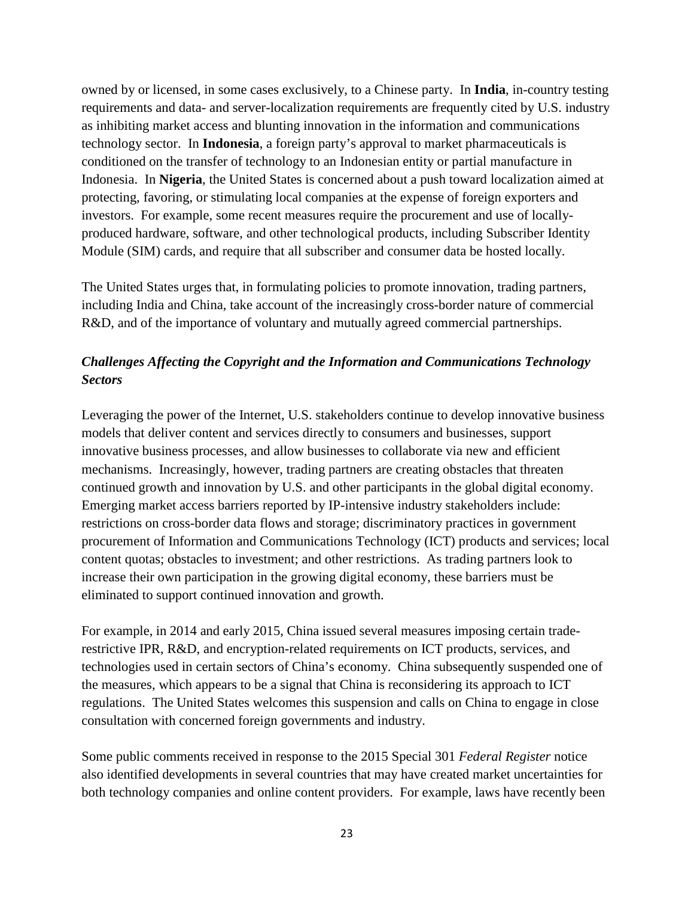owned by or licensed, in some cases exclusively, to a Chinese party. In **India**, in-country testing requirements and data- and server-localization requirements are frequently cited by U.S. industry as inhibiting market access and blunting innovation in the information and communications technology sector. In **Indonesia**, a foreign party's approval to market pharmaceuticals is conditioned on the transfer of technology to an Indonesian entity or partial manufacture in Indonesia. In **Nigeria**, the United States is concerned about a push toward localization aimed at protecting, favoring, or stimulating local companies at the expense of foreign exporters and investors. For example, some recent measures require the procurement and use of locally-produced hardware, software, and other technological products, including Subscriber Identity Module (SIM) cards, and require that all subscriber and consumer data be hosted locally.

The United States urges that, in formulating policies to promote innovation, trading partners, including India and China, take account of the increasingly cross-border nature of commercial R&D, and of the importance of voluntary and mutually agreed commercial partnerships.

### *Challenges Affecting the Copyright and the Information and Communications Technology Sectors*

Leveraging the power of the Internet, U.S. stakeholders continue to develop innovative business models that deliver content and services directly to consumers and businesses, support innovative business processes, and allow businesses to collaborate via new and efficient mechanisms. Increasingly, however, trading partners are creating obstacles that threaten continued growth and innovation by U.S. and other participants in the global digital economy. Emerging market access barriers reported by IP-intensive industry stakeholders include: restrictions on cross-border data flows and storage; discriminatory practices in government procurement of Information and Communications Technology (ICT) products and services; local content quotas; obstacles to investment; and other restrictions. As trading partners look to increase their own participation in the growing digital economy, these barriers must be eliminated to support continued innovation and growth.

For example, in 2014 and early 2015, China issued several measures imposing certain trade-restrictive IPR, R&D, and encryption-related requirements on ICT products, services, and technologies used in certain sectors of China's economy. China subsequently suspended one of the measures, which appears to be a signal that China is reconsidering its approach to ICT regulations. The United States welcomes this suspension and calls on China to engage in close consultation with concerned foreign governments and industry.

Some public comments received in response to the 2015 Special 301 *Federal Register* notice also identified developments in several countries that may have created market uncertainties for both technology companies and online content providers. For example, laws have recently been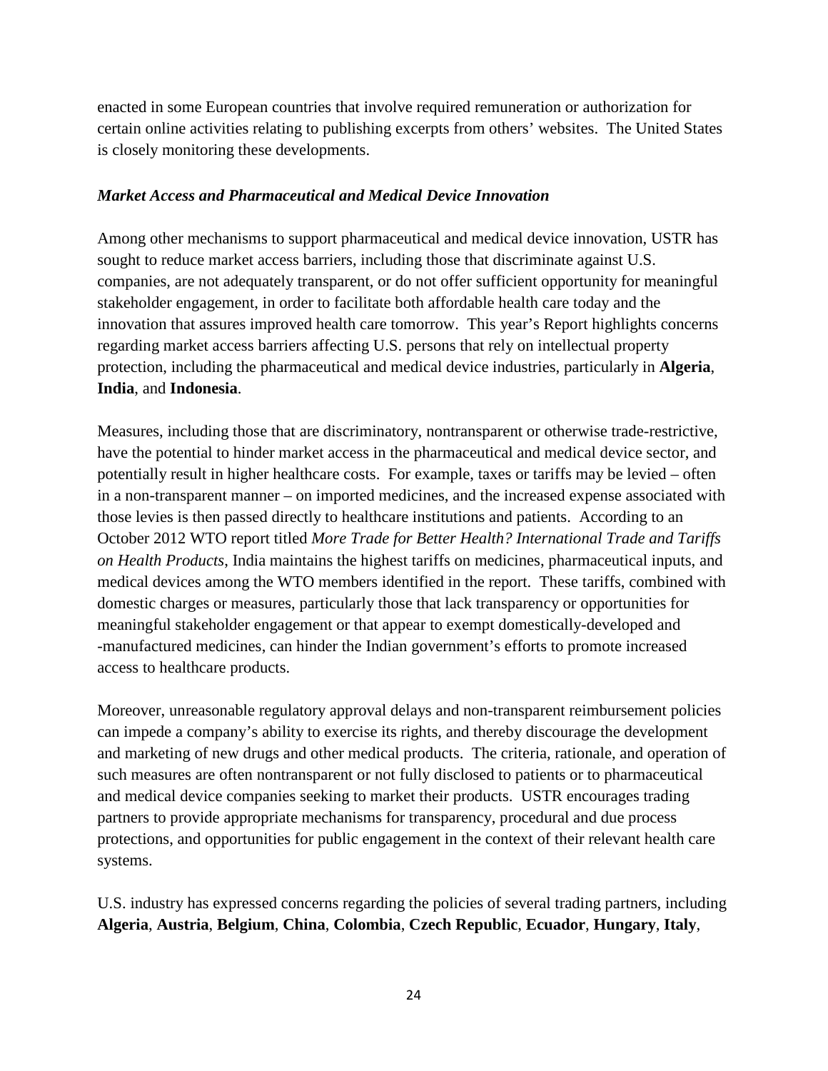enacted in some European countries that involve required remuneration or authorization for certain online activities relating to publishing excerpts from others' websites. The United States is closely monitoring these developments.

***Market Access and Pharmaceutical and Medical Device Innovation***

Among other mechanisms to support pharmaceutical and medical device innovation, USTR has sought to reduce market access barriers, including those that discriminate against U.S. companies, are not adequately transparent, or do not offer sufficient opportunity for meaningful stakeholder engagement, in order to facilitate both affordable health care today and the innovation that assures improved health care tomorrow. This year's Report highlights concerns regarding market access barriers affecting U.S. persons that rely on intellectual property protection, including the pharmaceutical and medical device industries, particularly in **Algeria**, **India**, and **Indonesia**.

Measures, including those that are discriminatory, nontransparent or otherwise trade-restrictive, have the potential to hinder market access in the pharmaceutical and medical device sector, and potentially result in higher healthcare costs. For example, taxes or tariffs may be levied – often in a non-transparent manner – on imported medicines, and the increased expense associated with those levies is then passed directly to healthcare institutions and patients. According to an October 2012 WTO report titled *More Trade for Better Health? International Trade and Tariffs on Health Products*, India maintains the highest tariffs on medicines, pharmaceutical inputs, and medical devices among the WTO members identified in the report. These tariffs, combined with domestic charges or measures, particularly those that lack transparency or opportunities for meaningful stakeholder engagement or that appear to exempt domestically-developed and -manufactured medicines, can hinder the Indian government's efforts to promote increased access to healthcare products.

Moreover, unreasonable regulatory approval delays and non-transparent reimbursement policies can impede a company's ability to exercise its rights, and thereby discourage the development and marketing of new drugs and other medical products. The criteria, rationale, and operation of such measures are often nontransparent or not fully disclosed to patients or to pharmaceutical and medical device companies seeking to market their products. USTR encourages trading partners to provide appropriate mechanisms for transparency, procedural and due process protections, and opportunities for public engagement in the context of their relevant health care systems.

U.S. industry has expressed concerns regarding the policies of several trading partners, including **Algeria**, **Austria**, **Belgium**, **China**, **Colombia**, **Czech Republic**, **Ecuador**, **Hungary**, **Italy**,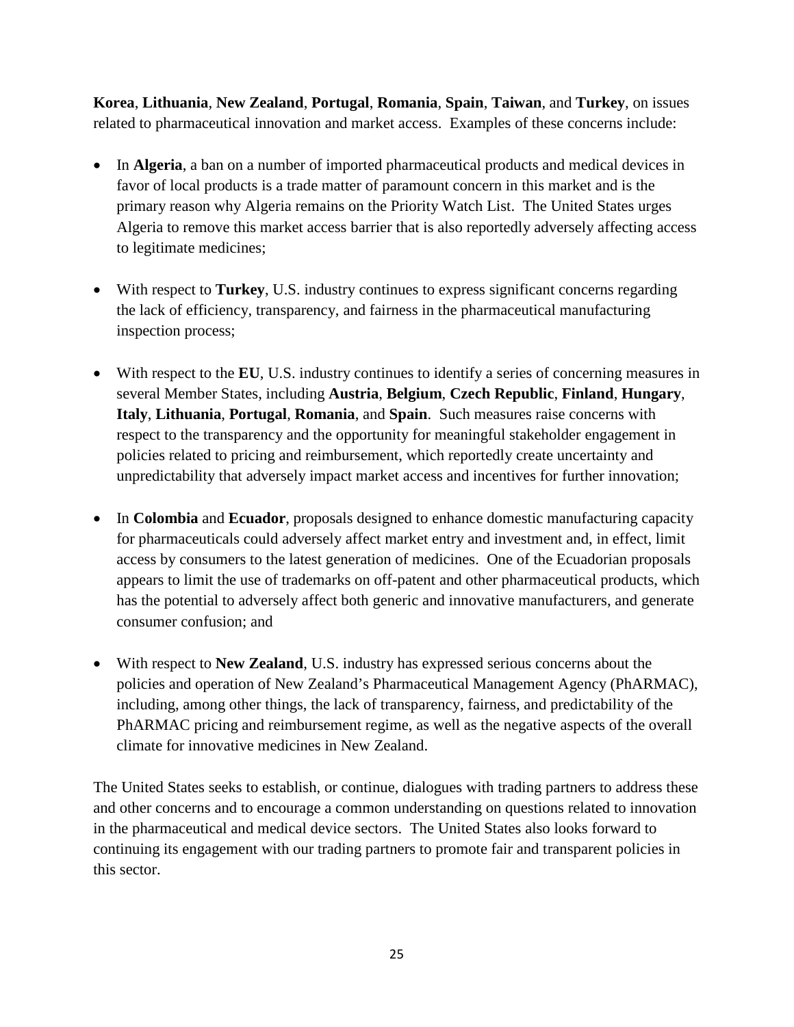**Korea**, **Lithuania**, **New Zealand**, **Portugal**, **Romania**, **Spain**, **Taiwan**, and **Turkey**, on issues related to pharmaceutical innovation and market access. Examples of these concerns include:

- In **Algeria**, a ban on a number of imported pharmaceutical products and medical devices in favor of local products is a trade matter of paramount concern in this market and is the primary reason why Algeria remains on the Priority Watch List. The United States urges Algeria to remove this market access barrier that is also reportedly adversely affecting access to legitimate medicines;

- With respect to **Turkey**, U.S. industry continues to express significant concerns regarding the lack of efficiency, transparency, and fairness in the pharmaceutical manufacturing inspection process;

- With respect to the **EU**, U.S. industry continues to identify a series of concerning measures in several Member States, including **Austria**, **Belgium**, **Czech Republic**, **Finland**, **Hungary**, **Italy**, **Lithuania**, **Portugal**, **Romania**, and **Spain**. Such measures raise concerns with respect to the transparency and the opportunity for meaningful stakeholder engagement in policies related to pricing and reimbursement, which reportedly create uncertainty and unpredictability that adversely impact market access and incentives for further innovation;

- In **Colombia** and **Ecuador**, proposals designed to enhance domestic manufacturing capacity for pharmaceuticals could adversely affect market entry and investment and, in effect, limit access by consumers to the latest generation of medicines. One of the Ecuadorian proposals appears to limit the use of trademarks on off-patent and other pharmaceutical products, which has the potential to adversely affect both generic and innovative manufacturers, and generate consumer confusion; and

- With respect to **New Zealand**, U.S. industry has expressed serious concerns about the policies and operation of New Zealand's Pharmaceutical Management Agency (PhARMAC), including, among other things, the lack of transparency, fairness, and predictability of the PhARMAC pricing and reimbursement regime, as well as the negative aspects of the overall climate for innovative medicines in New Zealand.

The United States seeks to establish, or continue, dialogues with trading partners to address these and other concerns and to encourage a common understanding on questions related to innovation in the pharmaceutical and medical device sectors. The United States also looks forward to continuing its engagement with our trading partners to promote fair and transparent policies in this sector.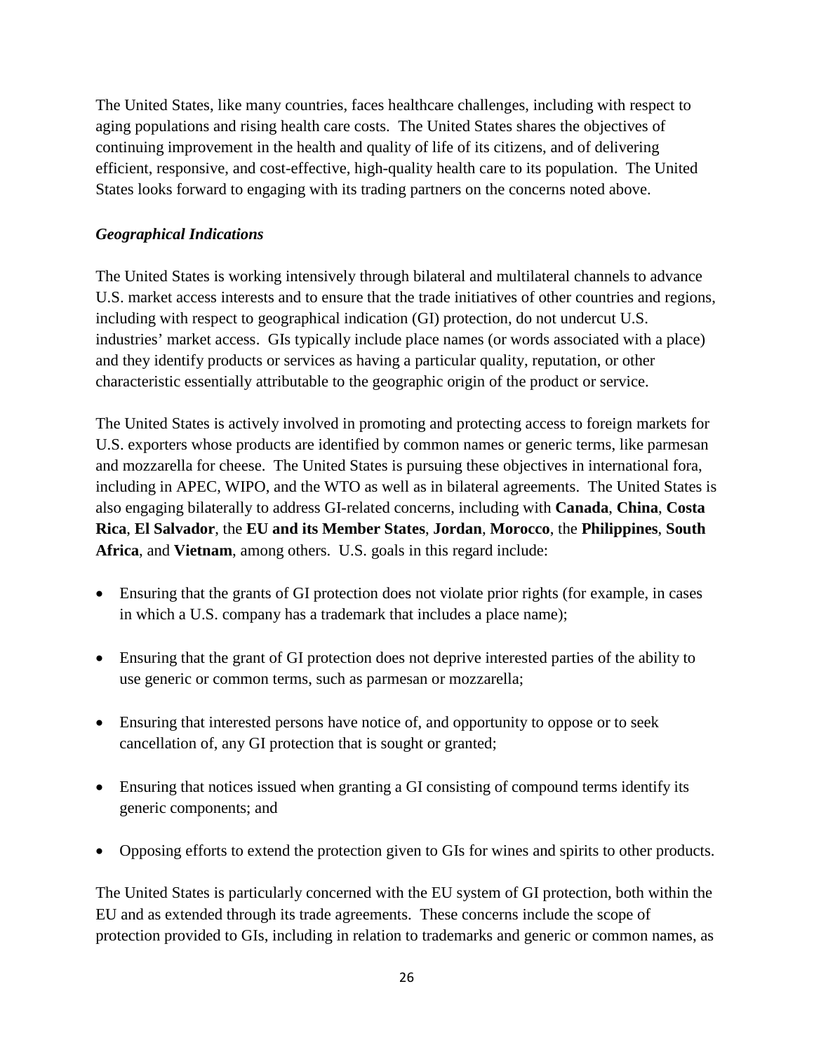The United States, like many countries, faces healthcare challenges, including with respect to aging populations and rising health care costs. The United States shares the objectives of continuing improvement in the health and quality of life of its citizens, and of delivering efficient, responsive, and cost-effective, high-quality health care to its population. The United States looks forward to engaging with its trading partners on the concerns noted above.

### *Geographical Indications*

The United States is working intensively through bilateral and multilateral channels to advance U.S. market access interests and to ensure that the trade initiatives of other countries and regions, including with respect to geographical indication (GI) protection, do not undercut U.S. industries' market access. GIs typically include place names (or words associated with a place) and they identify products or services as having a particular quality, reputation, or other characteristic essentially attributable to the geographic origin of the product or service.

The United States is actively involved in promoting and protecting access to foreign markets for U.S. exporters whose products are identified by common names or generic terms, like parmesan and mozzarella for cheese. The United States is pursuing these objectives in international fora, including in APEC, WIPO, and the WTO as well as in bilateral agreements. The United States is also engaging bilaterally to address GI-related concerns, including with **Canada**, **China**, **Costa Rica**, **El Salvador**, the **EU and its Member States**, **Jordan**, **Morocco**, the **Philippines**, **South Africa**, and **Vietnam**, among others. U.S. goals in this regard include:

- Ensuring that the grants of GI protection does not violate prior rights (for example, in cases in which a U.S. company has a trademark that includes a place name);
- Ensuring that the grant of GI protection does not deprive interested parties of the ability to use generic or common terms, such as parmesan or mozzarella;
- Ensuring that interested persons have notice of, and opportunity to oppose or to seek cancellation of, any GI protection that is sought or granted;
- Ensuring that notices issued when granting a GI consisting of compound terms identify its generic components; and
- Opposing efforts to extend the protection given to GIs for wines and spirits to other products.

The United States is particularly concerned with the EU system of GI protection, both within the EU and as extended through its trade agreements. These concerns include the scope of protection provided to GIs, including in relation to trademarks and generic or common names, as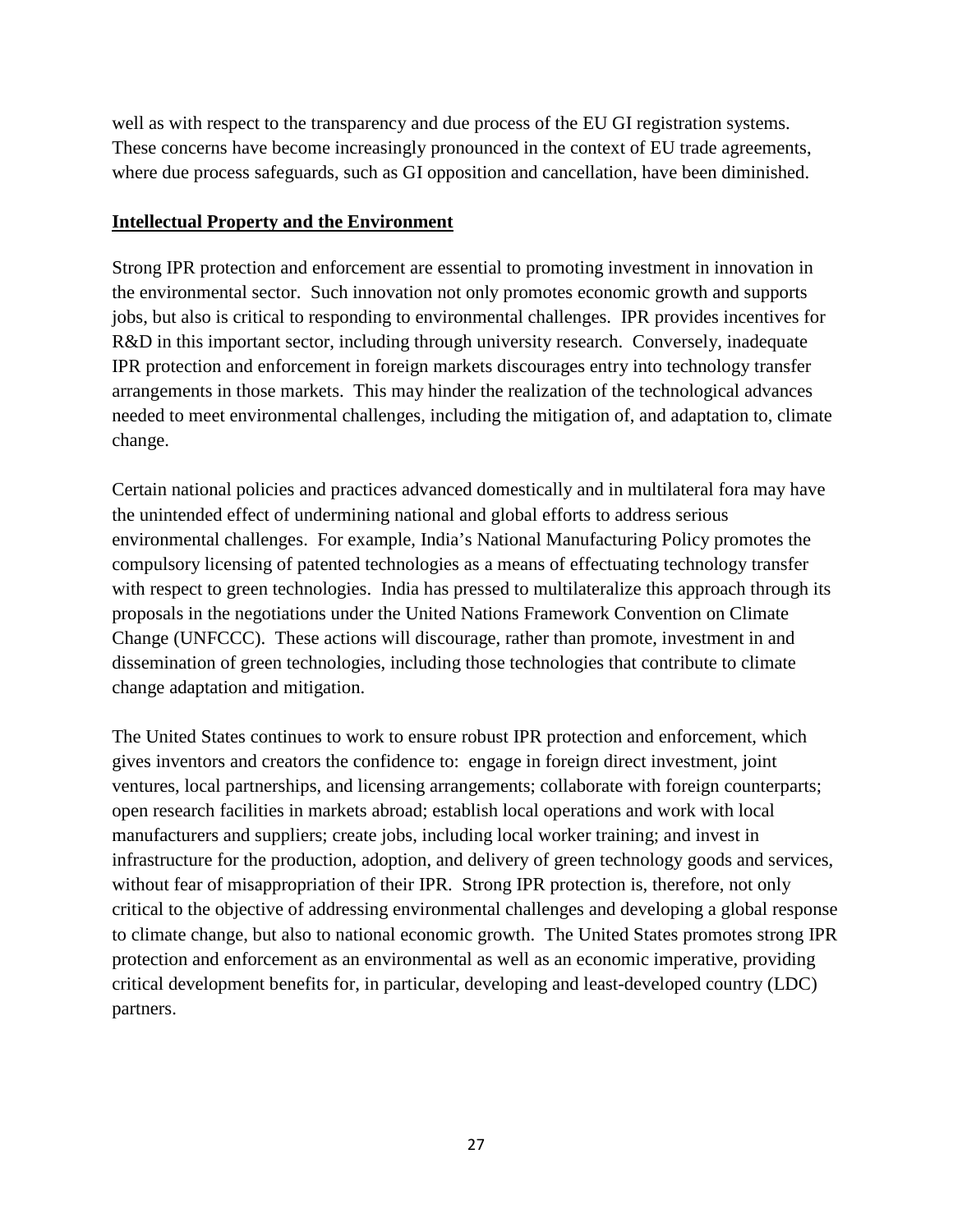well as with respect to the transparency and due process of the EU GI registration systems. These concerns have become increasingly pronounced in the context of EU trade agreements, where due process safeguards, such as GI opposition and cancellation, have been diminished.

## Intellectual Property and the Environment

Strong IPR protection and enforcement are essential to promoting investment in innovation in the environmental sector. Such innovation not only promotes economic growth and supports jobs, but also is critical to responding to environmental challenges. IPR provides incentives for R&D in this important sector, including through university research. Conversely, inadequate IPR protection and enforcement in foreign markets discourages entry into technology transfer arrangements in those markets. This may hinder the realization of the technological advances needed to meet environmental challenges, including the mitigation of, and adaptation to, climate change.

Certain national policies and practices advanced domestically and in multilateral fora may have the unintended effect of undermining national and global efforts to address serious environmental challenges. For example, India's National Manufacturing Policy promotes the compulsory licensing of patented technologies as a means of effectuating technology transfer with respect to green technologies. India has pressed to multilateralize this approach through its proposals in the negotiations under the United Nations Framework Convention on Climate Change (UNFCCC). These actions will discourage, rather than promote, investment in and dissemination of green technologies, including those technologies that contribute to climate change adaptation and mitigation.

The United States continues to work to ensure robust IPR protection and enforcement, which gives inventors and creators the confidence to: engage in foreign direct investment, joint ventures, local partnerships, and licensing arrangements; collaborate with foreign counterparts; open research facilities in markets abroad; establish local operations and work with local manufacturers and suppliers; create jobs, including local worker training; and invest in infrastructure for the production, adoption, and delivery of green technology goods and services, without fear of misappropriation of their IPR. Strong IPR protection is, therefore, not only critical to the objective of addressing environmental challenges and developing a global response to climate change, but also to national economic growth. The United States promotes strong IPR protection and enforcement as an environmental as well as an economic imperative, providing critical development benefits for, in particular, developing and least-developed country (LDC) partners.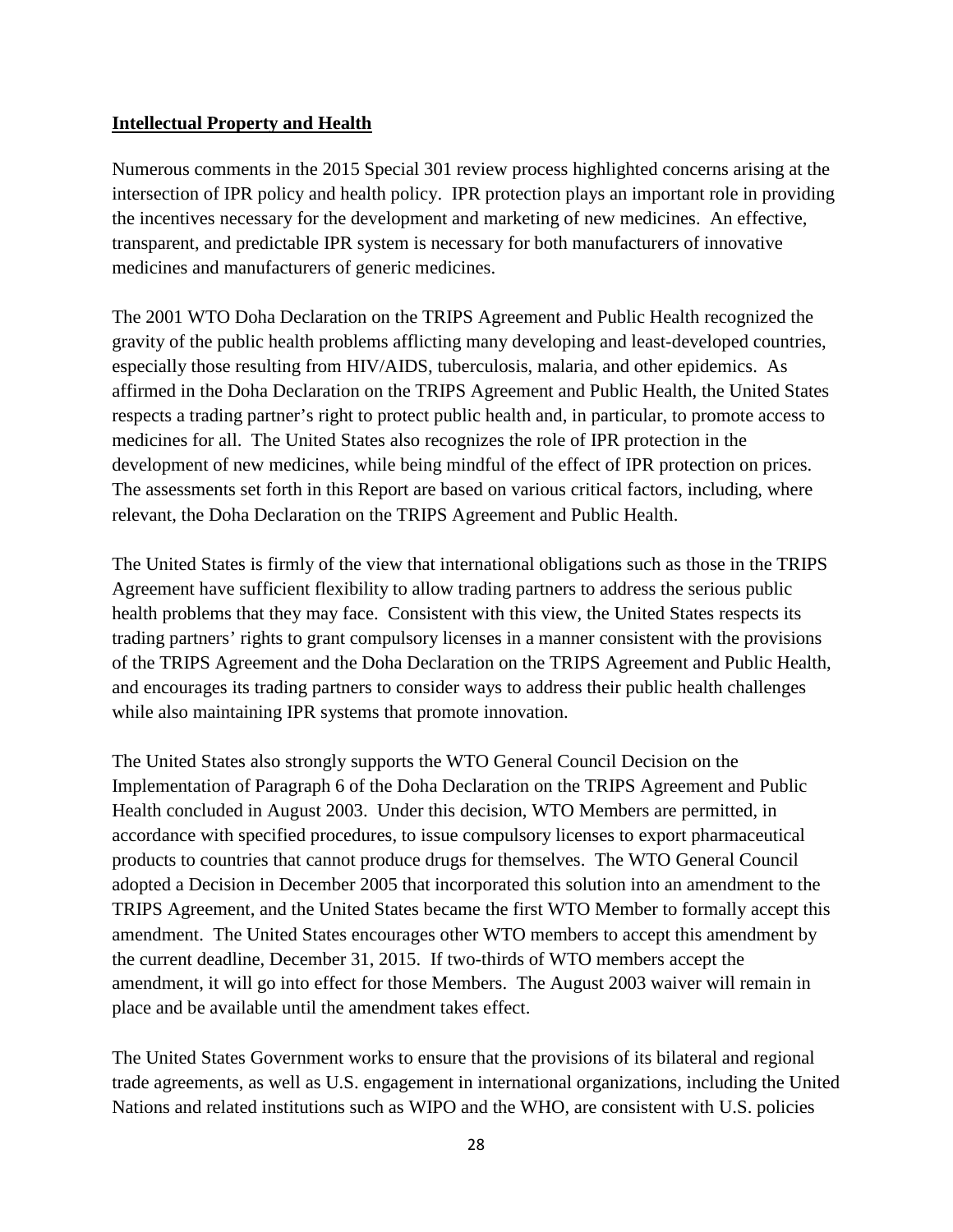## Intellectual Property and Health

Numerous comments in the 2015 Special 301 review process highlighted concerns arising at the intersection of IPR policy and health policy. IPR protection plays an important role in providing the incentives necessary for the development and marketing of new medicines. An effective, transparent, and predictable IPR system is necessary for both manufacturers of innovative medicines and manufacturers of generic medicines.

The 2001 WTO Doha Declaration on the TRIPS Agreement and Public Health recognized the gravity of the public health problems afflicting many developing and least-developed countries, especially those resulting from HIV/AIDS, tuberculosis, malaria, and other epidemics. As affirmed in the Doha Declaration on the TRIPS Agreement and Public Health, the United States respects a trading partner's right to protect public health and, in particular, to promote access to medicines for all. The United States also recognizes the role of IPR protection in the development of new medicines, while being mindful of the effect of IPR protection on prices. The assessments set forth in this Report are based on various critical factors, including, where relevant, the Doha Declaration on the TRIPS Agreement and Public Health.

The United States is firmly of the view that international obligations such as those in the TRIPS Agreement have sufficient flexibility to allow trading partners to address the serious public health problems that they may face. Consistent with this view, the United States respects its trading partners' rights to grant compulsory licenses in a manner consistent with the provisions of the TRIPS Agreement and the Doha Declaration on the TRIPS Agreement and Public Health, and encourages its trading partners to consider ways to address their public health challenges while also maintaining IPR systems that promote innovation.

The United States also strongly supports the WTO General Council Decision on the Implementation of Paragraph 6 of the Doha Declaration on the TRIPS Agreement and Public Health concluded in August 2003. Under this decision, WTO Members are permitted, in accordance with specified procedures, to issue compulsory licenses to export pharmaceutical products to countries that cannot produce drugs for themselves. The WTO General Council adopted a Decision in December 2005 that incorporated this solution into an amendment to the TRIPS Agreement, and the United States became the first WTO Member to formally accept this amendment. The United States encourages other WTO members to accept this amendment by the current deadline, December 31, 2015. If two-thirds of WTO members accept the amendment, it will go into effect for those Members. The August 2003 waiver will remain in place and be available until the amendment takes effect.

The United States Government works to ensure that the provisions of its bilateral and regional trade agreements, as well as U.S. engagement in international organizations, including the United Nations and related institutions such as WIPO and the WHO, are consistent with U.S. policies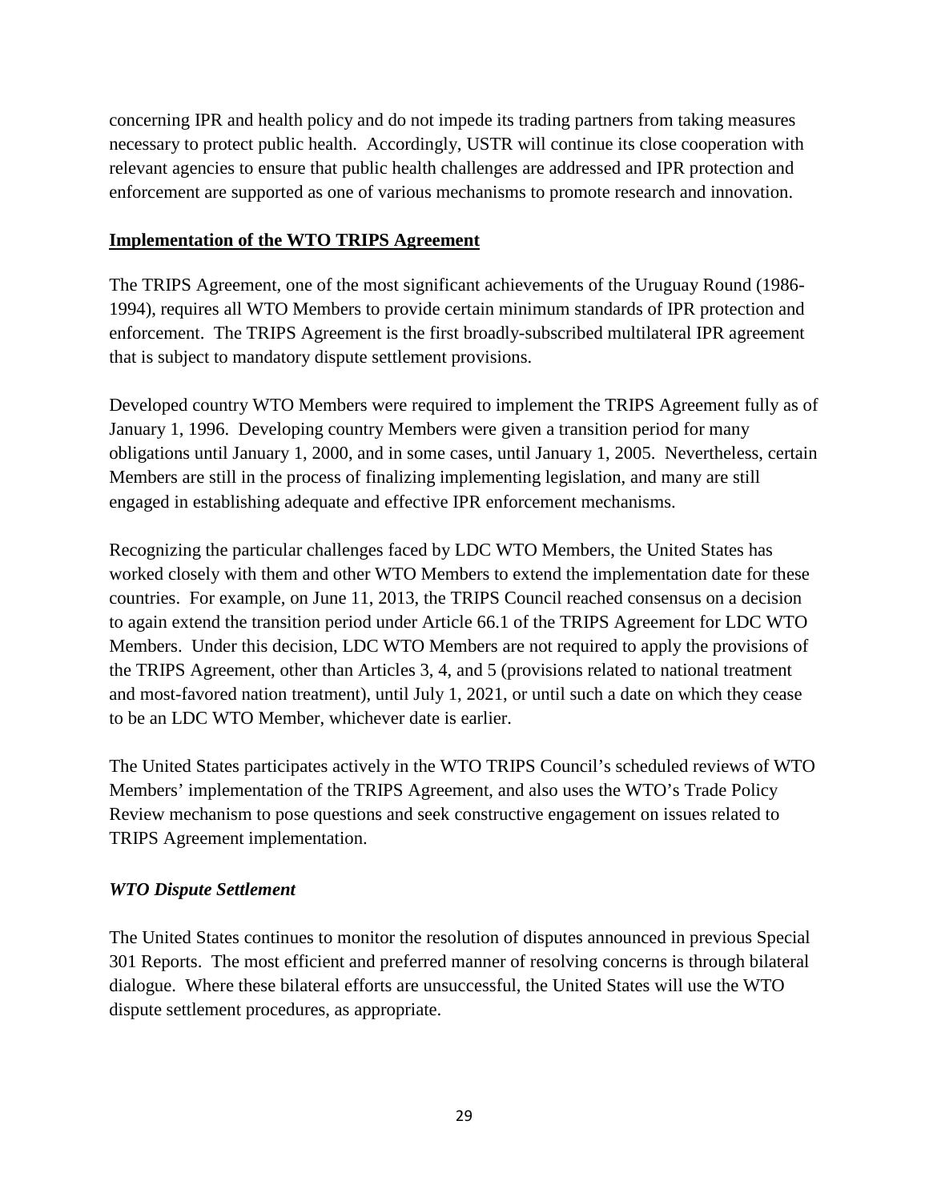concerning IPR and health policy and do not impede its trading partners from taking measures necessary to protect public health. Accordingly, USTR will continue its close cooperation with relevant agencies to ensure that public health challenges are addressed and IPR protection and enforcement are supported as one of various mechanisms to promote research and innovation.

## Implementation of the WTO TRIPS Agreement

The TRIPS Agreement, one of the most significant achievements of the Uruguay Round (1986-1994), requires all WTO Members to provide certain minimum standards of IPR protection and enforcement. The TRIPS Agreement is the first broadly-subscribed multilateral IPR agreement that is subject to mandatory dispute settlement provisions.

Developed country WTO Members were required to implement the TRIPS Agreement fully as of January 1, 1996. Developing country Members were given a transition period for many obligations until January 1, 2000, and in some cases, until January 1, 2005. Nevertheless, certain Members are still in the process of finalizing implementing legislation, and many are still engaged in establishing adequate and effective IPR enforcement mechanisms.

Recognizing the particular challenges faced by LDC WTO Members, the United States has worked closely with them and other WTO Members to extend the implementation date for these countries. For example, on June 11, 2013, the TRIPS Council reached consensus on a decision to again extend the transition period under Article 66.1 of the TRIPS Agreement for LDC WTO Members. Under this decision, LDC WTO Members are not required to apply the provisions of the TRIPS Agreement, other than Articles 3, 4, and 5 (provisions related to national treatment and most-favored nation treatment), until July 1, 2021, or until such a date on which they cease to be an LDC WTO Member, whichever date is earlier.

The United States participates actively in the WTO TRIPS Council's scheduled reviews of WTO Members' implementation of the TRIPS Agreement, and also uses the WTO's Trade Policy Review mechanism to pose questions and seek constructive engagement on issues related to TRIPS Agreement implementation.

### *WTO Dispute Settlement*

The United States continues to monitor the resolution of disputes announced in previous Special 301 Reports. The most efficient and preferred manner of resolving concerns is through bilateral dialogue. Where these bilateral efforts are unsuccessful, the United States will use the WTO dispute settlement procedures, as appropriate.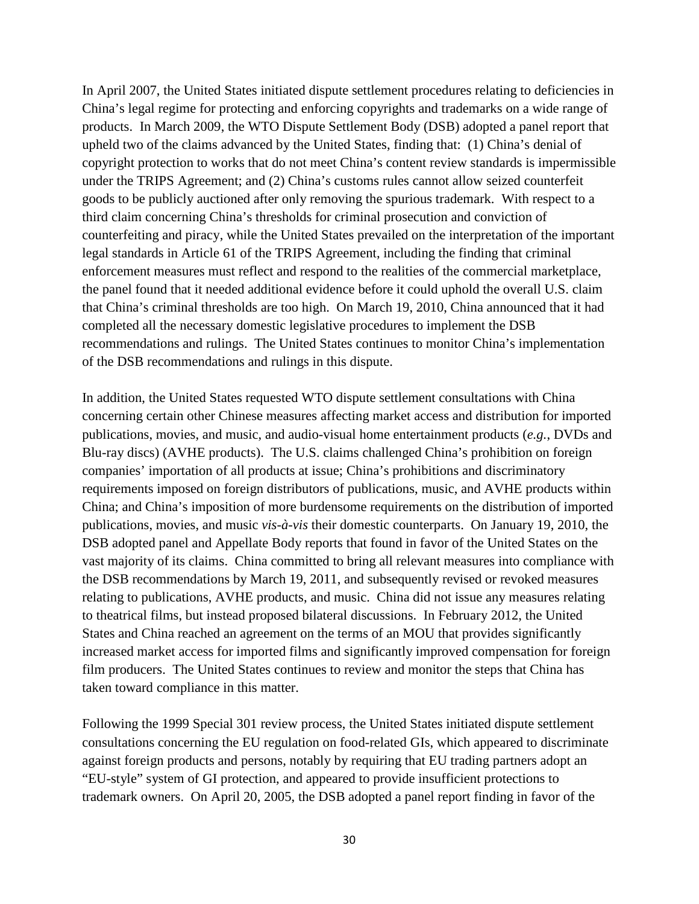In April 2007, the United States initiated dispute settlement procedures relating to deficiencies in China's legal regime for protecting and enforcing copyrights and trademarks on a wide range of products. In March 2009, the WTO Dispute Settlement Body (DSB) adopted a panel report that upheld two of the claims advanced by the United States, finding that: (1) China's denial of copyright protection to works that do not meet China's content review standards is impermissible under the TRIPS Agreement; and (2) China's customs rules cannot allow seized counterfeit goods to be publicly auctioned after only removing the spurious trademark. With respect to a third claim concerning China's thresholds for criminal prosecution and conviction of counterfeiting and piracy, while the United States prevailed on the interpretation of the important legal standards in Article 61 of the TRIPS Agreement, including the finding that criminal enforcement measures must reflect and respond to the realities of the commercial marketplace, the panel found that it needed additional evidence before it could uphold the overall U.S. claim that China's criminal thresholds are too high. On March 19, 2010, China announced that it had completed all the necessary domestic legislative procedures to implement the DSB recommendations and rulings. The United States continues to monitor China's implementation of the DSB recommendations and rulings in this dispute.

In addition, the United States requested WTO dispute settlement consultations with China concerning certain other Chinese measures affecting market access and distribution for imported publications, movies, and music, and audio-visual home entertainment products (*e.g.*, DVDs and Blu-ray discs) (AVHE products). The U.S. claims challenged China's prohibition on foreign companies' importation of all products at issue; China's prohibitions and discriminatory requirements imposed on foreign distributors of publications, music, and AVHE products within China; and China's imposition of more burdensome requirements on the distribution of imported publications, movies, and music *vis-à-vis* their domestic counterparts. On January 19, 2010, the DSB adopted panel and Appellate Body reports that found in favor of the United States on the vast majority of its claims. China committed to bring all relevant measures into compliance with the DSB recommendations by March 19, 2011, and subsequently revised or revoked measures relating to publications, AVHE products, and music. China did not issue any measures relating to theatrical films, but instead proposed bilateral discussions. In February 2012, the United States and China reached an agreement on the terms of an MOU that provides significantly increased market access for imported films and significantly improved compensation for foreign film producers. The United States continues to review and monitor the steps that China has taken toward compliance in this matter.

Following the 1999 Special 301 review process, the United States initiated dispute settlement consultations concerning the EU regulation on food-related GIs, which appeared to discriminate against foreign products and persons, notably by requiring that EU trading partners adopt an "EU-style" system of GI protection, and appeared to provide insufficient protections to trademark owners. On April 20, 2005, the DSB adopted a panel report finding in favor of the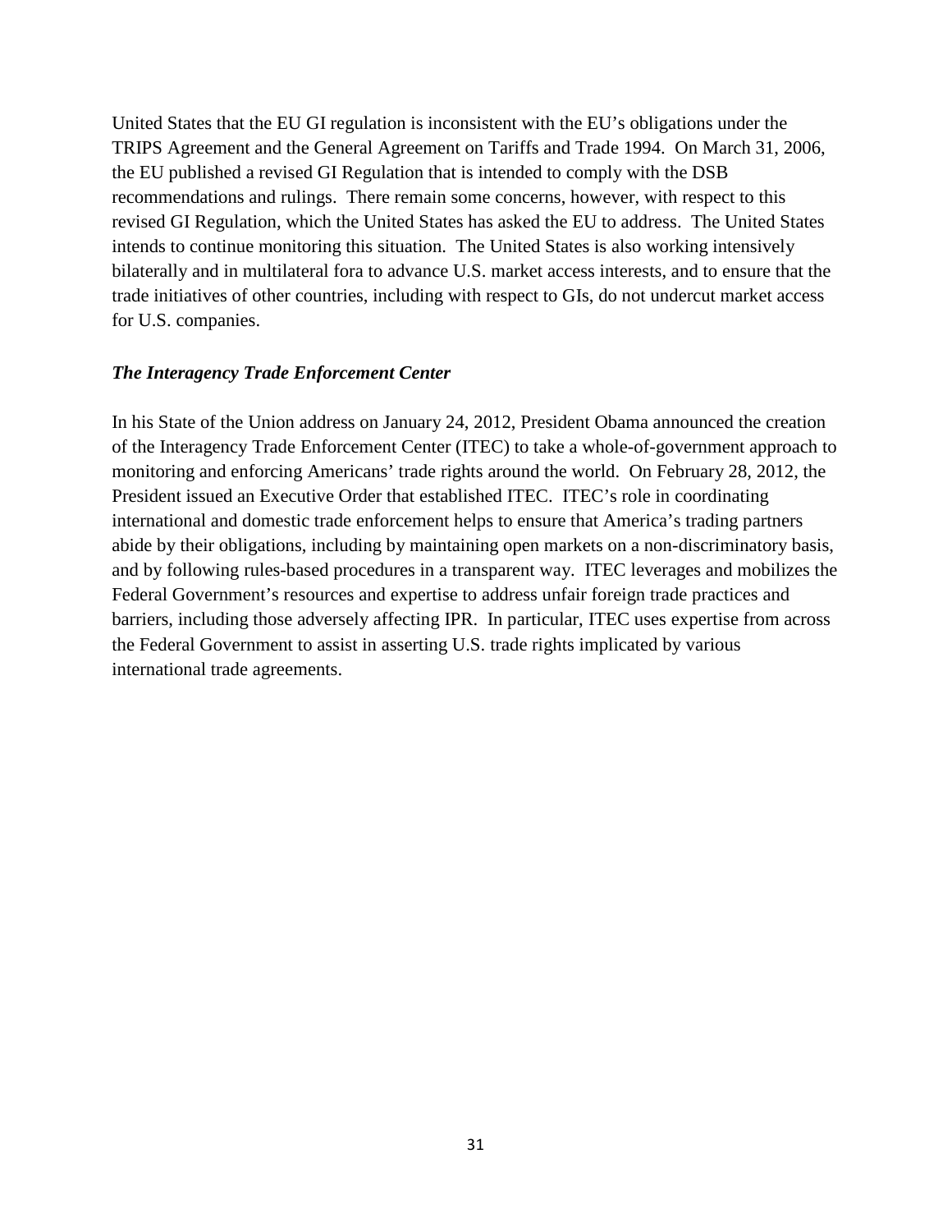United States that the EU GI regulation is inconsistent with the EU's obligations under the TRIPS Agreement and the General Agreement on Tariffs and Trade 1994. On March 31, 2006, the EU published a revised GI Regulation that is intended to comply with the DSB recommendations and rulings. There remain some concerns, however, with respect to this revised GI Regulation, which the United States has asked the EU to address. The United States intends to continue monitoring this situation. The United States is also working intensively bilaterally and in multilateral fora to advance U.S. market access interests, and to ensure that the trade initiatives of other countries, including with respect to GIs, do not undercut market access for U.S. companies.

***The Interagency Trade Enforcement Center***

In his State of the Union address on January 24, 2012, President Obama announced the creation of the Interagency Trade Enforcement Center (ITEC) to take a whole-of-government approach to monitoring and enforcing Americans' trade rights around the world. On February 28, 2012, the President issued an Executive Order that established ITEC. ITEC's role in coordinating international and domestic trade enforcement helps to ensure that America's trading partners abide by their obligations, including by maintaining open markets on a non-discriminatory basis, and by following rules-based procedures in a transparent way. ITEC leverages and mobilizes the Federal Government's resources and expertise to address unfair foreign trade practices and barriers, including those adversely affecting IPR. In particular, ITEC uses expertise from across the Federal Government to assist in asserting U.S. trade rights implicated by various international trade agreements.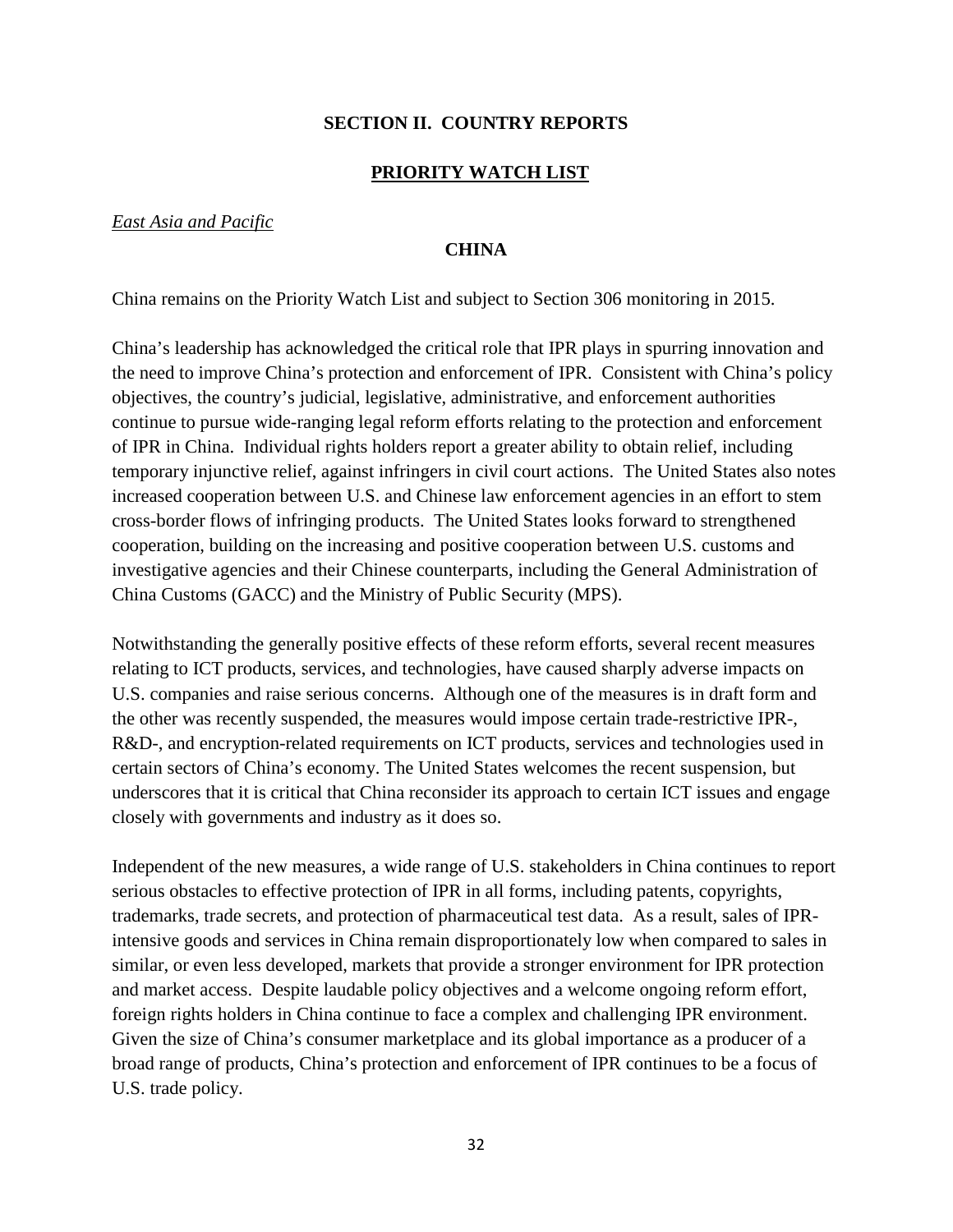# SECTION II. COUNTRY REPORTS

## PRIORITY WATCH LIST

*East Asia and Pacific*

### CHINA

China remains on the Priority Watch List and subject to Section 306 monitoring in 2015.

China's leadership has acknowledged the critical role that IPR plays in spurring innovation and the need to improve China's protection and enforcement of IPR. Consistent with China's policy objectives, the country's judicial, legislative, administrative, and enforcement authorities continue to pursue wide-ranging legal reform efforts relating to the protection and enforcement of IPR in China. Individual rights holders report a greater ability to obtain relief, including temporary injunctive relief, against infringers in civil court actions. The United States also notes increased cooperation between U.S. and Chinese law enforcement agencies in an effort to stem cross-border flows of infringing products. The United States looks forward to strengthened cooperation, building on the increasing and positive cooperation between U.S. customs and investigative agencies and their Chinese counterparts, including the General Administration of China Customs (GACC) and the Ministry of Public Security (MPS).

Notwithstanding the generally positive effects of these reform efforts, several recent measures relating to ICT products, services, and technologies, have caused sharply adverse impacts on U.S. companies and raise serious concerns. Although one of the measures is in draft form and the other was recently suspended, the measures would impose certain trade-restrictive IPR-, R&D-, and encryption-related requirements on ICT products, services and technologies used in certain sectors of China's economy. The United States welcomes the recent suspension, but underscores that it is critical that China reconsider its approach to certain ICT issues and engage closely with governments and industry as it does so.

Independent of the new measures, a wide range of U.S. stakeholders in China continues to report serious obstacles to effective protection of IPR in all forms, including patents, copyrights, trademarks, trade secrets, and protection of pharmaceutical test data. As a result, sales of IPR-intensive goods and services in China remain disproportionately low when compared to sales in similar, or even less developed, markets that provide a stronger environment for IPR protection and market access. Despite laudable policy objectives and a welcome ongoing reform effort, foreign rights holders in China continue to face a complex and challenging IPR environment. Given the size of China's consumer marketplace and its global importance as a producer of a broad range of products, China's protection and enforcement of IPR continues to be a focus of U.S. trade policy.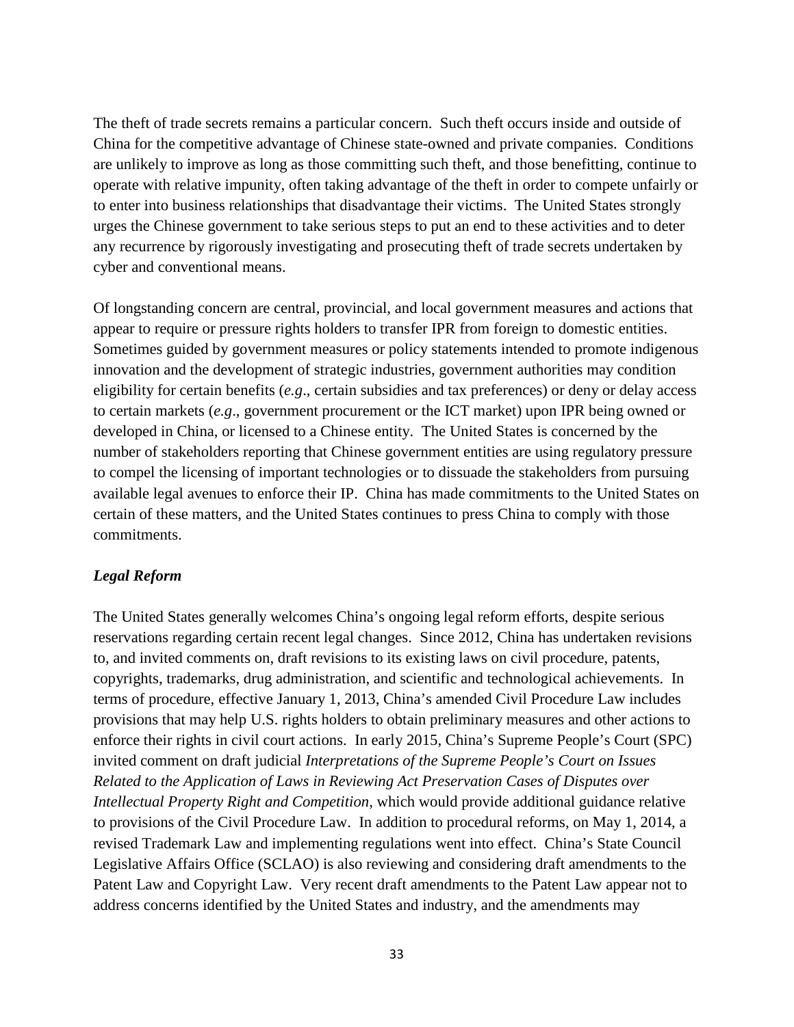The theft of trade secrets remains a particular concern. Such theft occurs inside and outside of China for the competitive advantage of Chinese state-owned and private companies. Conditions are unlikely to improve as long as those committing such theft, and those benefitting, continue to operate with relative impunity, often taking advantage of the theft in order to compete unfairly or to enter into business relationships that disadvantage their victims. The United States strongly urges the Chinese government to take serious steps to put an end to these activities and to deter any recurrence by rigorously investigating and prosecuting theft of trade secrets undertaken by cyber and conventional means.

Of longstanding concern are central, provincial, and local government measures and actions that appear to require or pressure rights holders to transfer IPR from foreign to domestic entities. Sometimes guided by government measures or policy statements intended to promote indigenous innovation and the development of strategic industries, government authorities may condition eligibility for certain benefits (*e.g*., certain subsidies and tax preferences) or deny or delay access to certain markets (*e.g*., government procurement or the ICT market) upon IPR being owned or developed in China, or licensed to a Chinese entity. The United States is concerned by the number of stakeholders reporting that Chinese government entities are using regulatory pressure to compel the licensing of important technologies or to dissuade the stakeholders from pursuing available legal avenues to enforce their IP. China has made commitments to the United States on certain of these matters, and the United States continues to press China to comply with those commitments.

***Legal Reform***

The United States generally welcomes China's ongoing legal reform efforts, despite serious reservations regarding certain recent legal changes. Since 2012, China has undertaken revisions to, and invited comments on, draft revisions to its existing laws on civil procedure, patents, copyrights, trademarks, drug administration, and scientific and technological achievements. In terms of procedure, effective January 1, 2013, China's amended Civil Procedure Law includes provisions that may help U.S. rights holders to obtain preliminary measures and other actions to enforce their rights in civil court actions. In early 2015, China's Supreme People's Court (SPC) invited comment on draft judicial *Interpretations of the Supreme People's Court on Issues Related to the Application of Laws in Reviewing Act Preservation Cases of Disputes over Intellectual Property Right and Competition*, which would provide additional guidance relative to provisions of the Civil Procedure Law. In addition to procedural reforms, on May 1, 2014, a revised Trademark Law and implementing regulations went into effect. China's State Council Legislative Affairs Office (SCLAO) is also reviewing and considering draft amendments to the Patent Law and Copyright Law. Very recent draft amendments to the Patent Law appear not to address concerns identified by the United States and industry, and the amendments may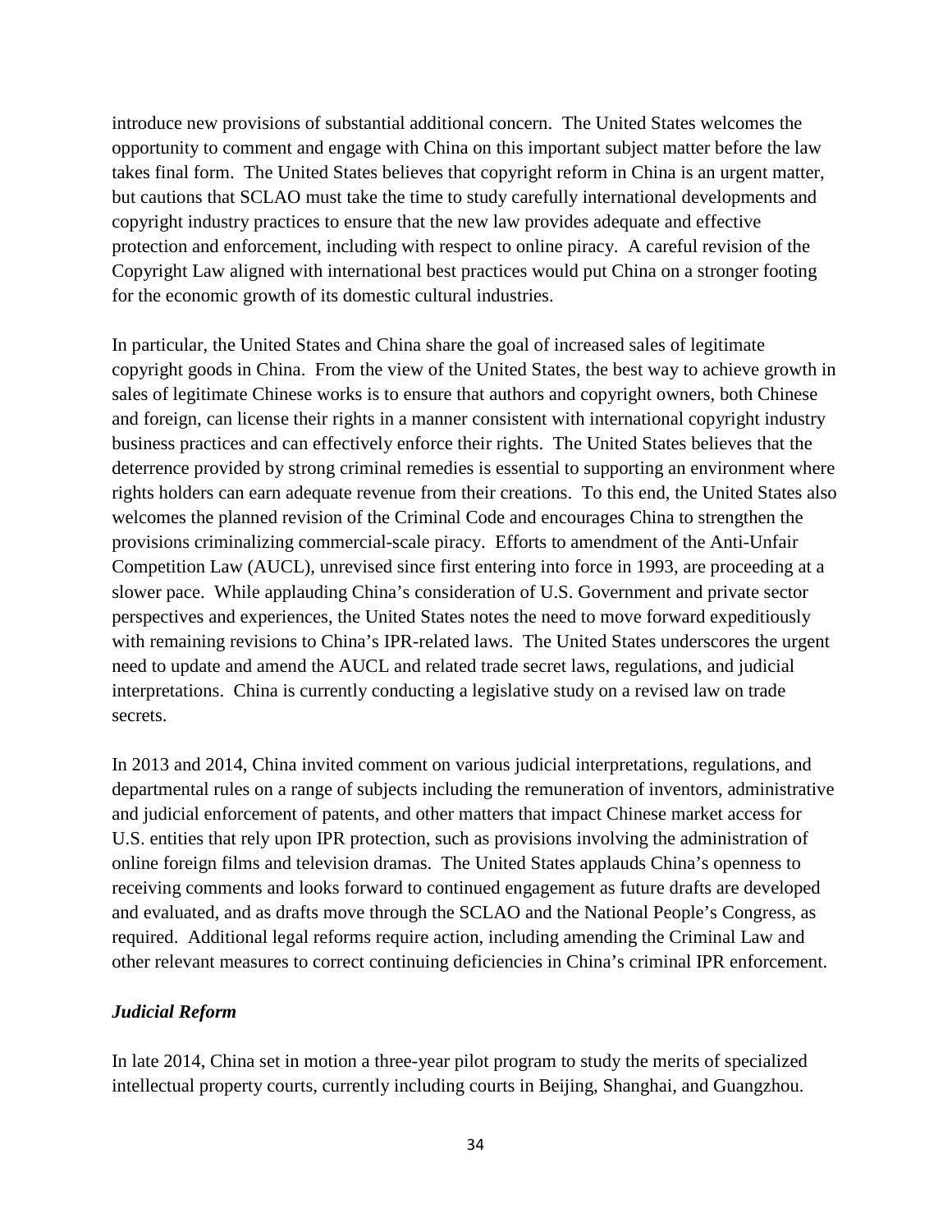introduce new provisions of substantial additional concern. The United States welcomes the opportunity to comment and engage with China on this important subject matter before the law takes final form. The United States believes that copyright reform in China is an urgent matter, but cautions that SCLAO must take the time to study carefully international developments and copyright industry practices to ensure that the new law provides adequate and effective protection and enforcement, including with respect to online piracy. A careful revision of the Copyright Law aligned with international best practices would put China on a stronger footing for the economic growth of its domestic cultural industries.

In particular, the United States and China share the goal of increased sales of legitimate copyright goods in China. From the view of the United States, the best way to achieve growth in sales of legitimate Chinese works is to ensure that authors and copyright owners, both Chinese and foreign, can license their rights in a manner consistent with international copyright industry business practices and can effectively enforce their rights. The United States believes that the deterrence provided by strong criminal remedies is essential to supporting an environment where rights holders can earn adequate revenue from their creations. To this end, the United States also welcomes the planned revision of the Criminal Code and encourages China to strengthen the provisions criminalizing commercial-scale piracy. Efforts to amendment of the Anti-Unfair Competition Law (AUCL), unrevised since first entering into force in 1993, are proceeding at a slower pace. While applauding China's consideration of U.S. Government and private sector perspectives and experiences, the United States notes the need to move forward expeditiously with remaining revisions to China's IPR-related laws. The United States underscores the urgent need to update and amend the AUCL and related trade secret laws, regulations, and judicial interpretations. China is currently conducting a legislative study on a revised law on trade secrets.

In 2013 and 2014, China invited comment on various judicial interpretations, regulations, and departmental rules on a range of subjects including the remuneration of inventors, administrative and judicial enforcement of patents, and other matters that impact Chinese market access for U.S. entities that rely upon IPR protection, such as provisions involving the administration of online foreign films and television dramas. The United States applauds China's openness to receiving comments and looks forward to continued engagement as future drafts are developed and evaluated, and as drafts move through the SCLAO and the National People's Congress, as required. Additional legal reforms require action, including amending the Criminal Law and other relevant measures to correct continuing deficiencies in China's criminal IPR enforcement.

***Judicial Reform***

In late 2014, China set in motion a three-year pilot program to study the merits of specialized intellectual property courts, currently including courts in Beijing, Shanghai, and Guangzhou.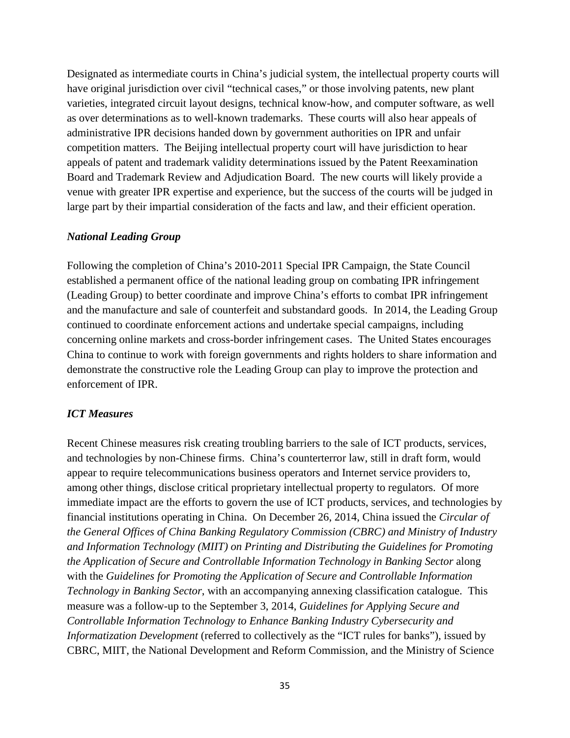Designated as intermediate courts in China's judicial system, the intellectual property courts will have original jurisdiction over civil "technical cases," or those involving patents, new plant varieties, integrated circuit layout designs, technical know-how, and computer software, as well as over determinations as to well-known trademarks. These courts will also hear appeals of administrative IPR decisions handed down by government authorities on IPR and unfair competition matters. The Beijing intellectual property court will have jurisdiction to hear appeals of patent and trademark validity determinations issued by the Patent Reexamination Board and Trademark Review and Adjudication Board. The new courts will likely provide a venue with greater IPR expertise and experience, but the success of the courts will be judged in large part by their impartial consideration of the facts and law, and their efficient operation.

***National Leading Group***

Following the completion of China's 2010-2011 Special IPR Campaign, the State Council established a permanent office of the national leading group on combating IPR infringement (Leading Group) to better coordinate and improve China's efforts to combat IPR infringement and the manufacture and sale of counterfeit and substandard goods. In 2014, the Leading Group continued to coordinate enforcement actions and undertake special campaigns, including concerning online markets and cross-border infringement cases. The United States encourages China to continue to work with foreign governments and rights holders to share information and demonstrate the constructive role the Leading Group can play to improve the protection and enforcement of IPR.

***ICT Measures***

Recent Chinese measures risk creating troubling barriers to the sale of ICT products, services, and technologies by non-Chinese firms. China's counterterror law, still in draft form, would appear to require telecommunications business operators and Internet service providers to, among other things, disclose critical proprietary intellectual property to regulators. Of more immediate impact are the efforts to govern the use of ICT products, services, and technologies by financial institutions operating in China. On December 26, 2014, China issued the *Circular of the General Offices of China Banking Regulatory Commission (CBRC) and Ministry of Industry and Information Technology (MIIT) on Printing and Distributing the Guidelines for Promoting the Application of Secure and Controllable Information Technology in Banking Sector* along with the *Guidelines for Promoting the Application of Secure and Controllable Information Technology in Banking Sector*, with an accompanying annexing classification catalogue. This measure was a follow-up to the September 3, 2014, *Guidelines for Applying Secure and Controllable Information Technology to Enhance Banking Industry Cybersecurity and Informatization Development* (referred to collectively as the "ICT rules for banks"), issued by CBRC, MIIT, the National Development and Reform Commission, and the Ministry of Science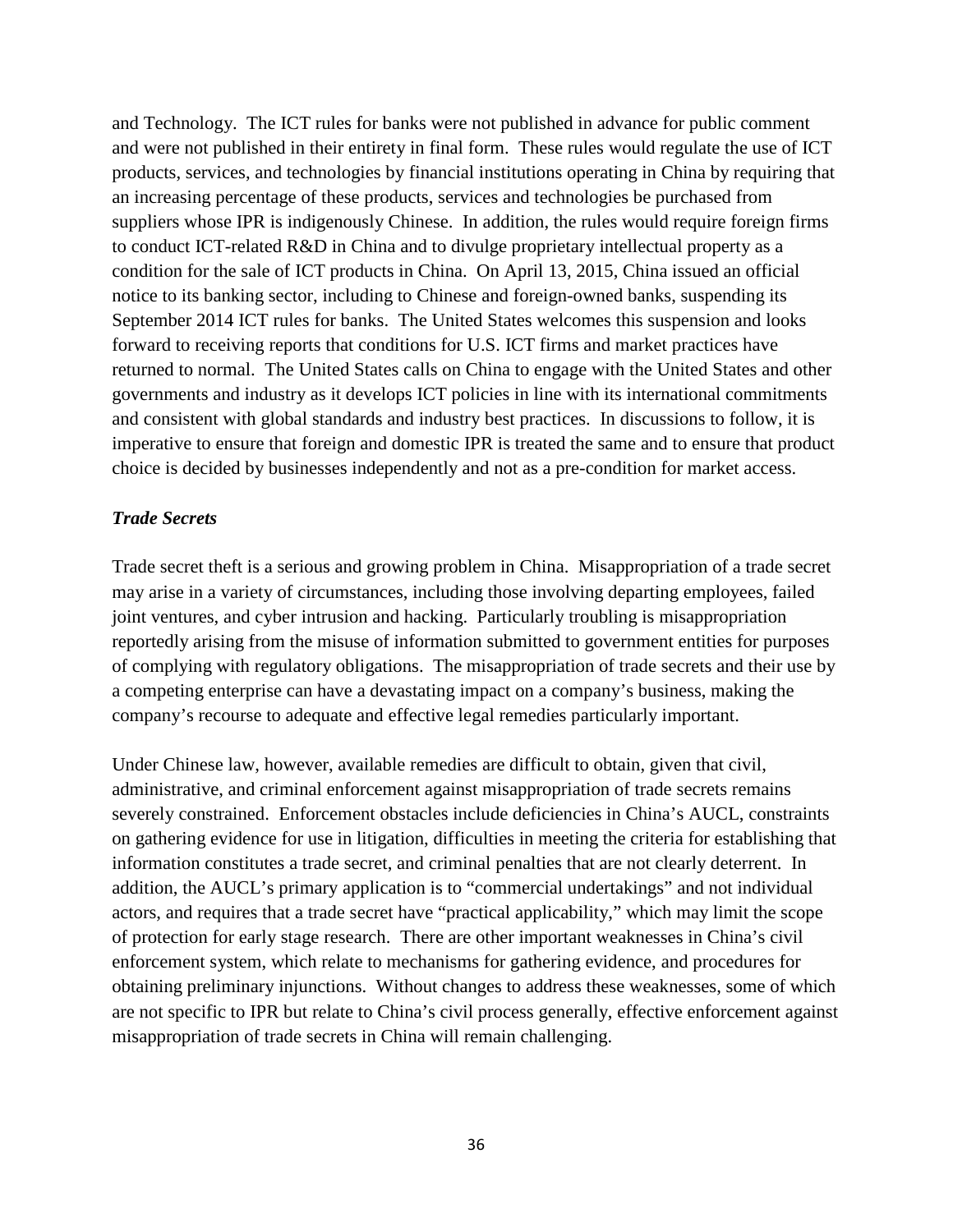and Technology. The ICT rules for banks were not published in advance for public comment and were not published in their entirety in final form. These rules would regulate the use of ICT products, services, and technologies by financial institutions operating in China by requiring that an increasing percentage of these products, services and technologies be purchased from suppliers whose IPR is indigenously Chinese. In addition, the rules would require foreign firms to conduct ICT-related R&D in China and to divulge proprietary intellectual property as a condition for the sale of ICT products in China. On April 13, 2015, China issued an official notice to its banking sector, including to Chinese and foreign-owned banks, suspending its September 2014 ICT rules for banks. The United States welcomes this suspension and looks forward to receiving reports that conditions for U.S. ICT firms and market practices have returned to normal. The United States calls on China to engage with the United States and other governments and industry as it develops ICT policies in line with its international commitments and consistent with global standards and industry best practices. In discussions to follow, it is imperative to ensure that foreign and domestic IPR is treated the same and to ensure that product choice is decided by businesses independently and not as a pre-condition for market access.

***Trade Secrets***

Trade secret theft is a serious and growing problem in China. Misappropriation of a trade secret may arise in a variety of circumstances, including those involving departing employees, failed joint ventures, and cyber intrusion and hacking. Particularly troubling is misappropriation reportedly arising from the misuse of information submitted to government entities for purposes of complying with regulatory obligations. The misappropriation of trade secrets and their use by a competing enterprise can have a devastating impact on a company's business, making the company's recourse to adequate and effective legal remedies particularly important.

Under Chinese law, however, available remedies are difficult to obtain, given that civil, administrative, and criminal enforcement against misappropriation of trade secrets remains severely constrained. Enforcement obstacles include deficiencies in China's AUCL, constraints on gathering evidence for use in litigation, difficulties in meeting the criteria for establishing that information constitutes a trade secret, and criminal penalties that are not clearly deterrent. In addition, the AUCL's primary application is to "commercial undertakings" and not individual actors, and requires that a trade secret have "practical applicability," which may limit the scope of protection for early stage research. There are other important weaknesses in China's civil enforcement system, which relate to mechanisms for gathering evidence, and procedures for obtaining preliminary injunctions. Without changes to address these weaknesses, some of which are not specific to IPR but relate to China's civil process generally, effective enforcement against misappropriation of trade secrets in China will remain challenging.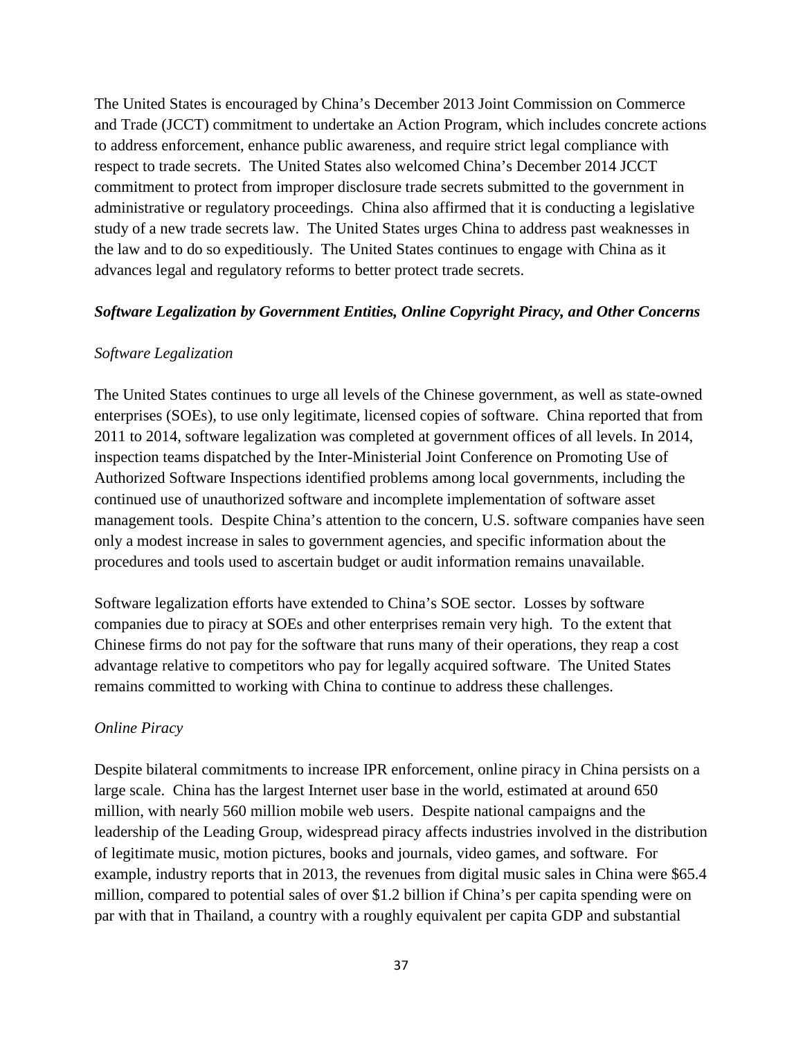The United States is encouraged by China's December 2013 Joint Commission on Commerce and Trade (JCCT) commitment to undertake an Action Program, which includes concrete actions to address enforcement, enhance public awareness, and require strict legal compliance with respect to trade secrets. The United States also welcomed China's December 2014 JCCT commitment to protect from improper disclosure trade secrets submitted to the government in administrative or regulatory proceedings. China also affirmed that it is conducting a legislative study of a new trade secrets law. The United States urges China to address past weaknesses in the law and to do so expeditiously. The United States continues to engage with China as it advances legal and regulatory reforms to better protect trade secrets.

***Software Legalization by Government Entities, Online Copyright Piracy, and Other Concerns***

*Software Legalization*

The United States continues to urge all levels of the Chinese government, as well as state-owned enterprises (SOEs), to use only legitimate, licensed copies of software. China reported that from 2011 to 2014, software legalization was completed at government offices of all levels. In 2014, inspection teams dispatched by the Inter-Ministerial Joint Conference on Promoting Use of Authorized Software Inspections identified problems among local governments, including the continued use of unauthorized software and incomplete implementation of software asset management tools. Despite China's attention to the concern, U.S. software companies have seen only a modest increase in sales to government agencies, and specific information about the procedures and tools used to ascertain budget or audit information remains unavailable.

Software legalization efforts have extended to China's SOE sector. Losses by software companies due to piracy at SOEs and other enterprises remain very high. To the extent that Chinese firms do not pay for the software that runs many of their operations, they reap a cost advantage relative to competitors who pay for legally acquired software. The United States remains committed to working with China to continue to address these challenges.

*Online Piracy*

Despite bilateral commitments to increase IPR enforcement, online piracy in China persists on a large scale. China has the largest Internet user base in the world, estimated at around 650 million, with nearly 560 million mobile web users. Despite national campaigns and the leadership of the Leading Group, widespread piracy affects industries involved in the distribution of legitimate music, motion pictures, books and journals, video games, and software. For example, industry reports that in 2013, the revenues from digital music sales in China were $65.4 million, compared to potential sales of over $1.2 billion if China's per capita spending were on par with that in Thailand, a country with a roughly equivalent per capita GDP and substantial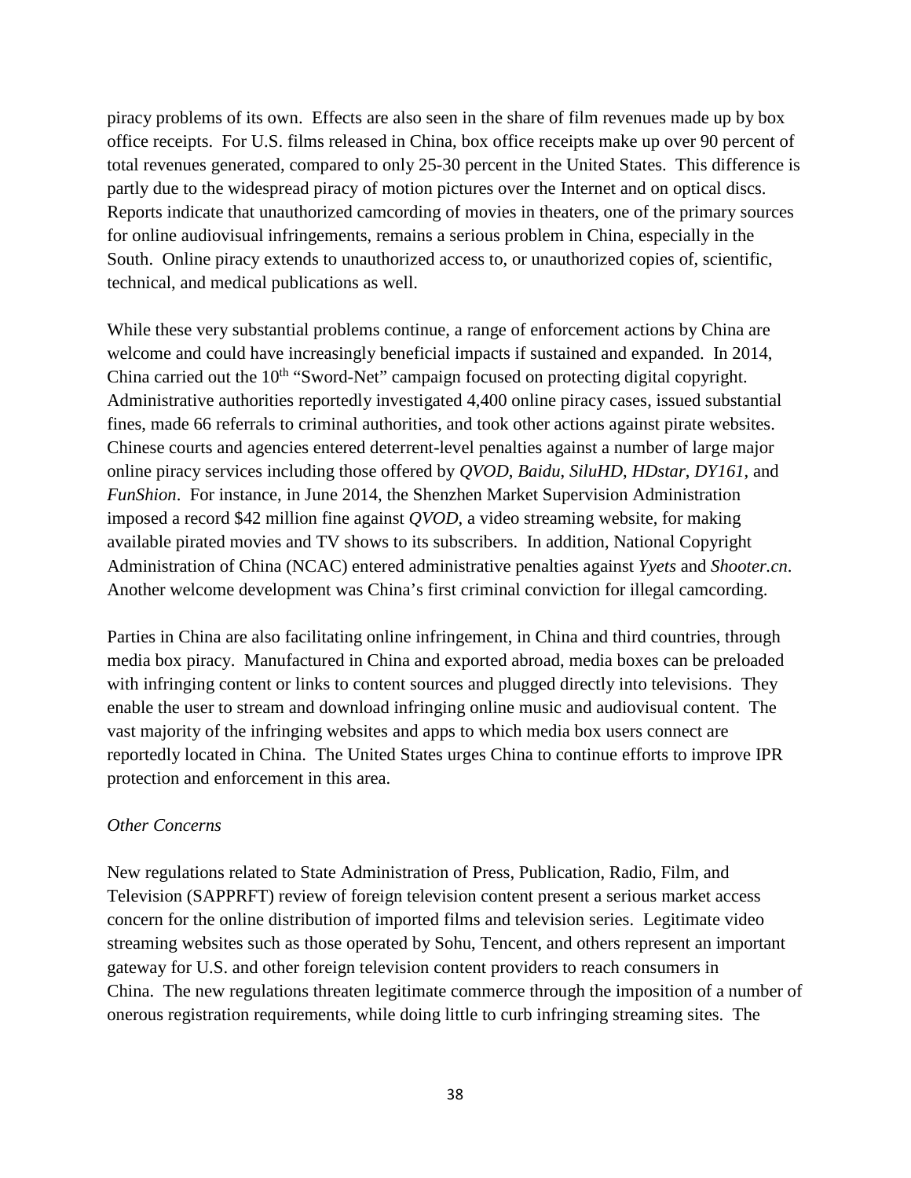piracy problems of its own. Effects are also seen in the share of film revenues made up by box office receipts. For U.S. films released in China, box office receipts make up over 90 percent of total revenues generated, compared to only 25-30 percent in the United States. This difference is partly due to the widespread piracy of motion pictures over the Internet and on optical discs. Reports indicate that unauthorized camcording of movies in theaters, one of the primary sources for online audiovisual infringements, remains a serious problem in China, especially in the South. Online piracy extends to unauthorized access to, or unauthorized copies of, scientific, technical, and medical publications as well.

While these very substantial problems continue, a range of enforcement actions by China are welcome and could have increasingly beneficial impacts if sustained and expanded. In 2014, China carried out the 10th "Sword-Net" campaign focused on protecting digital copyright. Administrative authorities reportedly investigated 4,400 online piracy cases, issued substantial fines, made 66 referrals to criminal authorities, and took other actions against pirate websites. Chinese courts and agencies entered deterrent-level penalties against a number of large major online piracy services including those offered by *QVOD*, *Baidu*, *SiluHD*, *HDstar*, *DY161*, and *FunShion*. For instance, in June 2014, the Shenzhen Market Supervision Administration imposed a record $42 million fine against *QVOD*, a video streaming website, for making available pirated movies and TV shows to its subscribers. In addition, National Copyright Administration of China (NCAC) entered administrative penalties against *Yyets* and *Shooter.cn*. Another welcome development was China's first criminal conviction for illegal camcording.

Parties in China are also facilitating online infringement, in China and third countries, through media box piracy. Manufactured in China and exported abroad, media boxes can be preloaded with infringing content or links to content sources and plugged directly into televisions. They enable the user to stream and download infringing online music and audiovisual content. The vast majority of the infringing websites and apps to which media box users connect are reportedly located in China. The United States urges China to continue efforts to improve IPR protection and enforcement in this area.

*Other Concerns*

New regulations related to State Administration of Press, Publication, Radio, Film, and Television (SAPPRFT) review of foreign television content present a serious market access concern for the online distribution of imported films and television series. Legitimate video streaming websites such as those operated by Sohu, Tencent, and others represent an important gateway for U.S. and other foreign television content providers to reach consumers in China. The new regulations threaten legitimate commerce through the imposition of a number of onerous registration requirements, while doing little to curb infringing streaming sites. The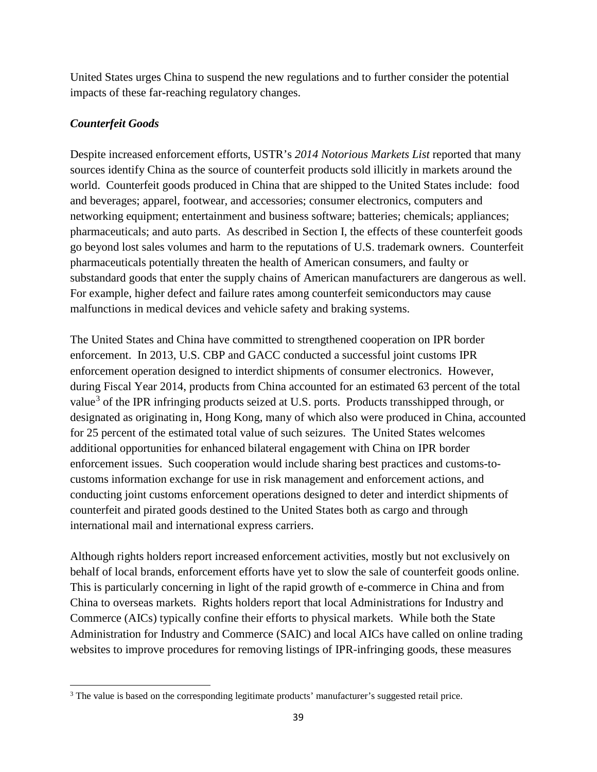United States urges China to suspend the new regulations and to further consider the potential impacts of these far-reaching regulatory changes.

***Counterfeit Goods***

Despite increased enforcement efforts, USTR's *2014 Notorious Markets List* reported that many sources identify China as the source of counterfeit products sold illicitly in markets around the world. Counterfeit goods produced in China that are shipped to the United States include: food and beverages; apparel, footwear, and accessories; consumer electronics, computers and networking equipment; entertainment and business software; batteries; chemicals; appliances; pharmaceuticals; and auto parts. As described in Section I, the effects of these counterfeit goods go beyond lost sales volumes and harm to the reputations of U.S. trademark owners. Counterfeit pharmaceuticals potentially threaten the health of American consumers, and faulty or substandard goods that enter the supply chains of American manufacturers are dangerous as well. For example, higher defect and failure rates among counterfeit semiconductors may cause malfunctions in medical devices and vehicle safety and braking systems.

The United States and China have committed to strengthened cooperation on IPR border enforcement. In 2013, U.S. CBP and GACC conducted a successful joint customs IPR enforcement operation designed to interdict shipments of consumer electronics. However, during Fiscal Year 2014, products from China accounted for an estimated 63 percent of the total value[3] of the IPR infringing products seized at U.S. ports. Products transshipped through, or designated as originating in, Hong Kong, many of which also were produced in China, accounted for 25 percent of the estimated total value of such seizures. The United States welcomes additional opportunities for enhanced bilateral engagement with China on IPR border enforcement issues. Such cooperation would include sharing best practices and customs-to-customs information exchange for use in risk management and enforcement actions, and conducting joint customs enforcement operations designed to deter and interdict shipments of counterfeit and pirated goods destined to the United States both as cargo and through international mail and international express carriers.

Although rights holders report increased enforcement activities, mostly but not exclusively on behalf of local brands, enforcement efforts have yet to slow the sale of counterfeit goods online. This is particularly concerning in light of the rapid growth of e-commerce in China and from China to overseas markets. Rights holders report that local Administrations for Industry and Commerce (AICs) typically confine their efforts to physical markets. While both the State Administration for Industry and Commerce (SAIC) and local AICs have called on online trading websites to improve procedures for removing listings of IPR-infringing goods, these measures

[3] The value is based on the corresponding legitimate products' manufacturer's suggested retail price.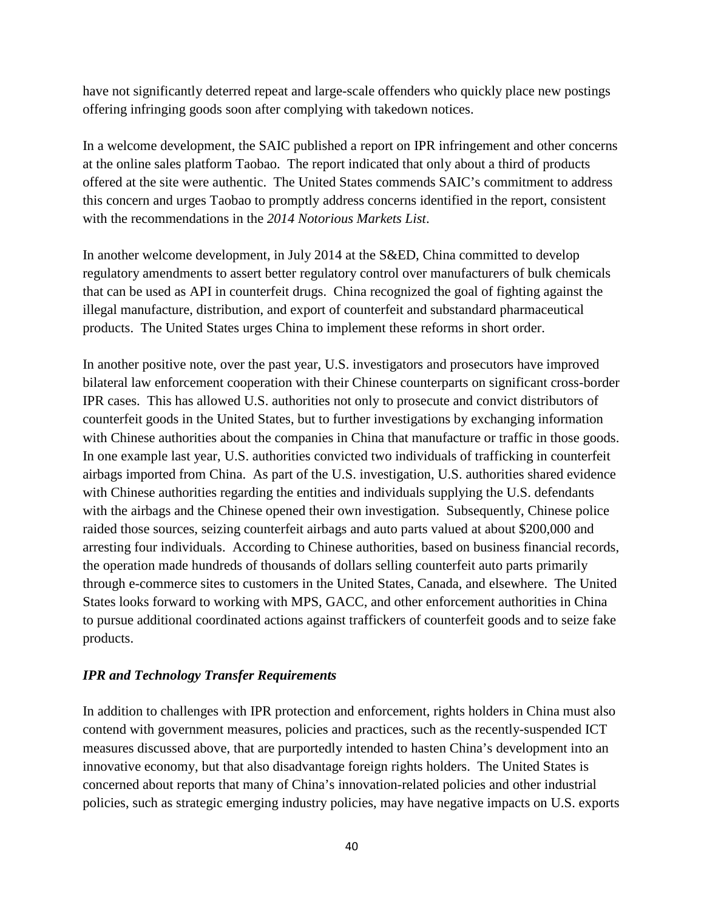have not significantly deterred repeat and large-scale offenders who quickly place new postings offering infringing goods soon after complying with takedown notices.

In a welcome development, the SAIC published a report on IPR infringement and other concerns at the online sales platform Taobao. The report indicated that only about a third of products offered at the site were authentic. The United States commends SAIC's commitment to address this concern and urges Taobao to promptly address concerns identified in the report, consistent with the recommendations in the *2014 Notorious Markets List*.

In another welcome development, in July 2014 at the S&ED, China committed to develop regulatory amendments to assert better regulatory control over manufacturers of bulk chemicals that can be used as API in counterfeit drugs. China recognized the goal of fighting against the illegal manufacture, distribution, and export of counterfeit and substandard pharmaceutical products. The United States urges China to implement these reforms in short order.

In another positive note, over the past year, U.S. investigators and prosecutors have improved bilateral law enforcement cooperation with their Chinese counterparts on significant cross-border IPR cases. This has allowed U.S. authorities not only to prosecute and convict distributors of counterfeit goods in the United States, but to further investigations by exchanging information with Chinese authorities about the companies in China that manufacture or traffic in those goods. In one example last year, U.S. authorities convicted two individuals of trafficking in counterfeit airbags imported from China. As part of the U.S. investigation, U.S. authorities shared evidence with Chinese authorities regarding the entities and individuals supplying the U.S. defendants with the airbags and the Chinese opened their own investigation. Subsequently, Chinese police raided those sources, seizing counterfeit airbags and auto parts valued at about $200,000 and arresting four individuals. According to Chinese authorities, based on business financial records, the operation made hundreds of thousands of dollars selling counterfeit auto parts primarily through e-commerce sites to customers in the United States, Canada, and elsewhere. The United States looks forward to working with MPS, GACC, and other enforcement authorities in China to pursue additional coordinated actions against traffickers of counterfeit goods and to seize fake products.

### *IPR and Technology Transfer Requirements*

In addition to challenges with IPR protection and enforcement, rights holders in China must also contend with government measures, policies and practices, such as the recently-suspended ICT measures discussed above, that are purportedly intended to hasten China's development into an innovative economy, but that also disadvantage foreign rights holders. The United States is concerned about reports that many of China's innovation-related policies and other industrial policies, such as strategic emerging industry policies, may have negative impacts on U.S. exports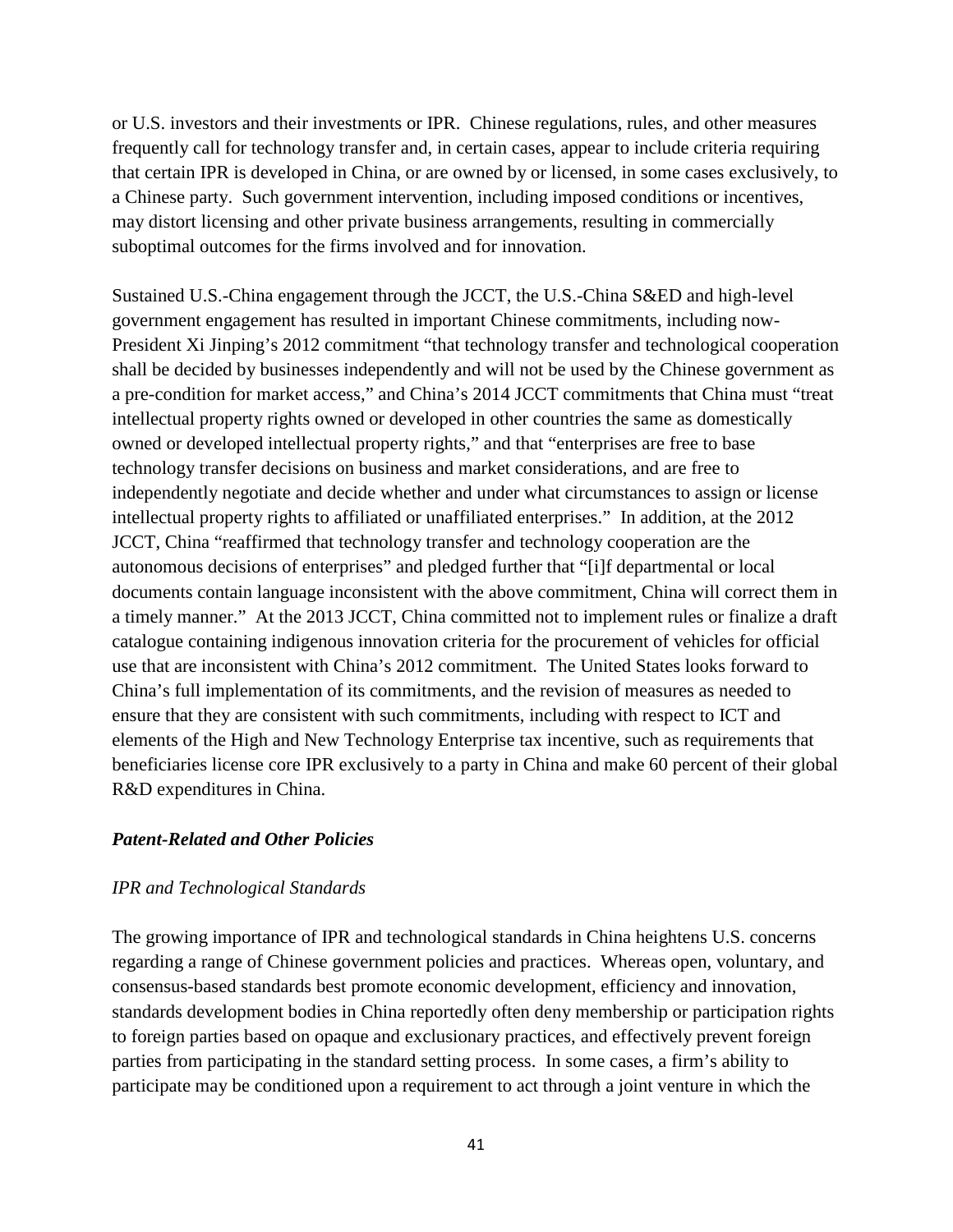or U.S. investors and their investments or IPR. Chinese regulations, rules, and other measures frequently call for technology transfer and, in certain cases, appear to include criteria requiring that certain IPR is developed in China, or are owned by or licensed, in some cases exclusively, to a Chinese party. Such government intervention, including imposed conditions or incentives, may distort licensing and other private business arrangements, resulting in commercially suboptimal outcomes for the firms involved and for innovation.

Sustained U.S.-China engagement through the JCCT, the U.S.-China S&ED and high-level government engagement has resulted in important Chinese commitments, including now-President Xi Jinping's 2012 commitment "that technology transfer and technological cooperation shall be decided by businesses independently and will not be used by the Chinese government as a pre-condition for market access," and China's 2014 JCCT commitments that China must "treat intellectual property rights owned or developed in other countries the same as domestically owned or developed intellectual property rights," and that "enterprises are free to base technology transfer decisions on business and market considerations, and are free to independently negotiate and decide whether and under what circumstances to assign or license intellectual property rights to affiliated or unaffiliated enterprises." In addition, at the 2012 JCCT, China "reaffirmed that technology transfer and technology cooperation are the autonomous decisions of enterprises" and pledged further that "[i]f departmental or local documents contain language inconsistent with the above commitment, China will correct them in a timely manner." At the 2013 JCCT, China committed not to implement rules or finalize a draft catalogue containing indigenous innovation criteria for the procurement of vehicles for official use that are inconsistent with China's 2012 commitment. The United States looks forward to China's full implementation of its commitments, and the revision of measures as needed to ensure that they are consistent with such commitments, including with respect to ICT and elements of the High and New Technology Enterprise tax incentive, such as requirements that beneficiaries license core IPR exclusively to a party in China and make 60 percent of their global R&D expenditures in China.

### *Patent-Related and Other Policies*

#### *IPR and Technological Standards*

The growing importance of IPR and technological standards in China heightens U.S. concerns regarding a range of Chinese government policies and practices. Whereas open, voluntary, and consensus-based standards best promote economic development, efficiency and innovation, standards development bodies in China reportedly often deny membership or participation rights to foreign parties based on opaque and exclusionary practices, and effectively prevent foreign parties from participating in the standard setting process. In some cases, a firm's ability to participate may be conditioned upon a requirement to act through a joint venture in which the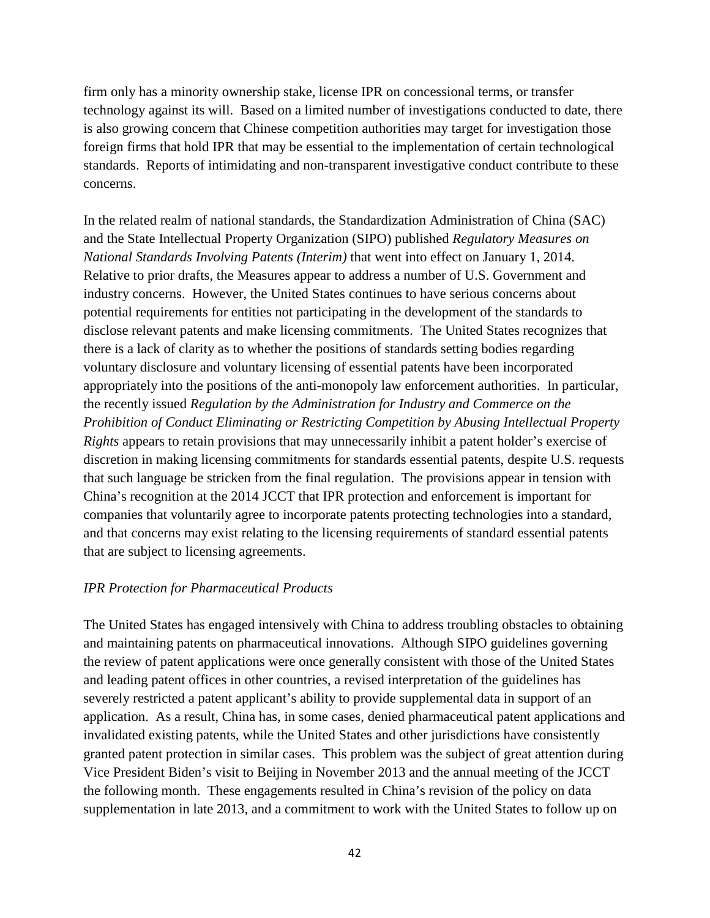firm only has a minority ownership stake, license IPR on concessional terms, or transfer technology against its will. Based on a limited number of investigations conducted to date, there is also growing concern that Chinese competition authorities may target for investigation those foreign firms that hold IPR that may be essential to the implementation of certain technological standards. Reports of intimidating and non-transparent investigative conduct contribute to these concerns.

In the related realm of national standards, the Standardization Administration of China (SAC) and the State Intellectual Property Organization (SIPO) published *Regulatory Measures on National Standards Involving Patents (Interim)* that went into effect on January 1, 2014. Relative to prior drafts, the Measures appear to address a number of U.S. Government and industry concerns. However, the United States continues to have serious concerns about potential requirements for entities not participating in the development of the standards to disclose relevant patents and make licensing commitments. The United States recognizes that there is a lack of clarity as to whether the positions of standards setting bodies regarding voluntary disclosure and voluntary licensing of essential patents have been incorporated appropriately into the positions of the anti-monopoly law enforcement authorities. In particular, the recently issued *Regulation by the Administration for Industry and Commerce on the Prohibition of Conduct Eliminating or Restricting Competition by Abusing Intellectual Property Rights* appears to retain provisions that may unnecessarily inhibit a patent holder's exercise of discretion in making licensing commitments for standards essential patents, despite U.S. requests that such language be stricken from the final regulation. The provisions appear in tension with China's recognition at the 2014 JCCT that IPR protection and enforcement is important for companies that voluntarily agree to incorporate patents protecting technologies into a standard, and that concerns may exist relating to the licensing requirements of standard essential patents that are subject to licensing agreements.

*IPR Protection for Pharmaceutical Products*

The United States has engaged intensively with China to address troubling obstacles to obtaining and maintaining patents on pharmaceutical innovations. Although SIPO guidelines governing the review of patent applications were once generally consistent with those of the United States and leading patent offices in other countries, a revised interpretation of the guidelines has severely restricted a patent applicant's ability to provide supplemental data in support of an application. As a result, China has, in some cases, denied pharmaceutical patent applications and invalidated existing patents, while the United States and other jurisdictions have consistently granted patent protection in similar cases. This problem was the subject of great attention during Vice President Biden's visit to Beijing in November 2013 and the annual meeting of the JCCT the following month. These engagements resulted in China's revision of the policy on data supplementation in late 2013, and a commitment to work with the United States to follow up on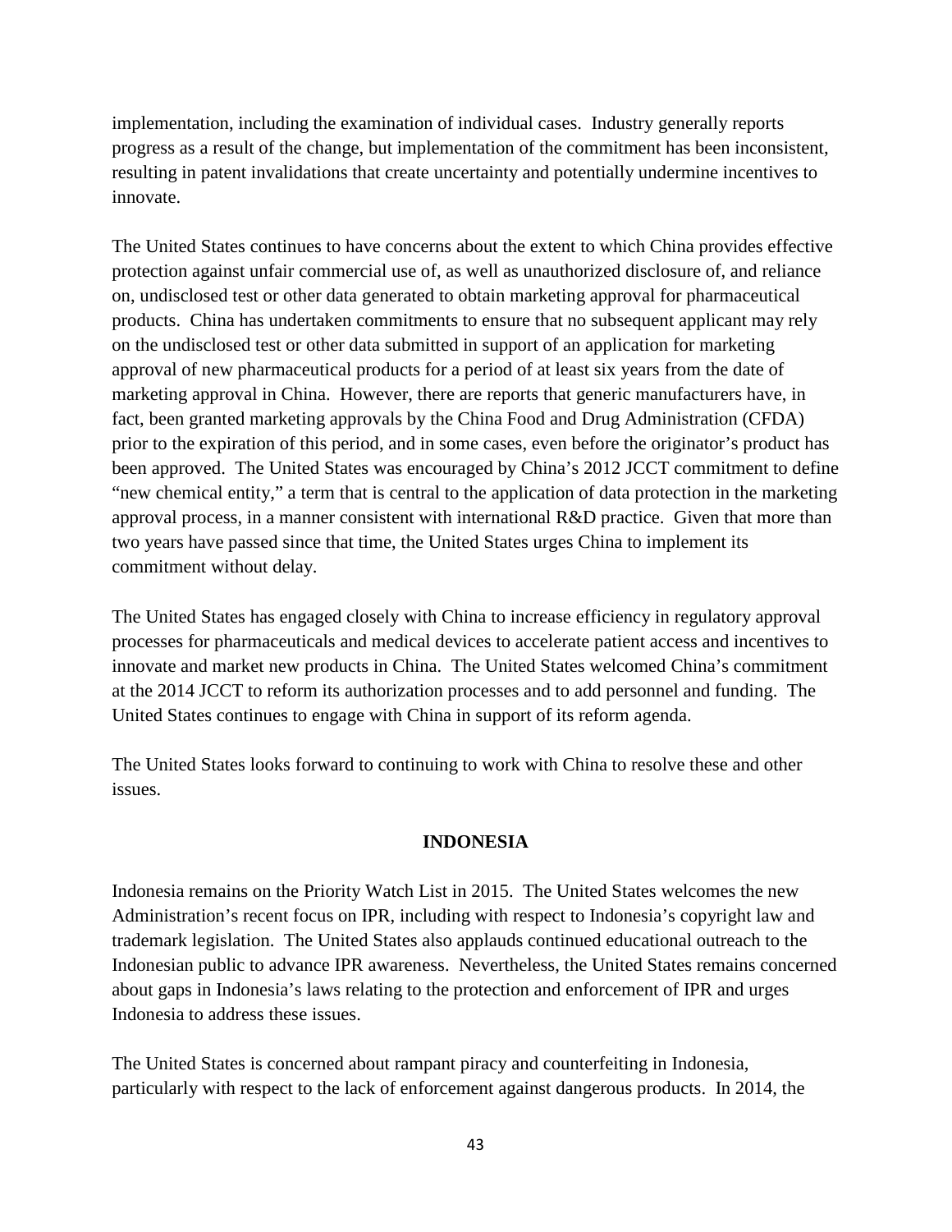implementation, including the examination of individual cases. Industry generally reports progress as a result of the change, but implementation of the commitment has been inconsistent, resulting in patent invalidations that create uncertainty and potentially undermine incentives to innovate.

The United States continues to have concerns about the extent to which China provides effective protection against unfair commercial use of, as well as unauthorized disclosure of, and reliance on, undisclosed test or other data generated to obtain marketing approval for pharmaceutical products. China has undertaken commitments to ensure that no subsequent applicant may rely on the undisclosed test or other data submitted in support of an application for marketing approval of new pharmaceutical products for a period of at least six years from the date of marketing approval in China. However, there are reports that generic manufacturers have, in fact, been granted marketing approvals by the China Food and Drug Administration (CFDA) prior to the expiration of this period, and in some cases, even before the originator's product has been approved. The United States was encouraged by China's 2012 JCCT commitment to define "new chemical entity," a term that is central to the application of data protection in the marketing approval process, in a manner consistent with international R&D practice. Given that more than two years have passed since that time, the United States urges China to implement its commitment without delay.

The United States has engaged closely with China to increase efficiency in regulatory approval processes for pharmaceuticals and medical devices to accelerate patient access and incentives to innovate and market new products in China. The United States welcomed China's commitment at the 2014 JCCT to reform its authorization processes and to add personnel and funding. The United States continues to engage with China in support of its reform agenda.

The United States looks forward to continuing to work with China to resolve these and other issues.

## INDONESIA

Indonesia remains on the Priority Watch List in 2015. The United States welcomes the new Administration's recent focus on IPR, including with respect to Indonesia's copyright law and trademark legislation. The United States also applauds continued educational outreach to the Indonesian public to advance IPR awareness. Nevertheless, the United States remains concerned about gaps in Indonesia's laws relating to the protection and enforcement of IPR and urges Indonesia to address these issues.

The United States is concerned about rampant piracy and counterfeiting in Indonesia, particularly with respect to the lack of enforcement against dangerous products. In 2014, the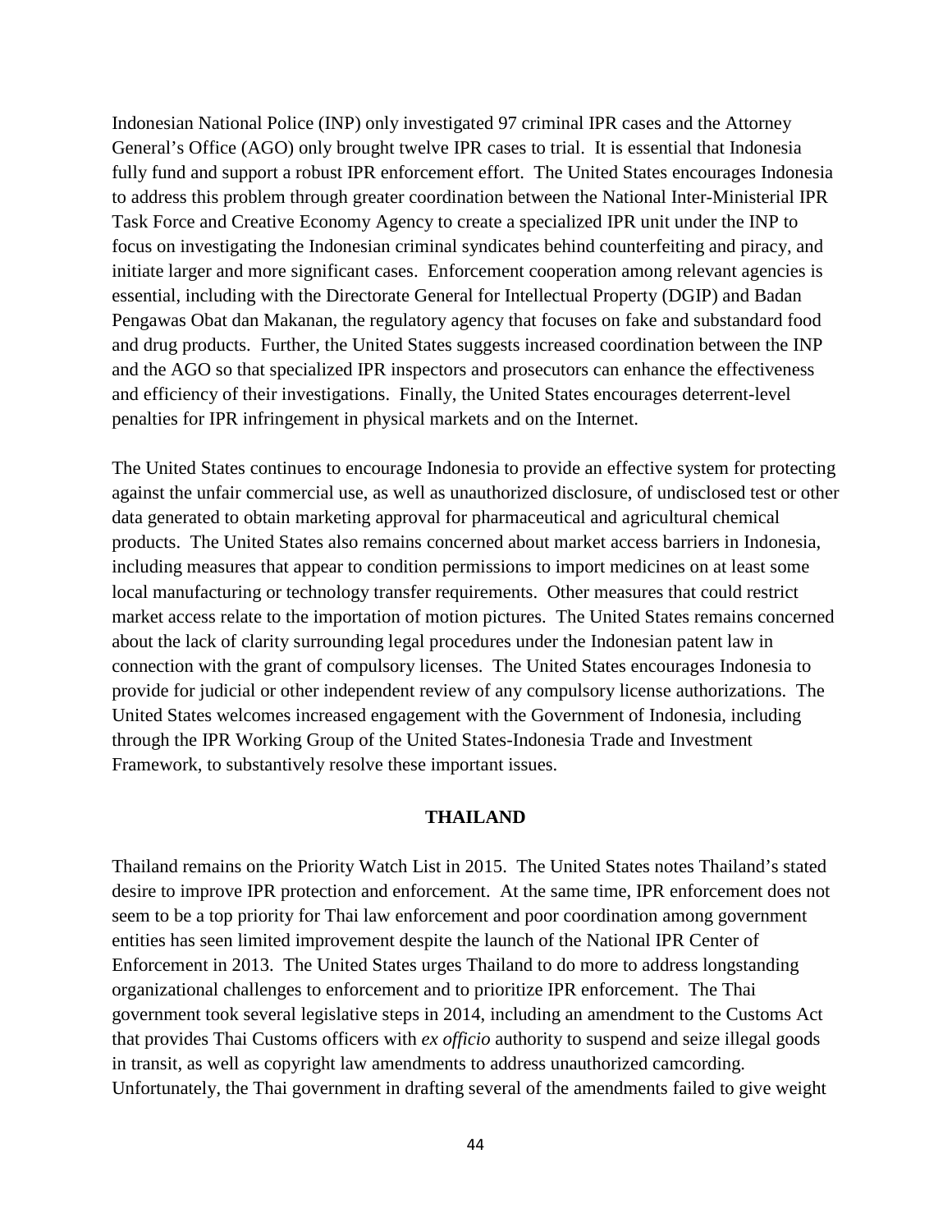Indonesian National Police (INP) only investigated 97 criminal IPR cases and the Attorney General's Office (AGO) only brought twelve IPR cases to trial. It is essential that Indonesia fully fund and support a robust IPR enforcement effort. The United States encourages Indonesia to address this problem through greater coordination between the National Inter-Ministerial IPR Task Force and Creative Economy Agency to create a specialized IPR unit under the INP to focus on investigating the Indonesian criminal syndicates behind counterfeiting and piracy, and initiate larger and more significant cases. Enforcement cooperation among relevant agencies is essential, including with the Directorate General for Intellectual Property (DGIP) and Badan Pengawas Obat dan Makanan, the regulatory agency that focuses on fake and substandard food and drug products. Further, the United States suggests increased coordination between the INP and the AGO so that specialized IPR inspectors and prosecutors can enhance the effectiveness and efficiency of their investigations. Finally, the United States encourages deterrent-level penalties for IPR infringement in physical markets and on the Internet.

The United States continues to encourage Indonesia to provide an effective system for protecting against the unfair commercial use, as well as unauthorized disclosure, of undisclosed test or other data generated to obtain marketing approval for pharmaceutical and agricultural chemical products. The United States also remains concerned about market access barriers in Indonesia, including measures that appear to condition permissions to import medicines on at least some local manufacturing or technology transfer requirements. Other measures that could restrict market access relate to the importation of motion pictures. The United States remains concerned about the lack of clarity surrounding legal procedures under the Indonesian patent law in connection with the grant of compulsory licenses. The United States encourages Indonesia to provide for judicial or other independent review of any compulsory license authorizations. The United States welcomes increased engagement with the Government of Indonesia, including through the IPR Working Group of the United States-Indonesia Trade and Investment Framework, to substantively resolve these important issues.

## THAILAND

Thailand remains on the Priority Watch List in 2015. The United States notes Thailand's stated desire to improve IPR protection and enforcement. At the same time, IPR enforcement does not seem to be a top priority for Thai law enforcement and poor coordination among government entities has seen limited improvement despite the launch of the National IPR Center of Enforcement in 2013. The United States urges Thailand to do more to address longstanding organizational challenges to enforcement and to prioritize IPR enforcement. The Thai government took several legislative steps in 2014, including an amendment to the Customs Act that provides Thai Customs officers with *ex officio* authority to suspend and seize illegal goods in transit, as well as copyright law amendments to address unauthorized camcording. Unfortunately, the Thai government in drafting several of the amendments failed to give weight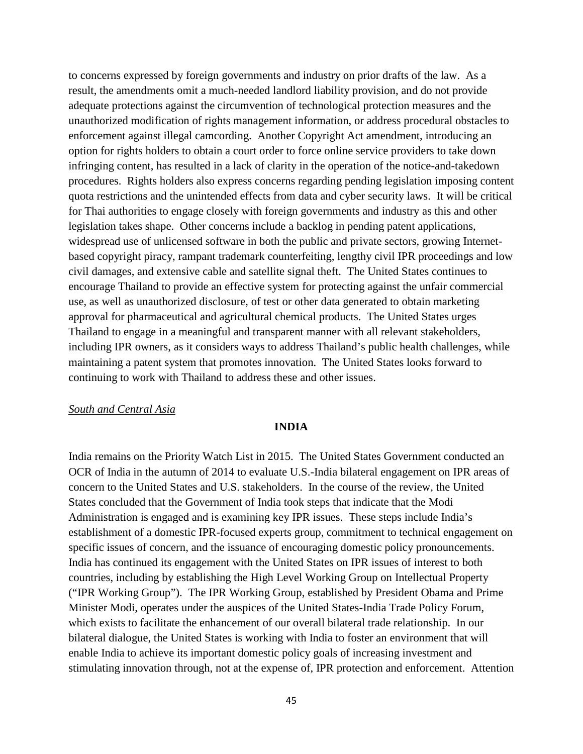to concerns expressed by foreign governments and industry on prior drafts of the law. As a result, the amendments omit a much-needed landlord liability provision, and do not provide adequate protections against the circumvention of technological protection measures and the unauthorized modification of rights management information, or address procedural obstacles to enforcement against illegal camcording. Another Copyright Act amendment, introducing an option for rights holders to obtain a court order to force online service providers to take down infringing content, has resulted in a lack of clarity in the operation of the notice-and-takedown procedures. Rights holders also express concerns regarding pending legislation imposing content quota restrictions and the unintended effects from data and cyber security laws. It will be critical for Thai authorities to engage closely with foreign governments and industry as this and other legislation takes shape. Other concerns include a backlog in pending patent applications, widespread use of unlicensed software in both the public and private sectors, growing Internet-based copyright piracy, rampant trademark counterfeiting, lengthy civil IPR proceedings and low civil damages, and extensive cable and satellite signal theft. The United States continues to encourage Thailand to provide an effective system for protecting against the unfair commercial use, as well as unauthorized disclosure, of test or other data generated to obtain marketing approval for pharmaceutical and agricultural chemical products. The United States urges Thailand to engage in a meaningful and transparent manner with all relevant stakeholders, including IPR owners, as it considers ways to address Thailand's public health challenges, while maintaining a patent system that promotes innovation. The United States looks forward to continuing to work with Thailand to address these and other issues.

*South and Central Asia*

## INDIA

India remains on the Priority Watch List in 2015. The United States Government conducted an OCR of India in the autumn of 2014 to evaluate U.S.-India bilateral engagement on IPR areas of concern to the United States and U.S. stakeholders. In the course of the review, the United States concluded that the Government of India took steps that indicate that the Modi Administration is engaged and is examining key IPR issues. These steps include India's establishment of a domestic IPR-focused experts group, commitment to technical engagement on specific issues of concern, and the issuance of encouraging domestic policy pronouncements. India has continued its engagement with the United States on IPR issues of interest to both countries, including by establishing the High Level Working Group on Intellectual Property ("IPR Working Group"). The IPR Working Group, established by President Obama and Prime Minister Modi, operates under the auspices of the United States-India Trade Policy Forum, which exists to facilitate the enhancement of our overall bilateral trade relationship. In our bilateral dialogue, the United States is working with India to foster an environment that will enable India to achieve its important domestic policy goals of increasing investment and stimulating innovation through, not at the expense of, IPR protection and enforcement. Attention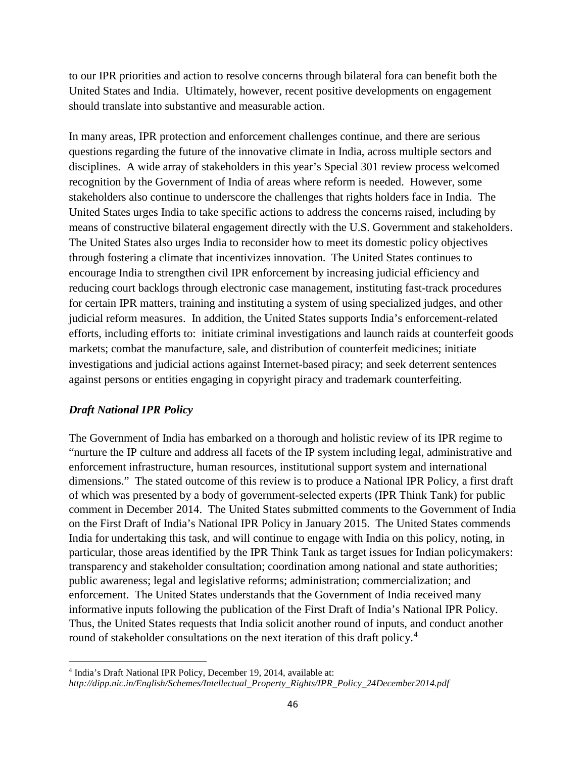to our IPR priorities and action to resolve concerns through bilateral fora can benefit both the United States and India. Ultimately, however, recent positive developments on engagement should translate into substantive and measurable action.

In many areas, IPR protection and enforcement challenges continue, and there are serious questions regarding the future of the innovative climate in India, across multiple sectors and disciplines. A wide array of stakeholders in this year's Special 301 review process welcomed recognition by the Government of India of areas where reform is needed. However, some stakeholders also continue to underscore the challenges that rights holders face in India. The United States urges India to take specific actions to address the concerns raised, including by means of constructive bilateral engagement directly with the U.S. Government and stakeholders. The United States also urges India to reconsider how to meet its domestic policy objectives through fostering a climate that incentivizes innovation. The United States continues to encourage India to strengthen civil IPR enforcement by increasing judicial efficiency and reducing court backlogs through electronic case management, instituting fast-track procedures for certain IPR matters, training and instituting a system of using specialized judges, and other judicial reform measures. In addition, the United States supports India's enforcement-related efforts, including efforts to: initiate criminal investigations and launch raids at counterfeit goods markets; combat the manufacture, sale, and distribution of counterfeit medicines; initiate investigations and judicial actions against Internet-based piracy; and seek deterrent sentences against persons or entities engaging in copyright piracy and trademark counterfeiting.

### *Draft National IPR Policy*

The Government of India has embarked on a thorough and holistic review of its IPR regime to "nurture the IP culture and address all facets of the IP system including legal, administrative and enforcement infrastructure, human resources, institutional support system and international dimensions." The stated outcome of this review is to produce a National IPR Policy, a first draft of which was presented by a body of government-selected experts (IPR Think Tank) for public comment in December 2014. The United States submitted comments to the Government of India on the First Draft of India's National IPR Policy in January 2015. The United States commends India for undertaking this task, and will continue to engage with India on this policy, noting, in particular, those areas identified by the IPR Think Tank as target issues for Indian policymakers: transparency and stakeholder consultation; coordination among national and state authorities; public awareness; legal and legislative reforms; administration; commercialization; and enforcement. The United States understands that the Government of India received many informative inputs following the publication of the First Draft of India's National IPR Policy. Thus, the United States requests that India solicit another round of inputs, and conduct another round of stakeholder consultations on the next iteration of this draft policy.[4]

---

[4] India's Draft National IPR Policy, December 19, 2014, available at: *http://dipp.nic.in/English/Schemes/Intellectual_Property_Rights/IPR_Policy_24December2014.pdf*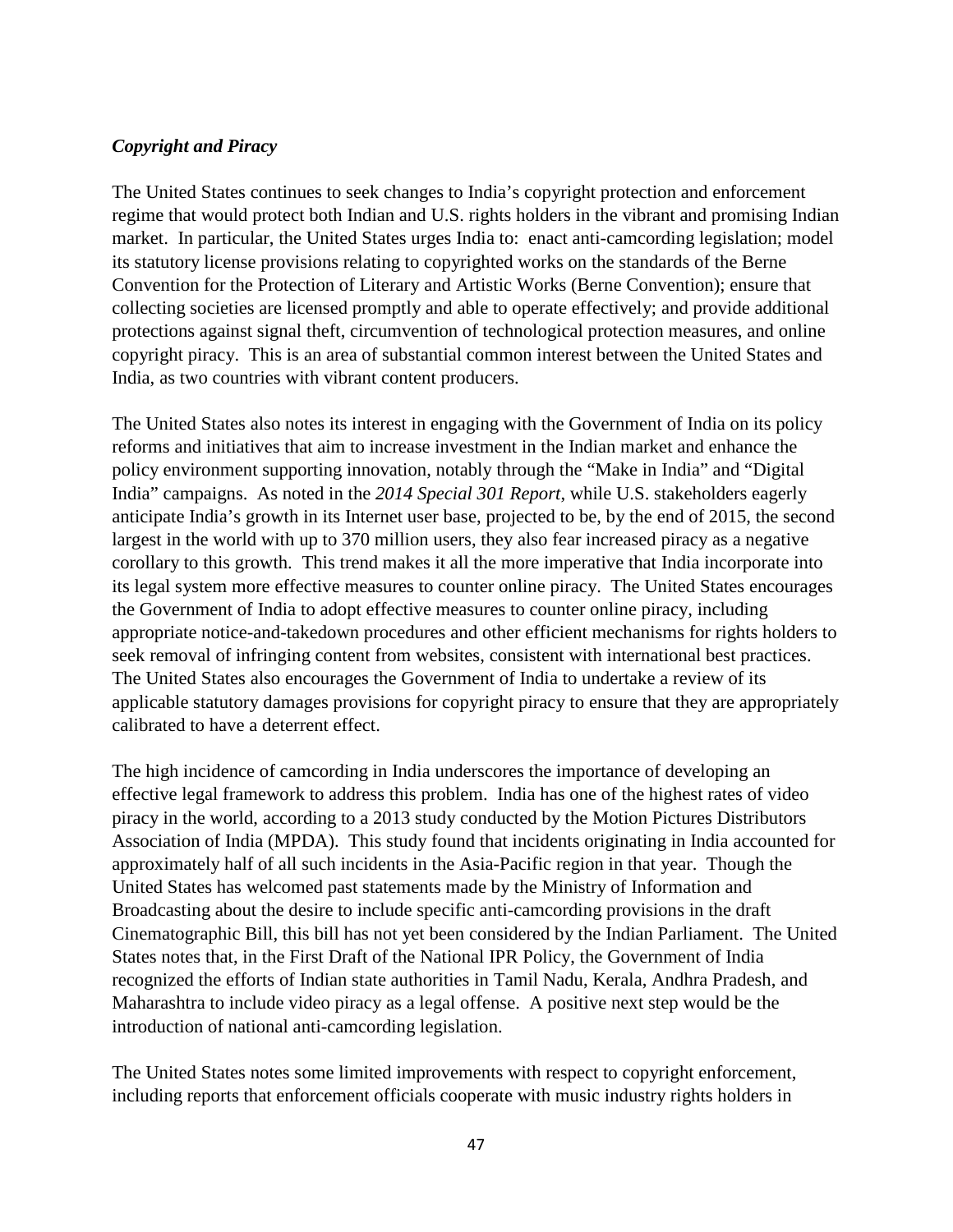***Copyright and Piracy***

The United States continues to seek changes to India's copyright protection and enforcement regime that would protect both Indian and U.S. rights holders in the vibrant and promising Indian market. In particular, the United States urges India to: enact anti-camcording legislation; model its statutory license provisions relating to copyrighted works on the standards of the Berne Convention for the Protection of Literary and Artistic Works (Berne Convention); ensure that collecting societies are licensed promptly and able to operate effectively; and provide additional protections against signal theft, circumvention of technological protection measures, and online copyright piracy. This is an area of substantial common interest between the United States and India, as two countries with vibrant content producers.

The United States also notes its interest in engaging with the Government of India on its policy reforms and initiatives that aim to increase investment in the Indian market and enhance the policy environment supporting innovation, notably through the "Make in India" and "Digital India" campaigns. As noted in the *2014 Special 301 Report*, while U.S. stakeholders eagerly anticipate India's growth in its Internet user base, projected to be, by the end of 2015, the second largest in the world with up to 370 million users, they also fear increased piracy as a negative corollary to this growth. This trend makes it all the more imperative that India incorporate into its legal system more effective measures to counter online piracy. The United States encourages the Government of India to adopt effective measures to counter online piracy, including appropriate notice-and-takedown procedures and other efficient mechanisms for rights holders to seek removal of infringing content from websites, consistent with international best practices. The United States also encourages the Government of India to undertake a review of its applicable statutory damages provisions for copyright piracy to ensure that they are appropriately calibrated to have a deterrent effect.

The high incidence of camcording in India underscores the importance of developing an effective legal framework to address this problem. India has one of the highest rates of video piracy in the world, according to a 2013 study conducted by the Motion Pictures Distributors Association of India (MPDA). This study found that incidents originating in India accounted for approximately half of all such incidents in the Asia-Pacific region in that year. Though the United States has welcomed past statements made by the Ministry of Information and Broadcasting about the desire to include specific anti-camcording provisions in the draft Cinematographic Bill, this bill has not yet been considered by the Indian Parliament. The United States notes that, in the First Draft of the National IPR Policy, the Government of India recognized the efforts of Indian state authorities in Tamil Nadu, Kerala, Andhra Pradesh, and Maharashtra to include video piracy as a legal offense. A positive next step would be the introduction of national anti-camcording legislation.

The United States notes some limited improvements with respect to copyright enforcement, including reports that enforcement officials cooperate with music industry rights holders in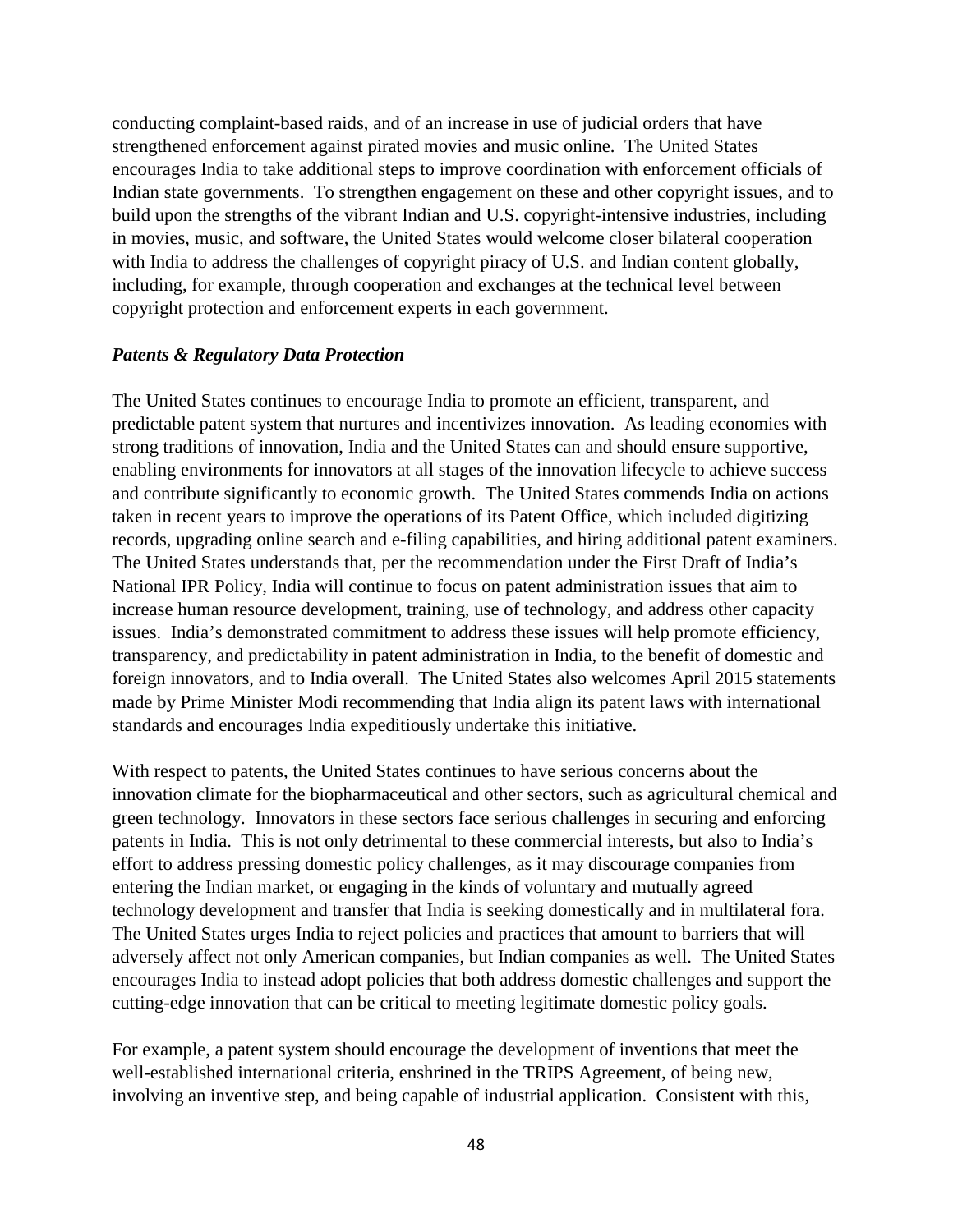conducting complaint-based raids, and of an increase in use of judicial orders that have strengthened enforcement against pirated movies and music online. The United States encourages India to take additional steps to improve coordination with enforcement officials of Indian state governments. To strengthen engagement on these and other copyright issues, and to build upon the strengths of the vibrant Indian and U.S. copyright-intensive industries, including in movies, music, and software, the United States would welcome closer bilateral cooperation with India to address the challenges of copyright piracy of U.S. and Indian content globally, including, for example, through cooperation and exchanges at the technical level between copyright protection and enforcement experts in each government.

***Patents & Regulatory Data Protection***

The United States continues to encourage India to promote an efficient, transparent, and predictable patent system that nurtures and incentivizes innovation. As leading economies with strong traditions of innovation, India and the United States can and should ensure supportive, enabling environments for innovators at all stages of the innovation lifecycle to achieve success and contribute significantly to economic growth. The United States commends India on actions taken in recent years to improve the operations of its Patent Office, which included digitizing records, upgrading online search and e-filing capabilities, and hiring additional patent examiners. The United States understands that, per the recommendation under the First Draft of India's National IPR Policy, India will continue to focus on patent administration issues that aim to increase human resource development, training, use of technology, and address other capacity issues. India's demonstrated commitment to address these issues will help promote efficiency, transparency, and predictability in patent administration in India, to the benefit of domestic and foreign innovators, and to India overall. The United States also welcomes April 2015 statements made by Prime Minister Modi recommending that India align its patent laws with international standards and encourages India expeditiously undertake this initiative.

With respect to patents, the United States continues to have serious concerns about the innovation climate for the biopharmaceutical and other sectors, such as agricultural chemical and green technology. Innovators in these sectors face serious challenges in securing and enforcing patents in India. This is not only detrimental to these commercial interests, but also to India's effort to address pressing domestic policy challenges, as it may discourage companies from entering the Indian market, or engaging in the kinds of voluntary and mutually agreed technology development and transfer that India is seeking domestically and in multilateral fora. The United States urges India to reject policies and practices that amount to barriers that will adversely affect not only American companies, but Indian companies as well. The United States encourages India to instead adopt policies that both address domestic challenges and support the cutting-edge innovation that can be critical to meeting legitimate domestic policy goals.

For example, a patent system should encourage the development of inventions that meet the well-established international criteria, enshrined in the TRIPS Agreement, of being new, involving an inventive step, and being capable of industrial application. Consistent with this,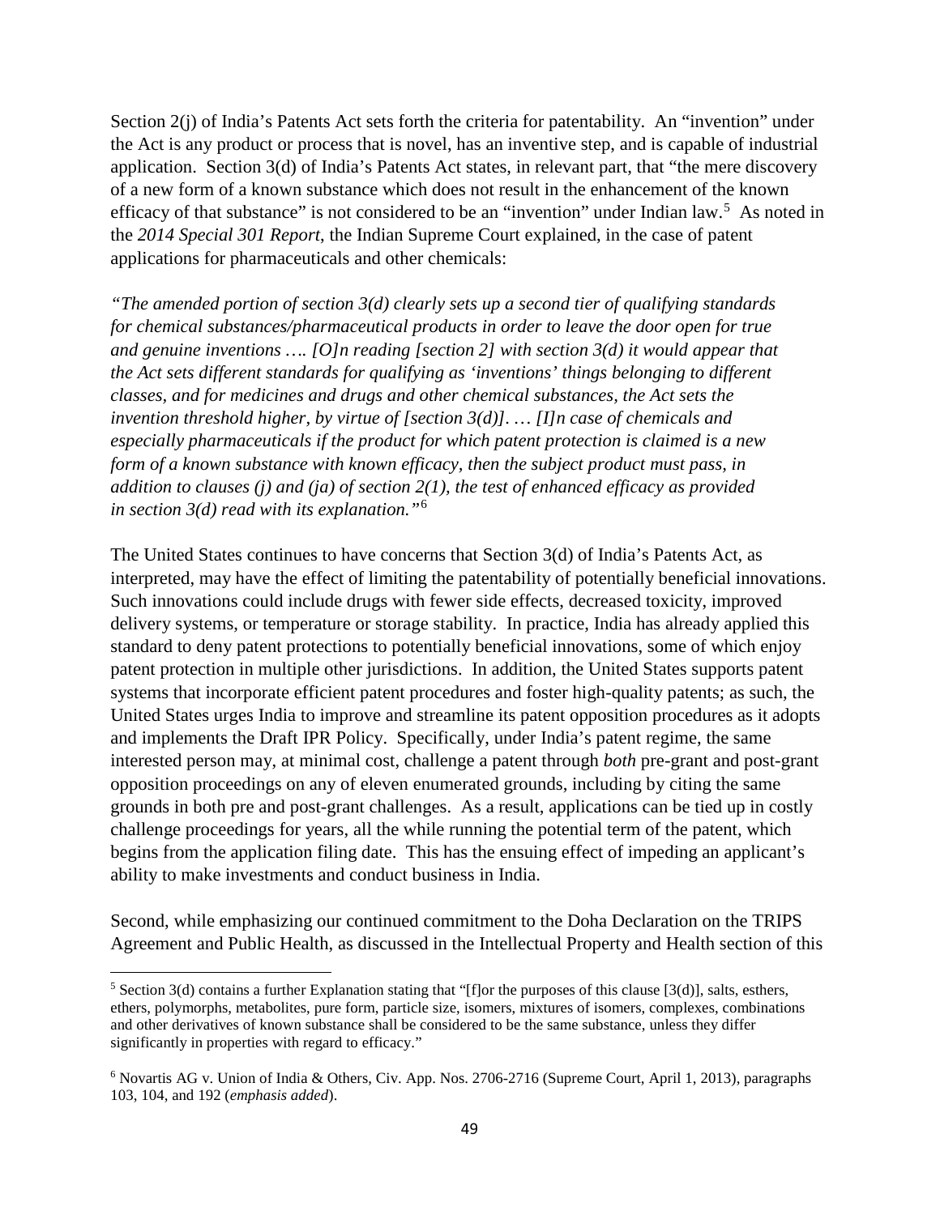Section 2(j) of India's Patents Act sets forth the criteria for patentability. An "invention" under the Act is any product or process that is novel, has an inventive step, and is capable of industrial application. Section 3(d) of India's Patents Act states, in relevant part, that "the mere discovery of a new form of a known substance which does not result in the enhancement of the known efficacy of that substance" is not considered to be an "invention" under Indian law.[5] As noted in the *2014 Special 301 Report*, the Indian Supreme Court explained, in the case of patent applications for pharmaceuticals and other chemicals:

*"The amended portion of section 3(d) clearly sets up a second tier of qualifying standards for chemical substances/pharmaceutical products in order to leave the door open for true and genuine inventions …. [O]n reading [section 2] with section 3(d) it would appear that the Act sets different standards for qualifying as 'inventions' things belonging to different classes, and for medicines and drugs and other chemical substances, the Act sets the invention threshold higher, by virtue of [section 3(d)]. … [I]n case of chemicals and especially pharmaceuticals if the product for which patent protection is claimed is a new form of a known substance with known efficacy, then the subject product must pass, in addition to clauses (j) and (ja) of section 2(1), the test of enhanced efficacy as provided in section 3(d) read with its explanation."*[6]

The United States continues to have concerns that Section 3(d) of India's Patents Act, as interpreted, may have the effect of limiting the patentability of potentially beneficial innovations. Such innovations could include drugs with fewer side effects, decreased toxicity, improved delivery systems, or temperature or storage stability. In practice, India has already applied this standard to deny patent protections to potentially beneficial innovations, some of which enjoy patent protection in multiple other jurisdictions. In addition, the United States supports patent systems that incorporate efficient patent procedures and foster high-quality patents; as such, the United States urges India to improve and streamline its patent opposition procedures as it adopts and implements the Draft IPR Policy. Specifically, under India's patent regime, the same interested person may, at minimal cost, challenge a patent through *both* pre-grant and post-grant opposition proceedings on any of eleven enumerated grounds, including by citing the same grounds in both pre and post-grant challenges. As a result, applications can be tied up in costly challenge proceedings for years, all the while running the potential term of the patent, which begins from the application filing date. This has the ensuing effect of impeding an applicant's ability to make investments and conduct business in India.

Second, while emphasizing our continued commitment to the Doha Declaration on the TRIPS Agreement and Public Health, as discussed in the Intellectual Property and Health section of this

---

[5] Section 3(d) contains a further Explanation stating that "[f]or the purposes of this clause [3(d)], salts, esthers, ethers, polymorphs, metabolites, pure form, particle size, isomers, mixtures of isomers, complexes, combinations and other derivatives of known substance shall be considered to be the same substance, unless they differ significantly in properties with regard to efficacy."

[6] Novartis AG v. Union of India & Others, Civ. App. Nos. 2706-2716 (Supreme Court, April 1, 2013), paragraphs 103, 104, and 192 (*emphasis added*).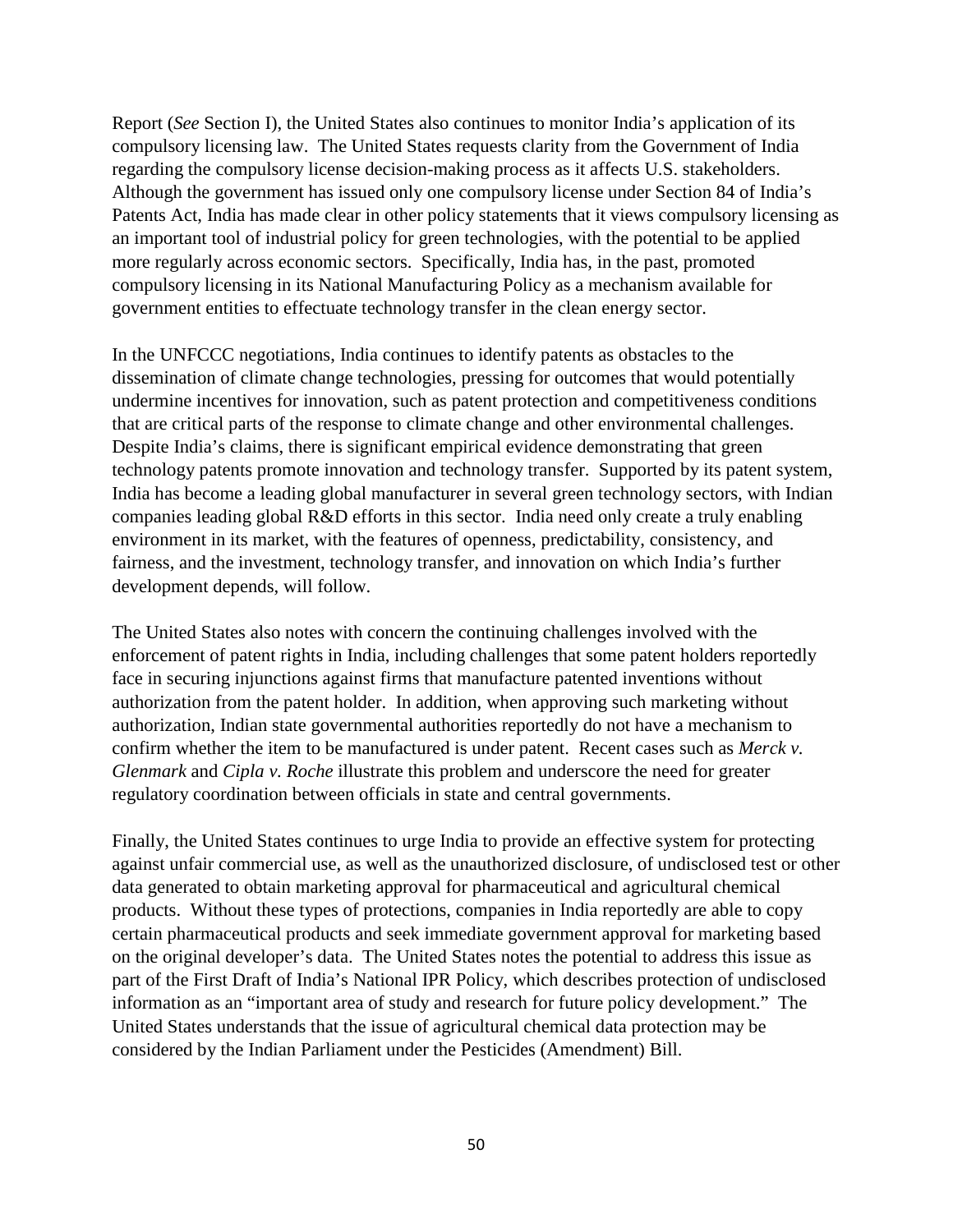Report (*See* Section I), the United States also continues to monitor India's application of its compulsory licensing law. The United States requests clarity from the Government of India regarding the compulsory license decision-making process as it affects U.S. stakeholders. Although the government has issued only one compulsory license under Section 84 of India's Patents Act, India has made clear in other policy statements that it views compulsory licensing as an important tool of industrial policy for green technologies, with the potential to be applied more regularly across economic sectors. Specifically, India has, in the past, promoted compulsory licensing in its National Manufacturing Policy as a mechanism available for government entities to effectuate technology transfer in the clean energy sector.

In the UNFCCC negotiations, India continues to identify patents as obstacles to the dissemination of climate change technologies, pressing for outcomes that would potentially undermine incentives for innovation, such as patent protection and competitiveness conditions that are critical parts of the response to climate change and other environmental challenges. Despite India's claims, there is significant empirical evidence demonstrating that green technology patents promote innovation and technology transfer. Supported by its patent system, India has become a leading global manufacturer in several green technology sectors, with Indian companies leading global R&D efforts in this sector. India need only create a truly enabling environment in its market, with the features of openness, predictability, consistency, and fairness, and the investment, technology transfer, and innovation on which India's further development depends, will follow.

The United States also notes with concern the continuing challenges involved with the enforcement of patent rights in India, including challenges that some patent holders reportedly face in securing injunctions against firms that manufacture patented inventions without authorization from the patent holder. In addition, when approving such marketing without authorization, Indian state governmental authorities reportedly do not have a mechanism to confirm whether the item to be manufactured is under patent. Recent cases such as *Merck v. Glenmark* and *Cipla v. Roche* illustrate this problem and underscore the need for greater regulatory coordination between officials in state and central governments.

Finally, the United States continues to urge India to provide an effective system for protecting against unfair commercial use, as well as the unauthorized disclosure, of undisclosed test or other data generated to obtain marketing approval for pharmaceutical and agricultural chemical products. Without these types of protections, companies in India reportedly are able to copy certain pharmaceutical products and seek immediate government approval for marketing based on the original developer's data. The United States notes the potential to address this issue as part of the First Draft of India's National IPR Policy, which describes protection of undisclosed information as an "important area of study and research for future policy development." The United States understands that the issue of agricultural chemical data protection may be considered by the Indian Parliament under the Pesticides (Amendment) Bill.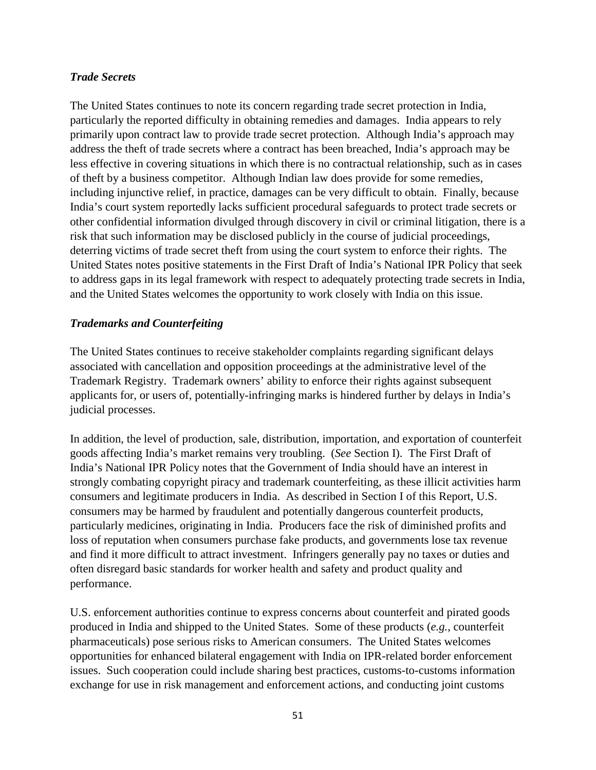### *Trade Secrets*

The United States continues to note its concern regarding trade secret protection in India, particularly the reported difficulty in obtaining remedies and damages. India appears to rely primarily upon contract law to provide trade secret protection. Although India's approach may address the theft of trade secrets where a contract has been breached, India's approach may be less effective in covering situations in which there is no contractual relationship, such as in cases of theft by a business competitor. Although Indian law does provide for some remedies, including injunctive relief, in practice, damages can be very difficult to obtain. Finally, because India's court system reportedly lacks sufficient procedural safeguards to protect trade secrets or other confidential information divulged through discovery in civil or criminal litigation, there is a risk that such information may be disclosed publicly in the course of judicial proceedings, deterring victims of trade secret theft from using the court system to enforce their rights. The United States notes positive statements in the First Draft of India's National IPR Policy that seek to address gaps in its legal framework with respect to adequately protecting trade secrets in India, and the United States welcomes the opportunity to work closely with India on this issue.

### *Trademarks and Counterfeiting*

The United States continues to receive stakeholder complaints regarding significant delays associated with cancellation and opposition proceedings at the administrative level of the Trademark Registry. Trademark owners' ability to enforce their rights against subsequent applicants for, or users of, potentially-infringing marks is hindered further by delays in India's judicial processes.

In addition, the level of production, sale, distribution, importation, and exportation of counterfeit goods affecting India's market remains very troubling. (*See* Section I). The First Draft of India's National IPR Policy notes that the Government of India should have an interest in strongly combating copyright piracy and trademark counterfeiting, as these illicit activities harm consumers and legitimate producers in India. As described in Section I of this Report, U.S. consumers may be harmed by fraudulent and potentially dangerous counterfeit products, particularly medicines, originating in India. Producers face the risk of diminished profits and loss of reputation when consumers purchase fake products, and governments lose tax revenue and find it more difficult to attract investment. Infringers generally pay no taxes or duties and often disregard basic standards for worker health and safety and product quality and performance.

U.S. enforcement authorities continue to express concerns about counterfeit and pirated goods produced in India and shipped to the United States. Some of these products (*e.g.*, counterfeit pharmaceuticals) pose serious risks to American consumers. The United States welcomes opportunities for enhanced bilateral engagement with India on IPR-related border enforcement issues. Such cooperation could include sharing best practices, customs-to-customs information exchange for use in risk management and enforcement actions, and conducting joint customs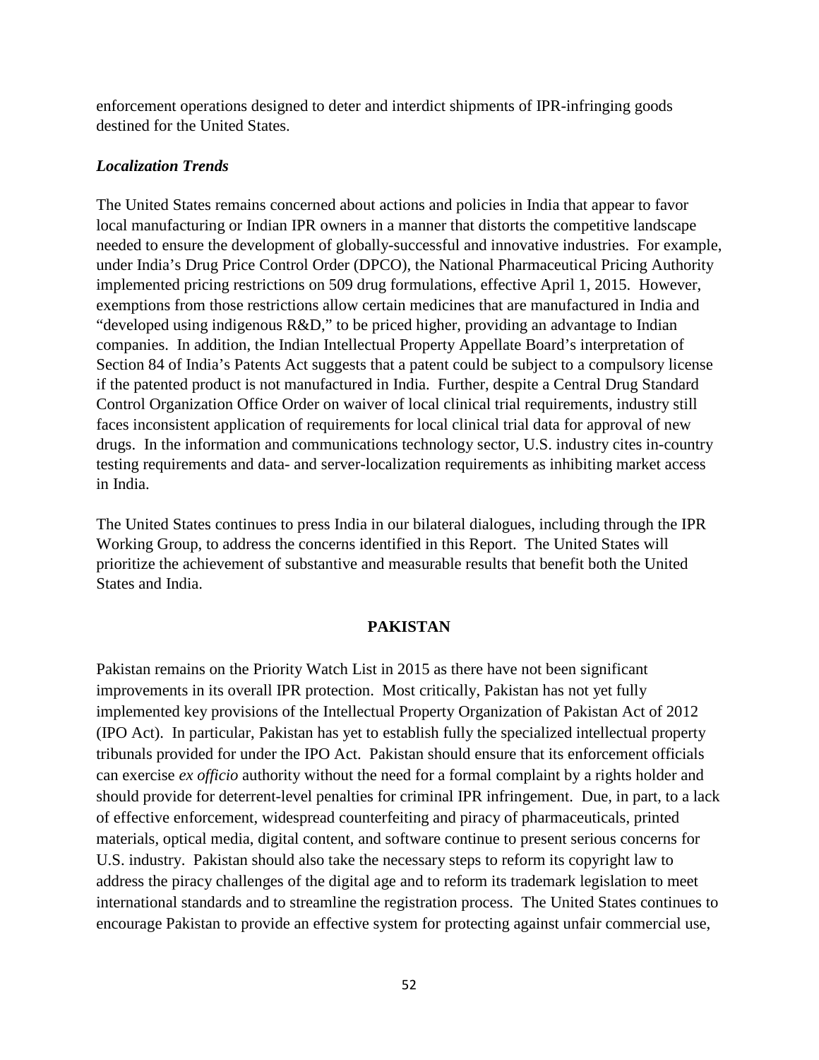enforcement operations designed to deter and interdict shipments of IPR-infringing goods destined for the United States.

***Localization Trends***

The United States remains concerned about actions and policies in India that appear to favor local manufacturing or Indian IPR owners in a manner that distorts the competitive landscape needed to ensure the development of globally-successful and innovative industries. For example, under India's Drug Price Control Order (DPCO), the National Pharmaceutical Pricing Authority implemented pricing restrictions on 509 drug formulations, effective April 1, 2015. However, exemptions from those restrictions allow certain medicines that are manufactured in India and "developed using indigenous R&D," to be priced higher, providing an advantage to Indian companies. In addition, the Indian Intellectual Property Appellate Board's interpretation of Section 84 of India's Patents Act suggests that a patent could be subject to a compulsory license if the patented product is not manufactured in India. Further, despite a Central Drug Standard Control Organization Office Order on waiver of local clinical trial requirements, industry still faces inconsistent application of requirements for local clinical trial data for approval of new drugs. In the information and communications technology sector, U.S. industry cites in-country testing requirements and data- and server-localization requirements as inhibiting market access in India.

The United States continues to press India in our bilateral dialogues, including through the IPR Working Group, to address the concerns identified in this Report. The United States will prioritize the achievement of substantive and measurable results that benefit both the United States and India.

## PAKISTAN

Pakistan remains on the Priority Watch List in 2015 as there have not been significant improvements in its overall IPR protection. Most critically, Pakistan has not yet fully implemented key provisions of the Intellectual Property Organization of Pakistan Act of 2012 (IPO Act). In particular, Pakistan has yet to establish fully the specialized intellectual property tribunals provided for under the IPO Act. Pakistan should ensure that its enforcement officials can exercise *ex officio* authority without the need for a formal complaint by a rights holder and should provide for deterrent-level penalties for criminal IPR infringement. Due, in part, to a lack of effective enforcement, widespread counterfeiting and piracy of pharmaceuticals, printed materials, optical media, digital content, and software continue to present serious concerns for U.S. industry. Pakistan should also take the necessary steps to reform its copyright law to address the piracy challenges of the digital age and to reform its trademark legislation to meet international standards and to streamline the registration process. The United States continues to encourage Pakistan to provide an effective system for protecting against unfair commercial use,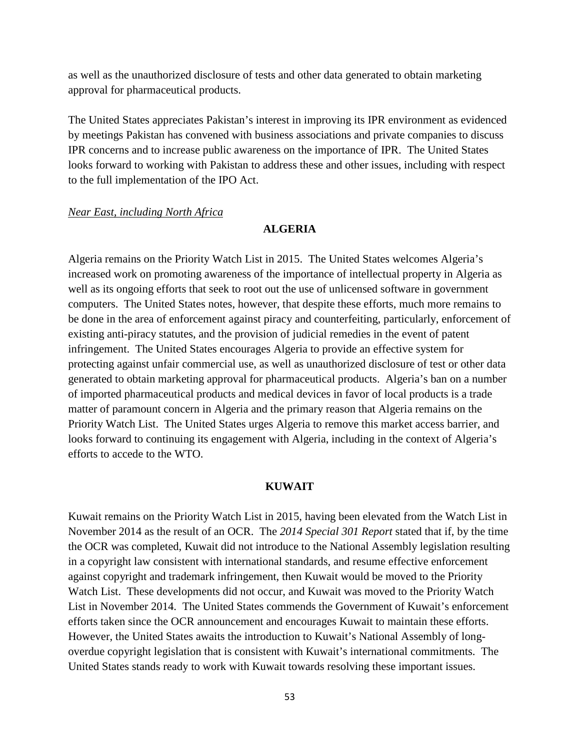as well as the unauthorized disclosure of tests and other data generated to obtain marketing approval for pharmaceutical products.

The United States appreciates Pakistan's interest in improving its IPR environment as evidenced by meetings Pakistan has convened with business associations and private companies to discuss IPR concerns and to increase public awareness on the importance of IPR. The United States looks forward to working with Pakistan to address these and other issues, including with respect to the full implementation of the IPO Act.

*Near East, including North Africa*

## ALGERIA

Algeria remains on the Priority Watch List in 2015. The United States welcomes Algeria's increased work on promoting awareness of the importance of intellectual property in Algeria as well as its ongoing efforts that seek to root out the use of unlicensed software in government computers. The United States notes, however, that despite these efforts, much more remains to be done in the area of enforcement against piracy and counterfeiting, particularly, enforcement of existing anti-piracy statutes, and the provision of judicial remedies in the event of patent infringement. The United States encourages Algeria to provide an effective system for protecting against unfair commercial use, as well as unauthorized disclosure of test or other data generated to obtain marketing approval for pharmaceutical products. Algeria's ban on a number of imported pharmaceutical products and medical devices in favor of local products is a trade matter of paramount concern in Algeria and the primary reason that Algeria remains on the Priority Watch List. The United States urges Algeria to remove this market access barrier, and looks forward to continuing its engagement with Algeria, including in the context of Algeria's efforts to accede to the WTO.

## KUWAIT

Kuwait remains on the Priority Watch List in 2015, having been elevated from the Watch List in November 2014 as the result of an OCR. The *2014 Special 301 Report* stated that if, by the time the OCR was completed, Kuwait did not introduce to the National Assembly legislation resulting in a copyright law consistent with international standards, and resume effective enforcement against copyright and trademark infringement, then Kuwait would be moved to the Priority Watch List. These developments did not occur, and Kuwait was moved to the Priority Watch List in November 2014. The United States commends the Government of Kuwait's enforcement efforts taken since the OCR announcement and encourages Kuwait to maintain these efforts. However, the United States awaits the introduction to Kuwait's National Assembly of long-overdue copyright legislation that is consistent with Kuwait's international commitments. The United States stands ready to work with Kuwait towards resolving these important issues.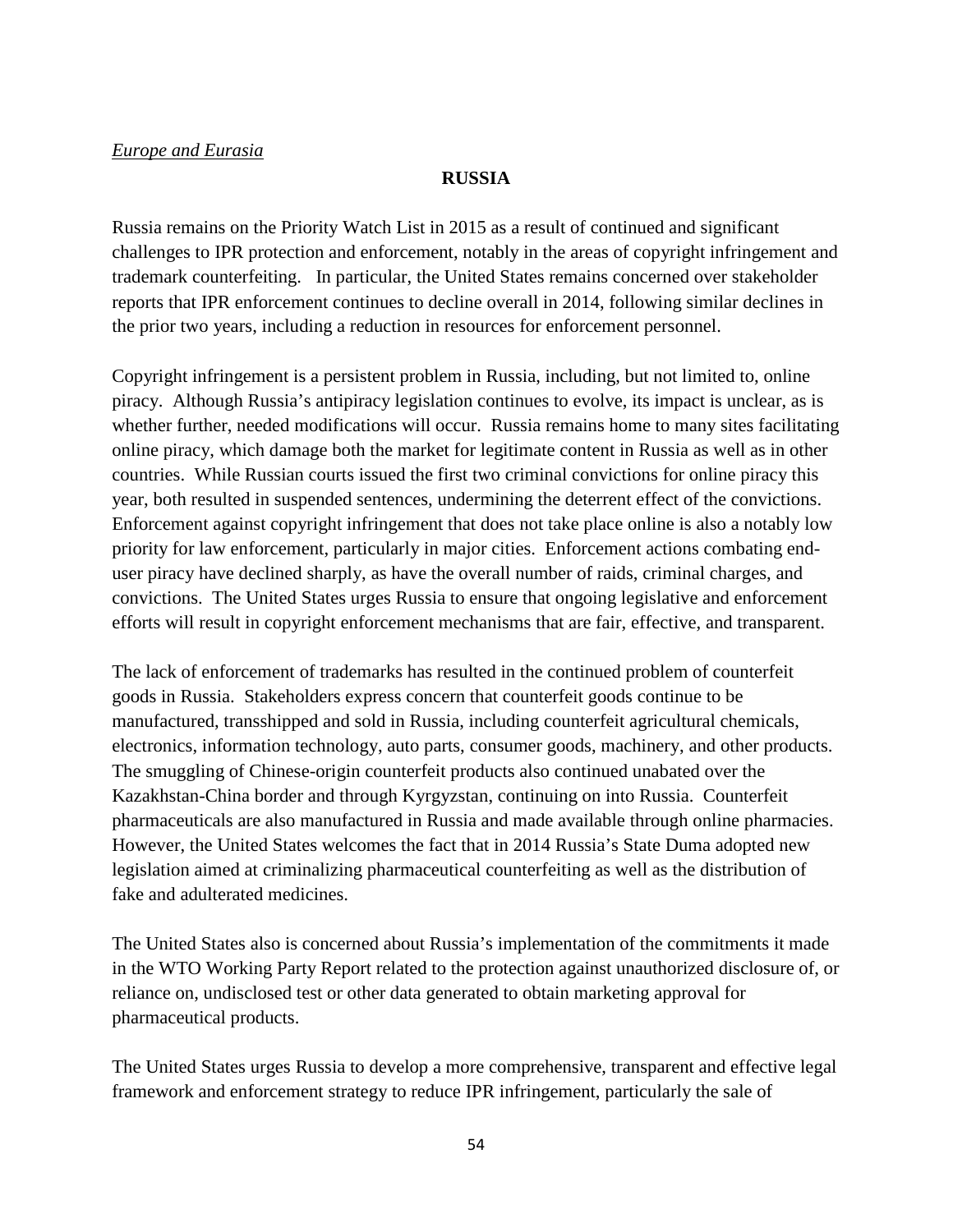*Europe and Eurasia*

## RUSSIA

Russia remains on the Priority Watch List in 2015 as a result of continued and significant challenges to IPR protection and enforcement, notably in the areas of copyright infringement and trademark counterfeiting. In particular, the United States remains concerned over stakeholder reports that IPR enforcement continues to decline overall in 2014, following similar declines in the prior two years, including a reduction in resources for enforcement personnel.

Copyright infringement is a persistent problem in Russia, including, but not limited to, online piracy. Although Russia's antipiracy legislation continues to evolve, its impact is unclear, as is whether further, needed modifications will occur. Russia remains home to many sites facilitating online piracy, which damage both the market for legitimate content in Russia as well as in other countries. While Russian courts issued the first two criminal convictions for online piracy this year, both resulted in suspended sentences, undermining the deterrent effect of the convictions. Enforcement against copyright infringement that does not take place online is also a notably low priority for law enforcement, particularly in major cities. Enforcement actions combating end-user piracy have declined sharply, as have the overall number of raids, criminal charges, and convictions. The United States urges Russia to ensure that ongoing legislative and enforcement efforts will result in copyright enforcement mechanisms that are fair, effective, and transparent.

The lack of enforcement of trademarks has resulted in the continued problem of counterfeit goods in Russia. Stakeholders express concern that counterfeit goods continue to be manufactured, transshipped and sold in Russia, including counterfeit agricultural chemicals, electronics, information technology, auto parts, consumer goods, machinery, and other products. The smuggling of Chinese-origin counterfeit products also continued unabated over the Kazakhstan-China border and through Kyrgyzstan, continuing on into Russia. Counterfeit pharmaceuticals are also manufactured in Russia and made available through online pharmacies. However, the United States welcomes the fact that in 2014 Russia's State Duma adopted new legislation aimed at criminalizing pharmaceutical counterfeiting as well as the distribution of fake and adulterated medicines.

The United States also is concerned about Russia's implementation of the commitments it made in the WTO Working Party Report related to the protection against unauthorized disclosure of, or reliance on, undisclosed test or other data generated to obtain marketing approval for pharmaceutical products.

The United States urges Russia to develop a more comprehensive, transparent and effective legal framework and enforcement strategy to reduce IPR infringement, particularly the sale of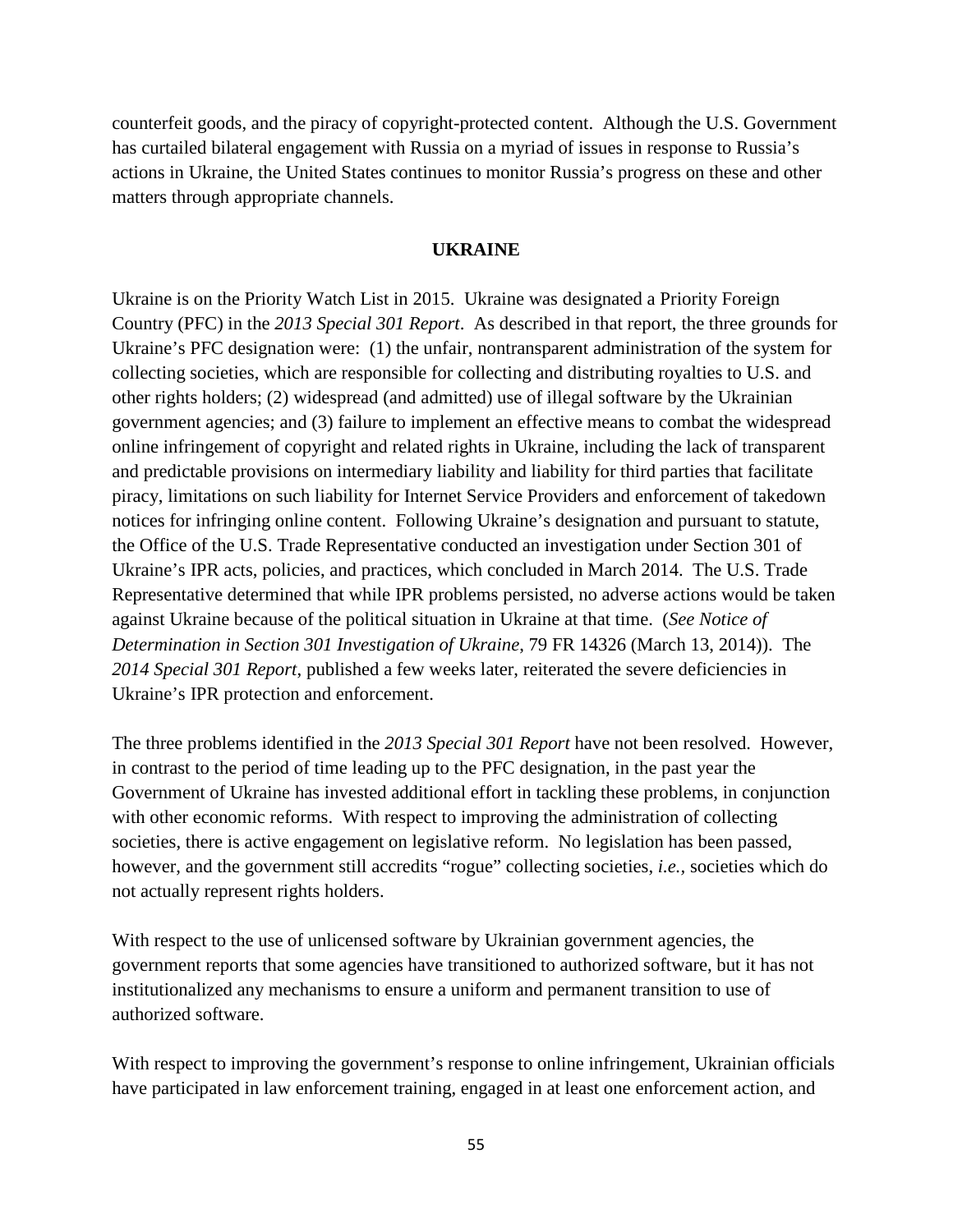counterfeit goods, and the piracy of copyright-protected content. Although the U.S. Government has curtailed bilateral engagement with Russia on a myriad of issues in response to Russia's actions in Ukraine, the United States continues to monitor Russia's progress on these and other matters through appropriate channels.

## UKRAINE

Ukraine is on the Priority Watch List in 2015. Ukraine was designated a Priority Foreign Country (PFC) in the *2013 Special 301 Report*. As described in that report, the three grounds for Ukraine's PFC designation were: (1) the unfair, nontransparent administration of the system for collecting societies, which are responsible for collecting and distributing royalties to U.S. and other rights holders; (2) widespread (and admitted) use of illegal software by the Ukrainian government agencies; and (3) failure to implement an effective means to combat the widespread online infringement of copyright and related rights in Ukraine, including the lack of transparent and predictable provisions on intermediary liability and liability for third parties that facilitate piracy, limitations on such liability for Internet Service Providers and enforcement of takedown notices for infringing online content. Following Ukraine's designation and pursuant to statute, the Office of the U.S. Trade Representative conducted an investigation under Section 301 of Ukraine's IPR acts, policies, and practices, which concluded in March 2014. The U.S. Trade Representative determined that while IPR problems persisted, no adverse actions would be taken against Ukraine because of the political situation in Ukraine at that time. (*See Notice of Determination in Section 301 Investigation of Ukraine*, 79 FR 14326 (March 13, 2014)). The *2014 Special 301 Report*, published a few weeks later, reiterated the severe deficiencies in Ukraine's IPR protection and enforcement.

The three problems identified in the *2013 Special 301 Report* have not been resolved. However, in contrast to the period of time leading up to the PFC designation, in the past year the Government of Ukraine has invested additional effort in tackling these problems, in conjunction with other economic reforms. With respect to improving the administration of collecting societies, there is active engagement on legislative reform. No legislation has been passed, however, and the government still accredits "rogue" collecting societies, *i.e.*, societies which do not actually represent rights holders.

With respect to the use of unlicensed software by Ukrainian government agencies, the government reports that some agencies have transitioned to authorized software, but it has not institutionalized any mechanisms to ensure a uniform and permanent transition to use of authorized software.

With respect to improving the government's response to online infringement, Ukrainian officials have participated in law enforcement training, engaged in at least one enforcement action, and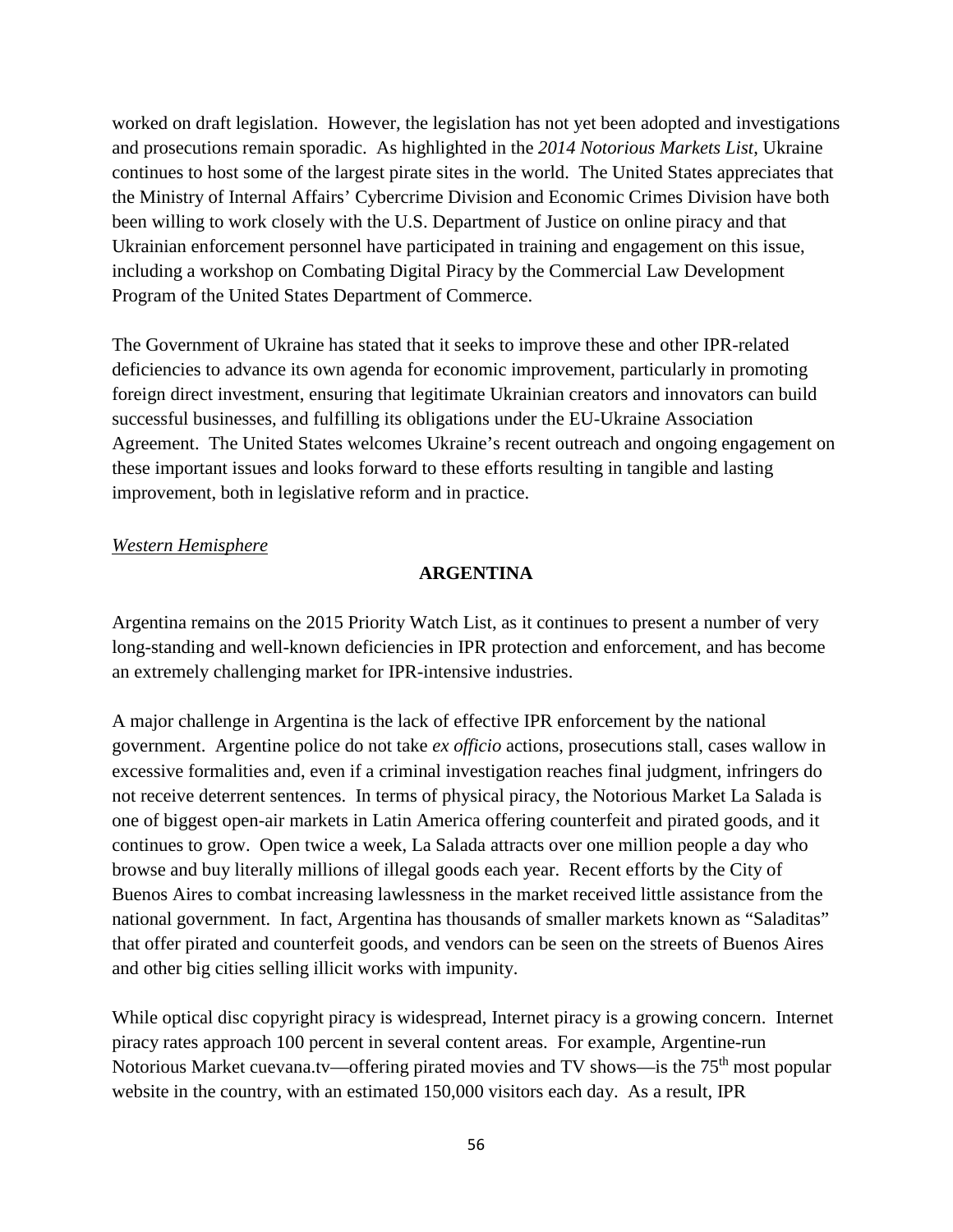worked on draft legislation. However, the legislation has not yet been adopted and investigations and prosecutions remain sporadic. As highlighted in the *2014 Notorious Markets List*, Ukraine continues to host some of the largest pirate sites in the world. The United States appreciates that the Ministry of Internal Affairs' Cybercrime Division and Economic Crimes Division have both been willing to work closely with the U.S. Department of Justice on online piracy and that Ukrainian enforcement personnel have participated in training and engagement on this issue, including a workshop on Combating Digital Piracy by the Commercial Law Development Program of the United States Department of Commerce.

The Government of Ukraine has stated that it seeks to improve these and other IPR-related deficiencies to advance its own agenda for economic improvement, particularly in promoting foreign direct investment, ensuring that legitimate Ukrainian creators and innovators can build successful businesses, and fulfilling its obligations under the EU-Ukraine Association Agreement. The United States welcomes Ukraine's recent outreach and ongoing engagement on these important issues and looks forward to these efforts resulting in tangible and lasting improvement, both in legislative reform and in practice.

*Western Hemisphere*

**ARGENTINA**

Argentina remains on the 2015 Priority Watch List, as it continues to present a number of very long-standing and well-known deficiencies in IPR protection and enforcement, and has become an extremely challenging market for IPR-intensive industries.

A major challenge in Argentina is the lack of effective IPR enforcement by the national government. Argentine police do not take *ex officio* actions, prosecutions stall, cases wallow in excessive formalities and, even if a criminal investigation reaches final judgment, infringers do not receive deterrent sentences. In terms of physical piracy, the Notorious Market La Salada is one of biggest open-air markets in Latin America offering counterfeit and pirated goods, and it continues to grow. Open twice a week, La Salada attracts over one million people a day who browse and buy literally millions of illegal goods each year. Recent efforts by the City of Buenos Aires to combat increasing lawlessness in the market received little assistance from the national government. In fact, Argentina has thousands of smaller markets known as "Saladitas" that offer pirated and counterfeit goods, and vendors can be seen on the streets of Buenos Aires and other big cities selling illicit works with impunity.

While optical disc copyright piracy is widespread, Internet piracy is a growing concern. Internet piracy rates approach 100 percent in several content areas. For example, Argentine-run Notorious Market cuevana.tv—offering pirated movies and TV shows—is the 75th most popular website in the country, with an estimated 150,000 visitors each day. As a result, IPR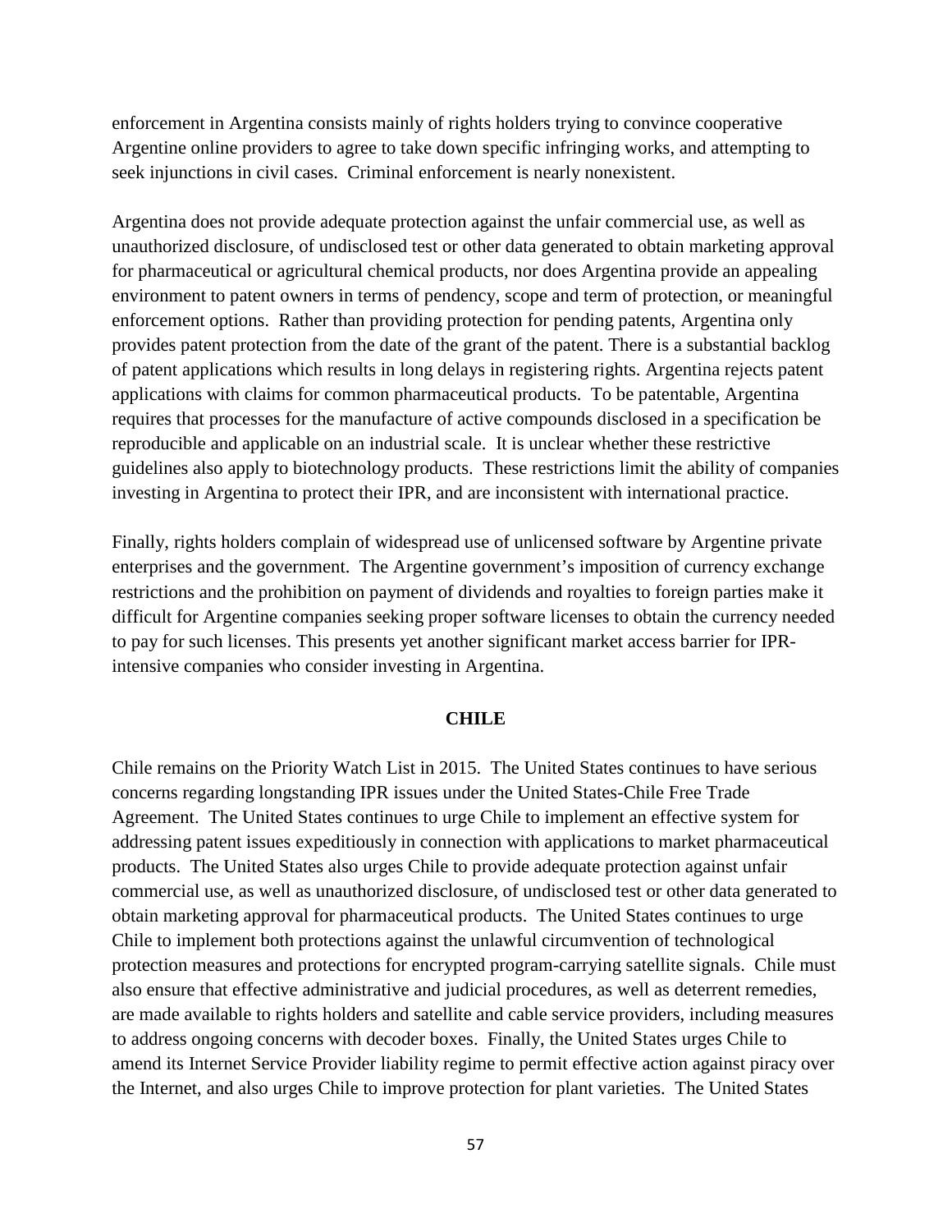enforcement in Argentina consists mainly of rights holders trying to convince cooperative Argentine online providers to agree to take down specific infringing works, and attempting to seek injunctions in civil cases. Criminal enforcement is nearly nonexistent.

Argentina does not provide adequate protection against the unfair commercial use, as well as unauthorized disclosure, of undisclosed test or other data generated to obtain marketing approval for pharmaceutical or agricultural chemical products, nor does Argentina provide an appealing environment to patent owners in terms of pendency, scope and term of protection, or meaningful enforcement options. Rather than providing protection for pending patents, Argentina only provides patent protection from the date of the grant of the patent. There is a substantial backlog of patent applications which results in long delays in registering rights. Argentina rejects patent applications with claims for common pharmaceutical products. To be patentable, Argentina requires that processes for the manufacture of active compounds disclosed in a specification be reproducible and applicable on an industrial scale. It is unclear whether these restrictive guidelines also apply to biotechnology products. These restrictions limit the ability of companies investing in Argentina to protect their IPR, and are inconsistent with international practice.

Finally, rights holders complain of widespread use of unlicensed software by Argentine private enterprises and the government. The Argentine government's imposition of currency exchange restrictions and the prohibition on payment of dividends and royalties to foreign parties make it difficult for Argentine companies seeking proper software licenses to obtain the currency needed to pay for such licenses. This presents yet another significant market access barrier for IPR-intensive companies who consider investing in Argentina.

## CHILE

Chile remains on the Priority Watch List in 2015. The United States continues to have serious concerns regarding longstanding IPR issues under the United States-Chile Free Trade Agreement. The United States continues to urge Chile to implement an effective system for addressing patent issues expeditiously in connection with applications to market pharmaceutical products. The United States also urges Chile to provide adequate protection against unfair commercial use, as well as unauthorized disclosure, of undisclosed test or other data generated to obtain marketing approval for pharmaceutical products. The United States continues to urge Chile to implement both protections against the unlawful circumvention of technological protection measures and protections for encrypted program-carrying satellite signals. Chile must also ensure that effective administrative and judicial procedures, as well as deterrent remedies, are made available to rights holders and satellite and cable service providers, including measures to address ongoing concerns with decoder boxes. Finally, the United States urges Chile to amend its Internet Service Provider liability regime to permit effective action against piracy over the Internet, and also urges Chile to improve protection for plant varieties. The United States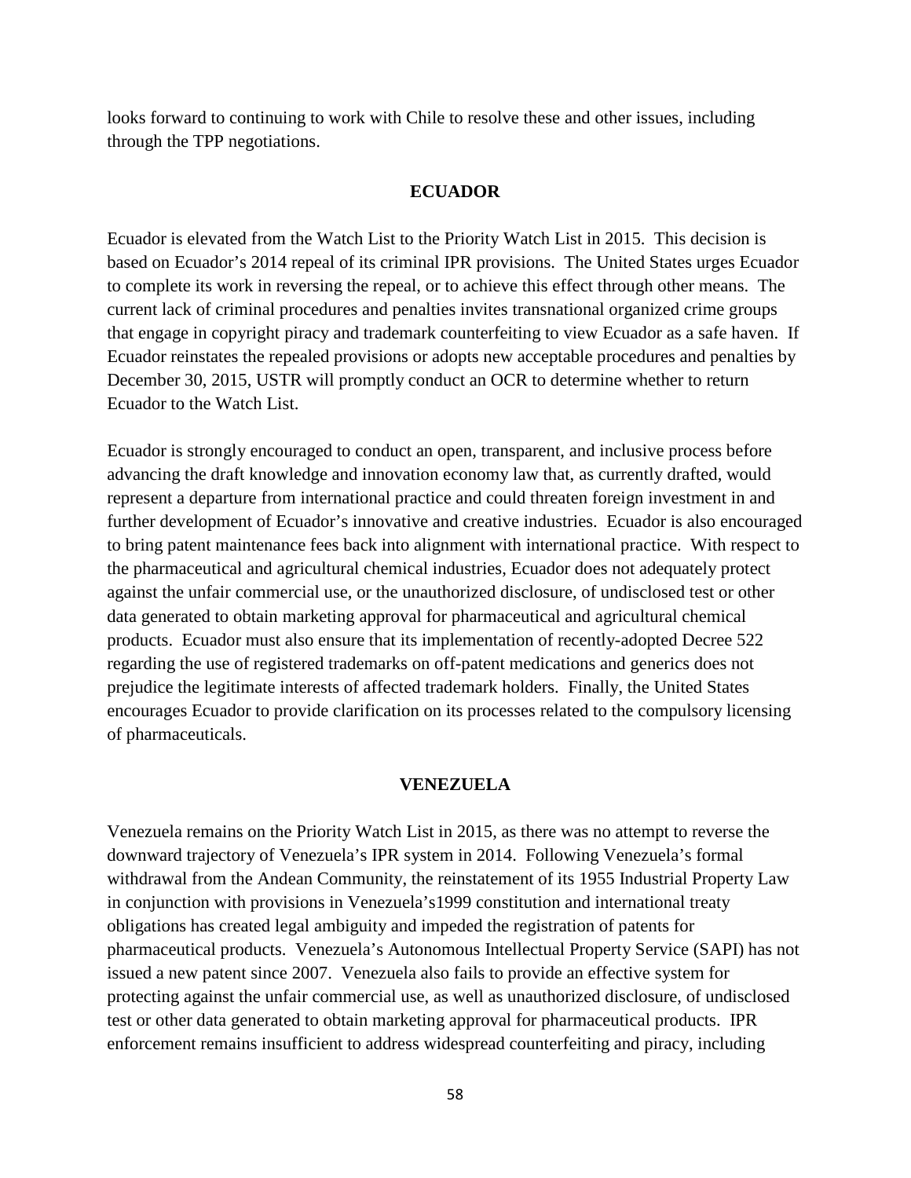looks forward to continuing to work with Chile to resolve these and other issues, including through the TPP negotiations.

## ECUADOR

Ecuador is elevated from the Watch List to the Priority Watch List in 2015. This decision is based on Ecuador's 2014 repeal of its criminal IPR provisions. The United States urges Ecuador to complete its work in reversing the repeal, or to achieve this effect through other means. The current lack of criminal procedures and penalties invites transnational organized crime groups that engage in copyright piracy and trademark counterfeiting to view Ecuador as a safe haven. If Ecuador reinstates the repealed provisions or adopts new acceptable procedures and penalties by December 30, 2015, USTR will promptly conduct an OCR to determine whether to return Ecuador to the Watch List.

Ecuador is strongly encouraged to conduct an open, transparent, and inclusive process before advancing the draft knowledge and innovation economy law that, as currently drafted, would represent a departure from international practice and could threaten foreign investment in and further development of Ecuador's innovative and creative industries. Ecuador is also encouraged to bring patent maintenance fees back into alignment with international practice. With respect to the pharmaceutical and agricultural chemical industries, Ecuador does not adequately protect against the unfair commercial use, or the unauthorized disclosure, of undisclosed test or other data generated to obtain marketing approval for pharmaceutical and agricultural chemical products. Ecuador must also ensure that its implementation of recently-adopted Decree 522 regarding the use of registered trademarks on off-patent medications and generics does not prejudice the legitimate interests of affected trademark holders. Finally, the United States encourages Ecuador to provide clarification on its processes related to the compulsory licensing of pharmaceuticals.

## VENEZUELA

Venezuela remains on the Priority Watch List in 2015, as there was no attempt to reverse the downward trajectory of Venezuela's IPR system in 2014. Following Venezuela's formal withdrawal from the Andean Community, the reinstatement of its 1955 Industrial Property Law in conjunction with provisions in Venezuela's1999 constitution and international treaty obligations has created legal ambiguity and impeded the registration of patents for pharmaceutical products. Venezuela's Autonomous Intellectual Property Service (SAPI) has not issued a new patent since 2007. Venezuela also fails to provide an effective system for protecting against the unfair commercial use, as well as unauthorized disclosure, of undisclosed test or other data generated to obtain marketing approval for pharmaceutical products. IPR enforcement remains insufficient to address widespread counterfeiting and piracy, including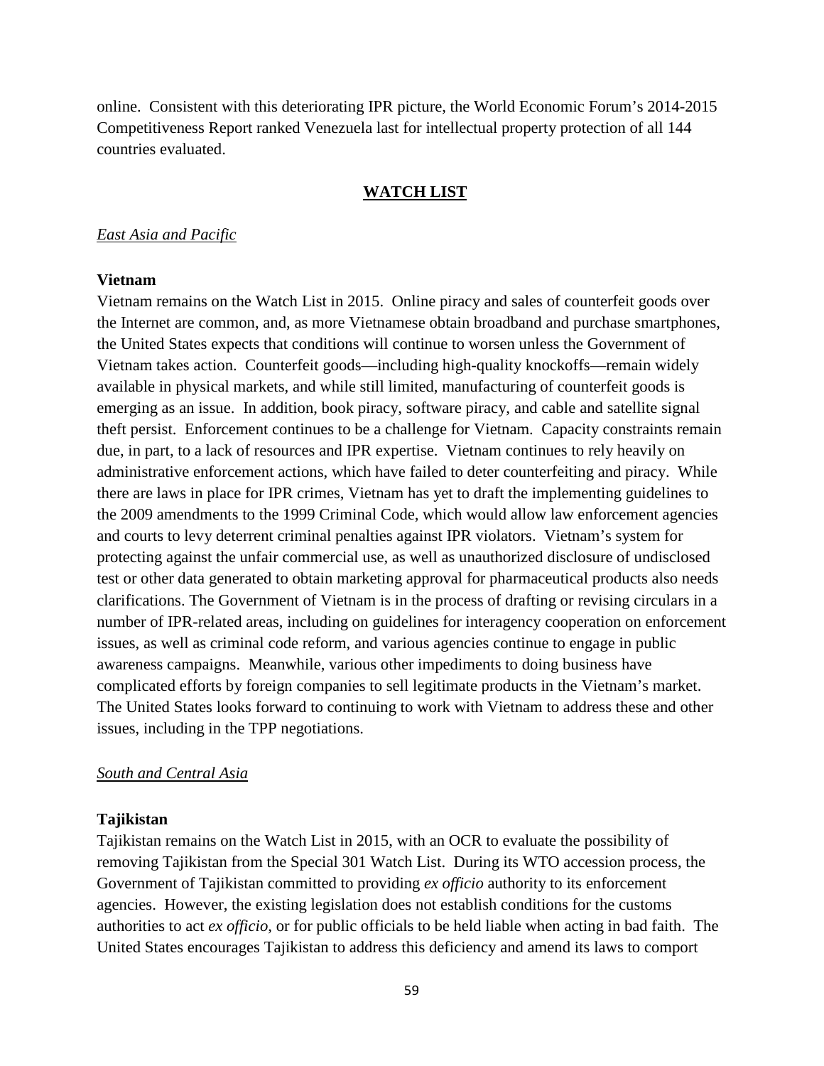online. Consistent with this deteriorating IPR picture, the World Economic Forum's 2014-2015 Competitiveness Report ranked Venezuela last for intellectual property protection of all 144 countries evaluated.

## WATCH LIST

### *East Asia and Pacific*

**Vietnam**

Vietnam remains on the Watch List in 2015. Online piracy and sales of counterfeit goods over the Internet are common, and, as more Vietnamese obtain broadband and purchase smartphones, the United States expects that conditions will continue to worsen unless the Government of Vietnam takes action. Counterfeit goods—including high-quality knockoffs—remain widely available in physical markets, and while still limited, manufacturing of counterfeit goods is emerging as an issue. In addition, book piracy, software piracy, and cable and satellite signal theft persist. Enforcement continues to be a challenge for Vietnam. Capacity constraints remain due, in part, to a lack of resources and IPR expertise. Vietnam continues to rely heavily on administrative enforcement actions, which have failed to deter counterfeiting and piracy. While there are laws in place for IPR crimes, Vietnam has yet to draft the implementing guidelines to the 2009 amendments to the 1999 Criminal Code, which would allow law enforcement agencies and courts to levy deterrent criminal penalties against IPR violators. Vietnam's system for protecting against the unfair commercial use, as well as unauthorized disclosure of undisclosed test or other data generated to obtain marketing approval for pharmaceutical products also needs clarifications. The Government of Vietnam is in the process of drafting or revising circulars in a number of IPR-related areas, including on guidelines for interagency cooperation on enforcement issues, as well as criminal code reform, and various agencies continue to engage in public awareness campaigns. Meanwhile, various other impediments to doing business have complicated efforts by foreign companies to sell legitimate products in the Vietnam's market. The United States looks forward to continuing to work with Vietnam to address these and other issues, including in the TPP negotiations.

### *South and Central Asia*

**Tajikistan**

Tajikistan remains on the Watch List in 2015, with an OCR to evaluate the possibility of removing Tajikistan from the Special 301 Watch List. During its WTO accession process, the Government of Tajikistan committed to providing *ex officio* authority to its enforcement agencies. However, the existing legislation does not establish conditions for the customs authorities to act *ex officio*, or for public officials to be held liable when acting in bad faith. The United States encourages Tajikistan to address this deficiency and amend its laws to comport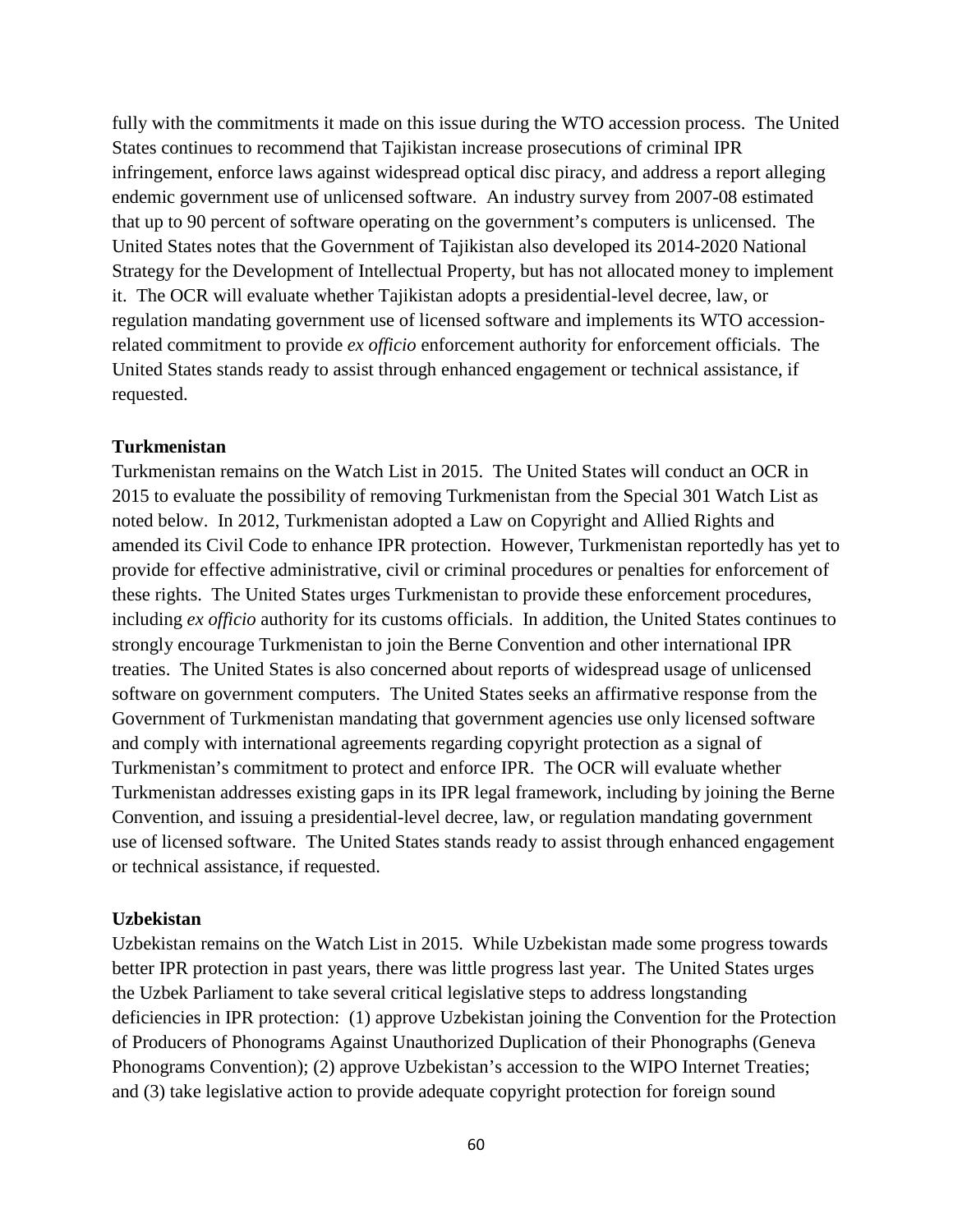fully with the commitments it made on this issue during the WTO accession process. The United States continues to recommend that Tajikistan increase prosecutions of criminal IPR infringement, enforce laws against widespread optical disc piracy, and address a report alleging endemic government use of unlicensed software. An industry survey from 2007-08 estimated that up to 90 percent of software operating on the government's computers is unlicensed. The United States notes that the Government of Tajikistan also developed its 2014-2020 National Strategy for the Development of Intellectual Property, but has not allocated money to implement it. The OCR will evaluate whether Tajikistan adopts a presidential-level decree, law, or regulation mandating government use of licensed software and implements its WTO accession-related commitment to provide *ex officio* enforcement authority for enforcement officials. The United States stands ready to assist through enhanced engagement or technical assistance, if requested.

**Turkmenistan**

Turkmenistan remains on the Watch List in 2015. The United States will conduct an OCR in 2015 to evaluate the possibility of removing Turkmenistan from the Special 301 Watch List as noted below. In 2012, Turkmenistan adopted a Law on Copyright and Allied Rights and amended its Civil Code to enhance IPR protection. However, Turkmenistan reportedly has yet to provide for effective administrative, civil or criminal procedures or penalties for enforcement of these rights. The United States urges Turkmenistan to provide these enforcement procedures, including *ex officio* authority for its customs officials. In addition, the United States continues to strongly encourage Turkmenistan to join the Berne Convention and other international IPR treaties. The United States is also concerned about reports of widespread usage of unlicensed software on government computers. The United States seeks an affirmative response from the Government of Turkmenistan mandating that government agencies use only licensed software and comply with international agreements regarding copyright protection as a signal of Turkmenistan's commitment to protect and enforce IPR. The OCR will evaluate whether Turkmenistan addresses existing gaps in its IPR legal framework, including by joining the Berne Convention, and issuing a presidential-level decree, law, or regulation mandating government use of licensed software. The United States stands ready to assist through enhanced engagement or technical assistance, if requested.

**Uzbekistan**

Uzbekistan remains on the Watch List in 2015. While Uzbekistan made some progress towards better IPR protection in past years, there was little progress last year. The United States urges the Uzbek Parliament to take several critical legislative steps to address longstanding deficiencies in IPR protection: (1) approve Uzbekistan joining the Convention for the Protection of Producers of Phonograms Against Unauthorized Duplication of their Phonographs (Geneva Phonograms Convention); (2) approve Uzbekistan's accession to the WIPO Internet Treaties; and (3) take legislative action to provide adequate copyright protection for foreign sound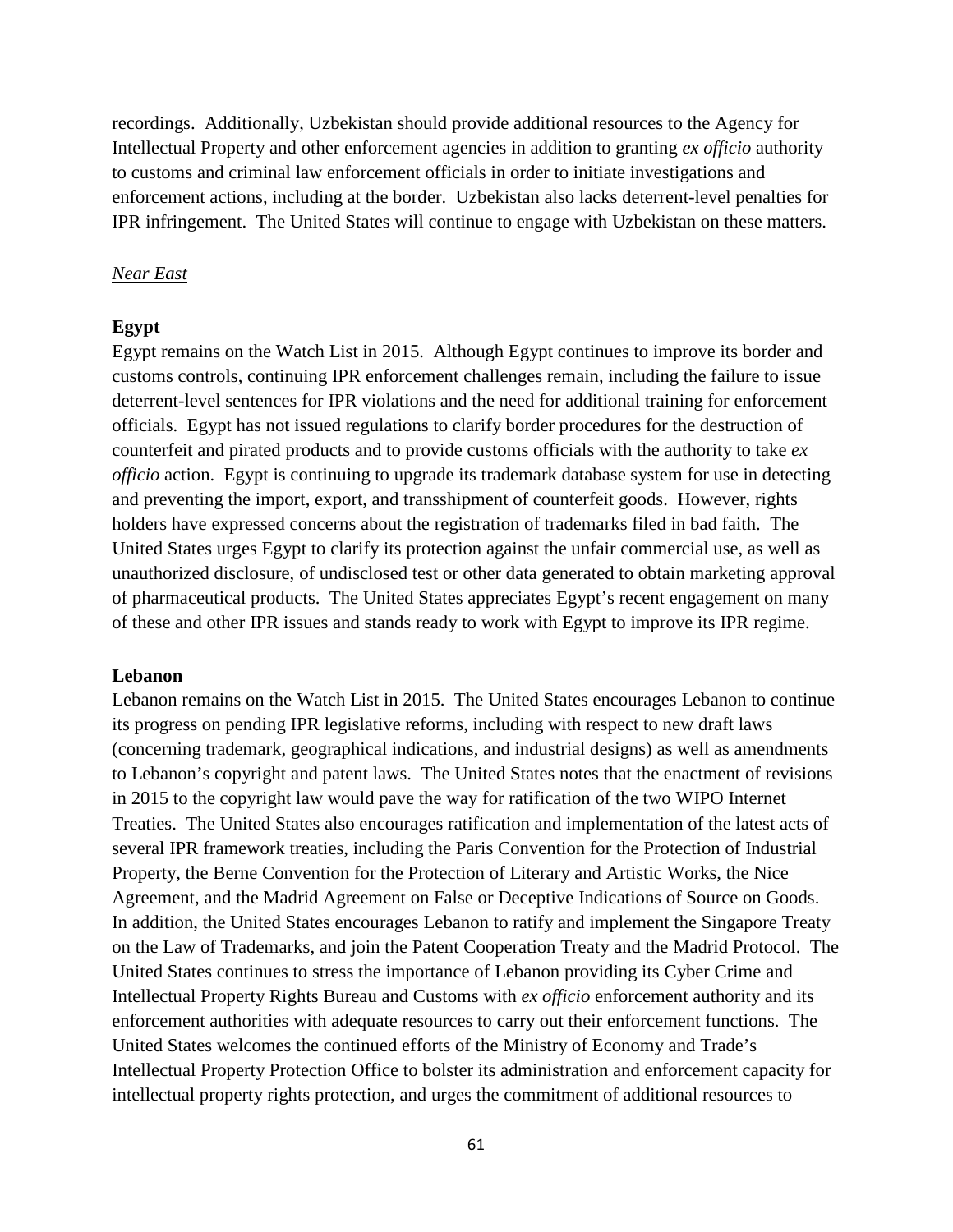recordings. Additionally, Uzbekistan should provide additional resources to the Agency for Intellectual Property and other enforcement agencies in addition to granting *ex officio* authority to customs and criminal law enforcement officials in order to initiate investigations and enforcement actions, including at the border. Uzbekistan also lacks deterrent-level penalties for IPR infringement. The United States will continue to engage with Uzbekistan on these matters.

<u>*Near East*</u>

**Egypt**

Egypt remains on the Watch List in 2015. Although Egypt continues to improve its border and customs controls, continuing IPR enforcement challenges remain, including the failure to issue deterrent-level sentences for IPR violations and the need for additional training for enforcement officials. Egypt has not issued regulations to clarify border procedures for the destruction of counterfeit and pirated products and to provide customs officials with the authority to take *ex officio* action. Egypt is continuing to upgrade its trademark database system for use in detecting and preventing the import, export, and transshipment of counterfeit goods. However, rights holders have expressed concerns about the registration of trademarks filed in bad faith. The United States urges Egypt to clarify its protection against the unfair commercial use, as well as unauthorized disclosure, of undisclosed test or other data generated to obtain marketing approval of pharmaceutical products. The United States appreciates Egypt's recent engagement on many of these and other IPR issues and stands ready to work with Egypt to improve its IPR regime.

**Lebanon**

Lebanon remains on the Watch List in 2015. The United States encourages Lebanon to continue its progress on pending IPR legislative reforms, including with respect to new draft laws (concerning trademark, geographical indications, and industrial designs) as well as amendments to Lebanon's copyright and patent laws. The United States notes that the enactment of revisions in 2015 to the copyright law would pave the way for ratification of the two WIPO Internet Treaties. The United States also encourages ratification and implementation of the latest acts of several IPR framework treaties, including the Paris Convention for the Protection of Industrial Property, the Berne Convention for the Protection of Literary and Artistic Works, the Nice Agreement, and the Madrid Agreement on False or Deceptive Indications of Source on Goods. In addition, the United States encourages Lebanon to ratify and implement the Singapore Treaty on the Law of Trademarks, and join the Patent Cooperation Treaty and the Madrid Protocol. The United States continues to stress the importance of Lebanon providing its Cyber Crime and Intellectual Property Rights Bureau and Customs with *ex officio* enforcement authority and its enforcement authorities with adequate resources to carry out their enforcement functions. The United States welcomes the continued efforts of the Ministry of Economy and Trade's Intellectual Property Protection Office to bolster its administration and enforcement capacity for intellectual property rights protection, and urges the commitment of additional resources to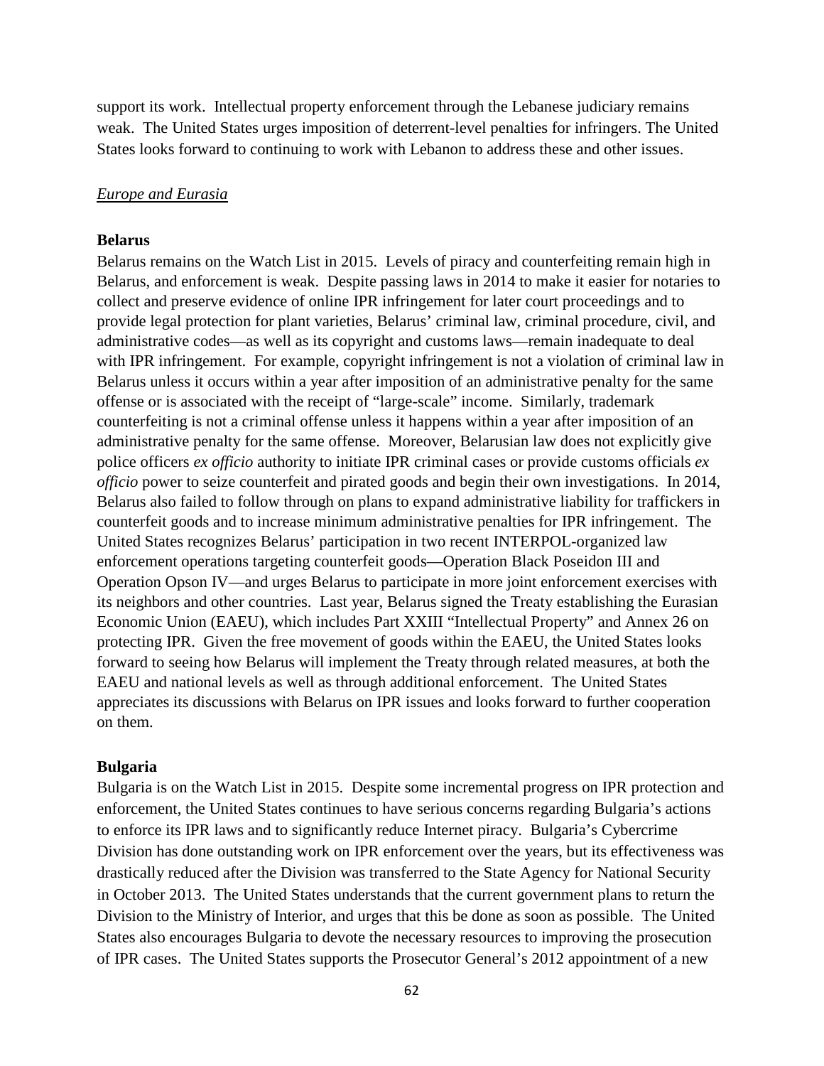support its work. Intellectual property enforcement through the Lebanese judiciary remains weak. The United States urges imposition of deterrent-level penalties for infringers. The United States looks forward to continuing to work with Lebanon to address these and other issues.

*Europe and Eurasia*

**Belarus**

Belarus remains on the Watch List in 2015. Levels of piracy and counterfeiting remain high in Belarus, and enforcement is weak. Despite passing laws in 2014 to make it easier for notaries to collect and preserve evidence of online IPR infringement for later court proceedings and to provide legal protection for plant varieties, Belarus' criminal law, criminal procedure, civil, and administrative codes—as well as its copyright and customs laws—remain inadequate to deal with IPR infringement. For example, copyright infringement is not a violation of criminal law in Belarus unless it occurs within a year after imposition of an administrative penalty for the same offense or is associated with the receipt of "large-scale" income. Similarly, trademark counterfeiting is not a criminal offense unless it happens within a year after imposition of an administrative penalty for the same offense. Moreover, Belarusian law does not explicitly give police officers *ex officio* authority to initiate IPR criminal cases or provide customs officials *ex officio* power to seize counterfeit and pirated goods and begin their own investigations. In 2014, Belarus also failed to follow through on plans to expand administrative liability for traffickers in counterfeit goods and to increase minimum administrative penalties for IPR infringement. The United States recognizes Belarus' participation in two recent INTERPOL-organized law enforcement operations targeting counterfeit goods—Operation Black Poseidon III and Operation Opson IV—and urges Belarus to participate in more joint enforcement exercises with its neighbors and other countries. Last year, Belarus signed the Treaty establishing the Eurasian Economic Union (EAEU), which includes Part XXIII "Intellectual Property" and Annex 26 on protecting IPR. Given the free movement of goods within the EAEU, the United States looks forward to seeing how Belarus will implement the Treaty through related measures, at both the EAEU and national levels as well as through additional enforcement. The United States appreciates its discussions with Belarus on IPR issues and looks forward to further cooperation on them.

**Bulgaria**

Bulgaria is on the Watch List in 2015. Despite some incremental progress on IPR protection and enforcement, the United States continues to have serious concerns regarding Bulgaria's actions to enforce its IPR laws and to significantly reduce Internet piracy. Bulgaria's Cybercrime Division has done outstanding work on IPR enforcement over the years, but its effectiveness was drastically reduced after the Division was transferred to the State Agency for National Security in October 2013. The United States understands that the current government plans to return the Division to the Ministry of Interior, and urges that this be done as soon as possible. The United States also encourages Bulgaria to devote the necessary resources to improving the prosecution of IPR cases. The United States supports the Prosecutor General's 2012 appointment of a new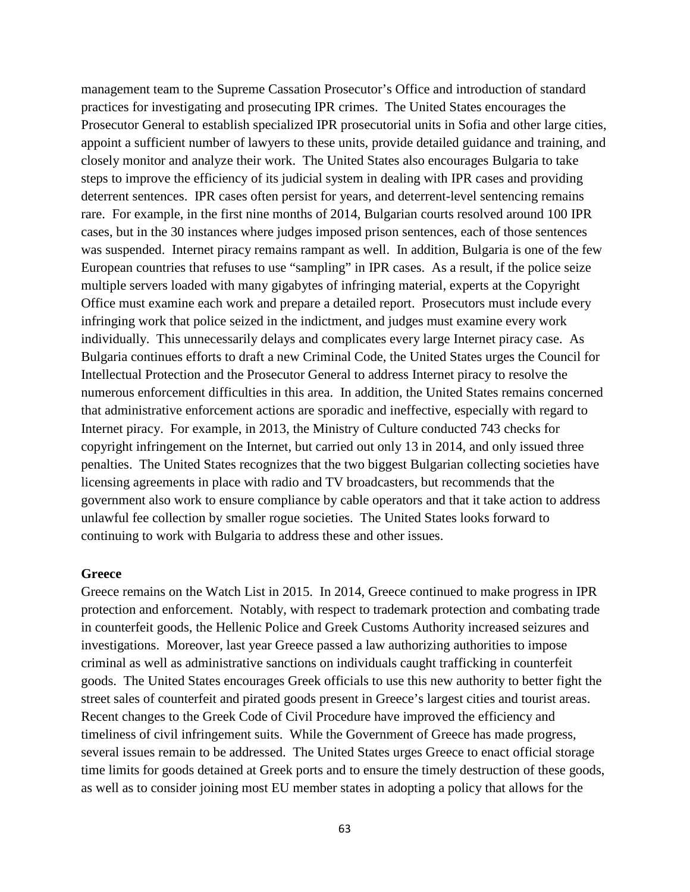management team to the Supreme Cassation Prosecutor's Office and introduction of standard practices for investigating and prosecuting IPR crimes. The United States encourages the Prosecutor General to establish specialized IPR prosecutorial units in Sofia and other large cities, appoint a sufficient number of lawyers to these units, provide detailed guidance and training, and closely monitor and analyze their work. The United States also encourages Bulgaria to take steps to improve the efficiency of its judicial system in dealing with IPR cases and providing deterrent sentences. IPR cases often persist for years, and deterrent-level sentencing remains rare. For example, in the first nine months of 2014, Bulgarian courts resolved around 100 IPR cases, but in the 30 instances where judges imposed prison sentences, each of those sentences was suspended. Internet piracy remains rampant as well. In addition, Bulgaria is one of the few European countries that refuses to use "sampling" in IPR cases. As a result, if the police seize multiple servers loaded with many gigabytes of infringing material, experts at the Copyright Office must examine each work and prepare a detailed report. Prosecutors must include every infringing work that police seized in the indictment, and judges must examine every work individually. This unnecessarily delays and complicates every large Internet piracy case. As Bulgaria continues efforts to draft a new Criminal Code, the United States urges the Council for Intellectual Protection and the Prosecutor General to address Internet piracy to resolve the numerous enforcement difficulties in this area. In addition, the United States remains concerned that administrative enforcement actions are sporadic and ineffective, especially with regard to Internet piracy. For example, in 2013, the Ministry of Culture conducted 743 checks for copyright infringement on the Internet, but carried out only 13 in 2014, and only issued three penalties. The United States recognizes that the two biggest Bulgarian collecting societies have licensing agreements in place with radio and TV broadcasters, but recommends that the government also work to ensure compliance by cable operators and that it take action to address unlawful fee collection by smaller rogue societies. The United States looks forward to continuing to work with Bulgaria to address these and other issues.

**Greece**

Greece remains on the Watch List in 2015. In 2014, Greece continued to make progress in IPR protection and enforcement. Notably, with respect to trademark protection and combating trade in counterfeit goods, the Hellenic Police and Greek Customs Authority increased seizures and investigations. Moreover, last year Greece passed a law authorizing authorities to impose criminal as well as administrative sanctions on individuals caught trafficking in counterfeit goods. The United States encourages Greek officials to use this new authority to better fight the street sales of counterfeit and pirated goods present in Greece's largest cities and tourist areas. Recent changes to the Greek Code of Civil Procedure have improved the efficiency and timeliness of civil infringement suits. While the Government of Greece has made progress, several issues remain to be addressed. The United States urges Greece to enact official storage time limits for goods detained at Greek ports and to ensure the timely destruction of these goods, as well as to consider joining most EU member states in adopting a policy that allows for the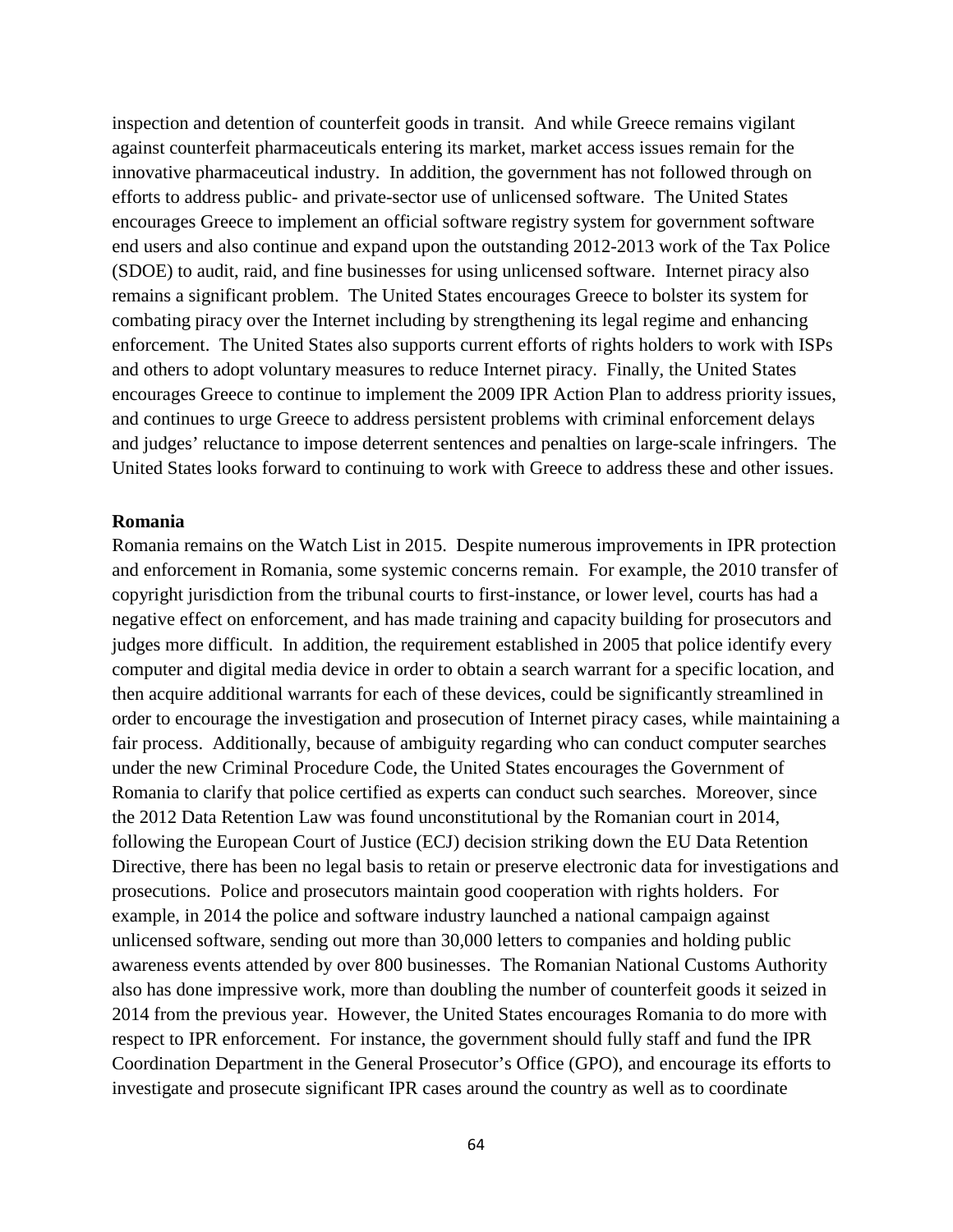inspection and detention of counterfeit goods in transit. And while Greece remains vigilant against counterfeit pharmaceuticals entering its market, market access issues remain for the innovative pharmaceutical industry. In addition, the government has not followed through on efforts to address public- and private-sector use of unlicensed software. The United States encourages Greece to implement an official software registry system for government software end users and also continue and expand upon the outstanding 2012-2013 work of the Tax Police (SDOE) to audit, raid, and fine businesses for using unlicensed software. Internet piracy also remains a significant problem. The United States encourages Greece to bolster its system for combating piracy over the Internet including by strengthening its legal regime and enhancing enforcement. The United States also supports current efforts of rights holders to work with ISPs and others to adopt voluntary measures to reduce Internet piracy. Finally, the United States encourages Greece to continue to implement the 2009 IPR Action Plan to address priority issues, and continues to urge Greece to address persistent problems with criminal enforcement delays and judges' reluctance to impose deterrent sentences and penalties on large-scale infringers. The United States looks forward to continuing to work with Greece to address these and other issues.

**Romania**

Romania remains on the Watch List in 2015. Despite numerous improvements in IPR protection and enforcement in Romania, some systemic concerns remain. For example, the 2010 transfer of copyright jurisdiction from the tribunal courts to first-instance, or lower level, courts has had a negative effect on enforcement, and has made training and capacity building for prosecutors and judges more difficult. In addition, the requirement established in 2005 that police identify every computer and digital media device in order to obtain a search warrant for a specific location, and then acquire additional warrants for each of these devices, could be significantly streamlined in order to encourage the investigation and prosecution of Internet piracy cases, while maintaining a fair process. Additionally, because of ambiguity regarding who can conduct computer searches under the new Criminal Procedure Code, the United States encourages the Government of Romania to clarify that police certified as experts can conduct such searches. Moreover, since the 2012 Data Retention Law was found unconstitutional by the Romanian court in 2014, following the European Court of Justice (ECJ) decision striking down the EU Data Retention Directive, there has been no legal basis to retain or preserve electronic data for investigations and prosecutions. Police and prosecutors maintain good cooperation with rights holders. For example, in 2014 the police and software industry launched a national campaign against unlicensed software, sending out more than 30,000 letters to companies and holding public awareness events attended by over 800 businesses. The Romanian National Customs Authority also has done impressive work, more than doubling the number of counterfeit goods it seized in 2014 from the previous year. However, the United States encourages Romania to do more with respect to IPR enforcement. For instance, the government should fully staff and fund the IPR Coordination Department in the General Prosecutor's Office (GPO), and encourage its efforts to investigate and prosecute significant IPR cases around the country as well as to coordinate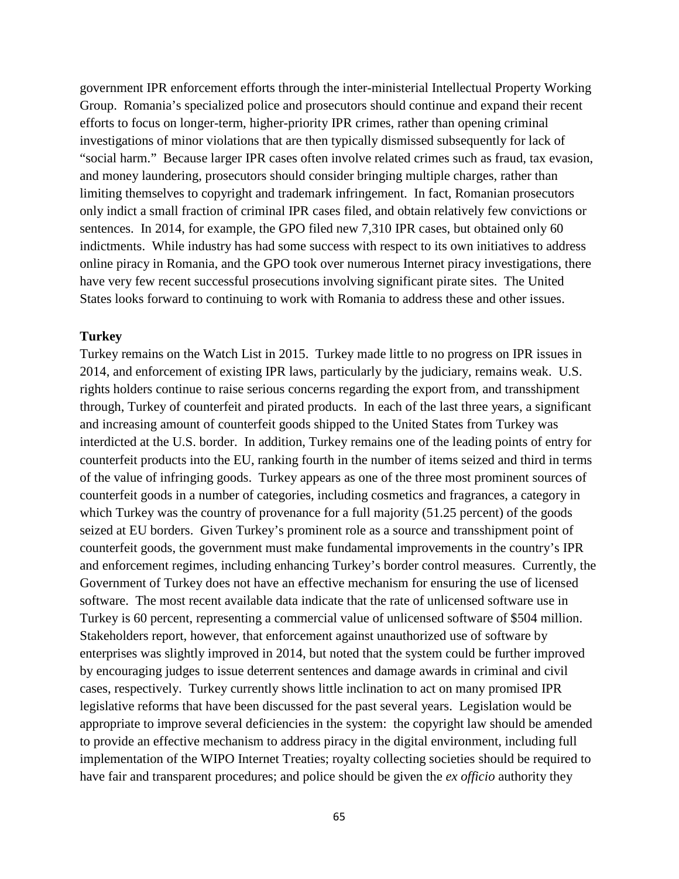government IPR enforcement efforts through the inter-ministerial Intellectual Property Working Group. Romania's specialized police and prosecutors should continue and expand their recent efforts to focus on longer-term, higher-priority IPR crimes, rather than opening criminal investigations of minor violations that are then typically dismissed subsequently for lack of "social harm." Because larger IPR cases often involve related crimes such as fraud, tax evasion, and money laundering, prosecutors should consider bringing multiple charges, rather than limiting themselves to copyright and trademark infringement. In fact, Romanian prosecutors only indict a small fraction of criminal IPR cases filed, and obtain relatively few convictions or sentences. In 2014, for example, the GPO filed new 7,310 IPR cases, but obtained only 60 indictments. While industry has had some success with respect to its own initiatives to address online piracy in Romania, and the GPO took over numerous Internet piracy investigations, there have very few recent successful prosecutions involving significant pirate sites. The United States looks forward to continuing to work with Romania to address these and other issues.

**Turkey**

Turkey remains on the Watch List in 2015. Turkey made little to no progress on IPR issues in 2014, and enforcement of existing IPR laws, particularly by the judiciary, remains weak. U.S. rights holders continue to raise serious concerns regarding the export from, and transshipment through, Turkey of counterfeit and pirated products. In each of the last three years, a significant and increasing amount of counterfeit goods shipped to the United States from Turkey was interdicted at the U.S. border. In addition, Turkey remains one of the leading points of entry for counterfeit products into the EU, ranking fourth in the number of items seized and third in terms of the value of infringing goods. Turkey appears as one of the three most prominent sources of counterfeit goods in a number of categories, including cosmetics and fragrances, a category in which Turkey was the country of provenance for a full majority (51.25 percent) of the goods seized at EU borders. Given Turkey's prominent role as a source and transshipment point of counterfeit goods, the government must make fundamental improvements in the country's IPR and enforcement regimes, including enhancing Turkey's border control measures. Currently, the Government of Turkey does not have an effective mechanism for ensuring the use of licensed software. The most recent available data indicate that the rate of unlicensed software use in Turkey is 60 percent, representing a commercial value of unlicensed software of $504 million. Stakeholders report, however, that enforcement against unauthorized use of software by enterprises was slightly improved in 2014, but noted that the system could be further improved by encouraging judges to issue deterrent sentences and damage awards in criminal and civil cases, respectively. Turkey currently shows little inclination to act on many promised IPR legislative reforms that have been discussed for the past several years. Legislation would be appropriate to improve several deficiencies in the system: the copyright law should be amended to provide an effective mechanism to address piracy in the digital environment, including full implementation of the WIPO Internet Treaties; royalty collecting societies should be required to have fair and transparent procedures; and police should be given the *ex officio* authority they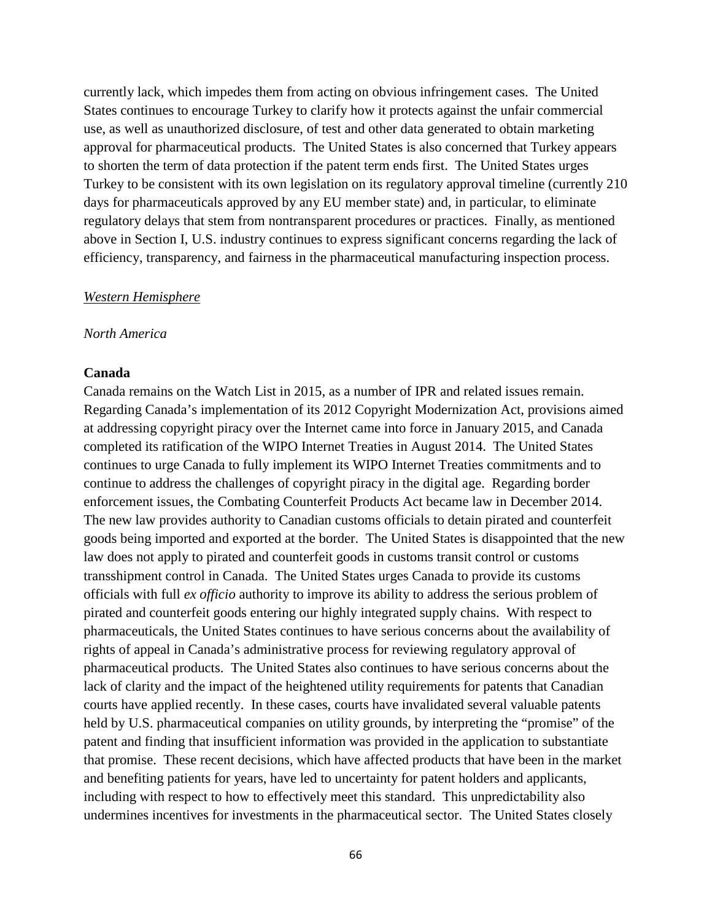currently lack, which impedes them from acting on obvious infringement cases. The United States continues to encourage Turkey to clarify how it protects against the unfair commercial use, as well as unauthorized disclosure, of test and other data generated to obtain marketing approval for pharmaceutical products. The United States is also concerned that Turkey appears to shorten the term of data protection if the patent term ends first. The United States urges Turkey to be consistent with its own legislation on its regulatory approval timeline (currently 210 days for pharmaceuticals approved by any EU member state) and, in particular, to eliminate regulatory delays that stem from nontransparent procedures or practices. Finally, as mentioned above in Section I, U.S. industry continues to express significant concerns regarding the lack of efficiency, transparency, and fairness in the pharmaceutical manufacturing inspection process.

*Western Hemisphere*

*North America*

**Canada**

Canada remains on the Watch List in 2015, as a number of IPR and related issues remain. Regarding Canada's implementation of its 2012 Copyright Modernization Act, provisions aimed at addressing copyright piracy over the Internet came into force in January 2015, and Canada completed its ratification of the WIPO Internet Treaties in August 2014. The United States continues to urge Canada to fully implement its WIPO Internet Treaties commitments and to continue to address the challenges of copyright piracy in the digital age. Regarding border enforcement issues, the Combating Counterfeit Products Act became law in December 2014. The new law provides authority to Canadian customs officials to detain pirated and counterfeit goods being imported and exported at the border. The United States is disappointed that the new law does not apply to pirated and counterfeit goods in customs transit control or customs transshipment control in Canada. The United States urges Canada to provide its customs officials with full *ex officio* authority to improve its ability to address the serious problem of pirated and counterfeit goods entering our highly integrated supply chains. With respect to pharmaceuticals, the United States continues to have serious concerns about the availability of rights of appeal in Canada's administrative process for reviewing regulatory approval of pharmaceutical products. The United States also continues to have serious concerns about the lack of clarity and the impact of the heightened utility requirements for patents that Canadian courts have applied recently. In these cases, courts have invalidated several valuable patents held by U.S. pharmaceutical companies on utility grounds, by interpreting the "promise" of the patent and finding that insufficient information was provided in the application to substantiate that promise. These recent decisions, which have affected products that have been in the market and benefiting patients for years, have led to uncertainty for patent holders and applicants, including with respect to how to effectively meet this standard. This unpredictability also undermines incentives for investments in the pharmaceutical sector. The United States closely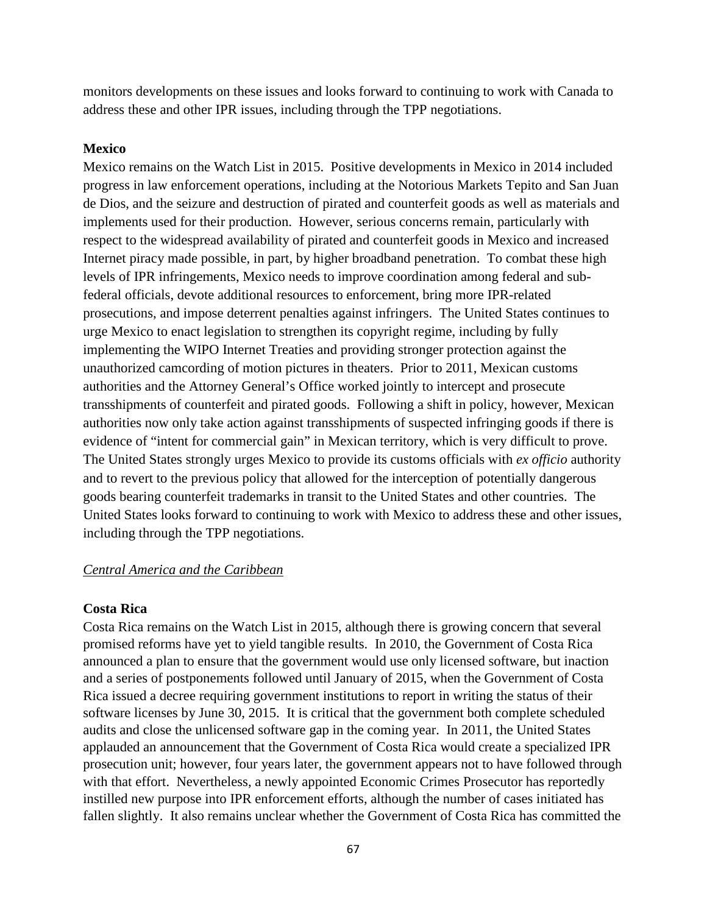monitors developments on these issues and looks forward to continuing to work with Canada to address these and other IPR issues, including through the TPP negotiations.

**Mexico**

Mexico remains on the Watch List in 2015. Positive developments in Mexico in 2014 included progress in law enforcement operations, including at the Notorious Markets Tepito and San Juan de Dios, and the seizure and destruction of pirated and counterfeit goods as well as materials and implements used for their production. However, serious concerns remain, particularly with respect to the widespread availability of pirated and counterfeit goods in Mexico and increased Internet piracy made possible, in part, by higher broadband penetration. To combat these high levels of IPR infringements, Mexico needs to improve coordination among federal and sub-federal officials, devote additional resources to enforcement, bring more IPR-related prosecutions, and impose deterrent penalties against infringers. The United States continues to urge Mexico to enact legislation to strengthen its copyright regime, including by fully implementing the WIPO Internet Treaties and providing stronger protection against the unauthorized camcording of motion pictures in theaters. Prior to 2011, Mexican customs authorities and the Attorney General's Office worked jointly to intercept and prosecute transshipments of counterfeit and pirated goods. Following a shift in policy, however, Mexican authorities now only take action against transshipments of suspected infringing goods if there is evidence of "intent for commercial gain" in Mexican territory, which is very difficult to prove. The United States strongly urges Mexico to provide its customs officials with *ex officio* authority and to revert to the previous policy that allowed for the interception of potentially dangerous goods bearing counterfeit trademarks in transit to the United States and other countries. The United States looks forward to continuing to work with Mexico to address these and other issues, including through the TPP negotiations.

## Central America and the Caribbean

**Costa Rica**

Costa Rica remains on the Watch List in 2015, although there is growing concern that several promised reforms have yet to yield tangible results. In 2010, the Government of Costa Rica announced a plan to ensure that the government would use only licensed software, but inaction and a series of postponements followed until January of 2015, when the Government of Costa Rica issued a decree requiring government institutions to report in writing the status of their software licenses by June 30, 2015. It is critical that the government both complete scheduled audits and close the unlicensed software gap in the coming year. In 2011, the United States applauded an announcement that the Government of Costa Rica would create a specialized IPR prosecution unit; however, four years later, the government appears not to have followed through with that effort. Nevertheless, a newly appointed Economic Crimes Prosecutor has reportedly instilled new purpose into IPR enforcement efforts, although the number of cases initiated has fallen slightly. It also remains unclear whether the Government of Costa Rica has committed the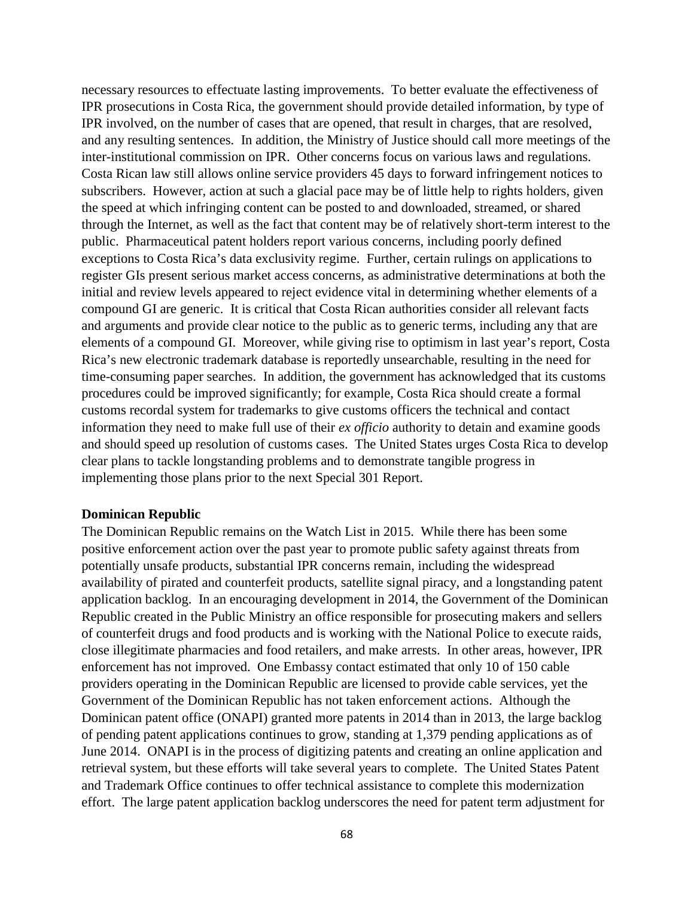necessary resources to effectuate lasting improvements. To better evaluate the effectiveness of IPR prosecutions in Costa Rica, the government should provide detailed information, by type of IPR involved, on the number of cases that are opened, that result in charges, that are resolved, and any resulting sentences. In addition, the Ministry of Justice should call more meetings of the inter-institutional commission on IPR. Other concerns focus on various laws and regulations. Costa Rican law still allows online service providers 45 days to forward infringement notices to subscribers. However, action at such a glacial pace may be of little help to rights holders, given the speed at which infringing content can be posted to and downloaded, streamed, or shared through the Internet, as well as the fact that content may be of relatively short-term interest to the public. Pharmaceutical patent holders report various concerns, including poorly defined exceptions to Costa Rica's data exclusivity regime. Further, certain rulings on applications to register GIs present serious market access concerns, as administrative determinations at both the initial and review levels appeared to reject evidence vital in determining whether elements of a compound GI are generic. It is critical that Costa Rican authorities consider all relevant facts and arguments and provide clear notice to the public as to generic terms, including any that are elements of a compound GI. Moreover, while giving rise to optimism in last year's report, Costa Rica's new electronic trademark database is reportedly unsearchable, resulting in the need for time-consuming paper searches. In addition, the government has acknowledged that its customs procedures could be improved significantly; for example, Costa Rica should create a formal customs recordal system for trademarks to give customs officers the technical and contact information they need to make full use of their *ex officio* authority to detain and examine goods and should speed up resolution of customs cases. The United States urges Costa Rica to develop clear plans to tackle longstanding problems and to demonstrate tangible progress in implementing those plans prior to the next Special 301 Report.

**Dominican Republic**

The Dominican Republic remains on the Watch List in 2015. While there has been some positive enforcement action over the past year to promote public safety against threats from potentially unsafe products, substantial IPR concerns remain, including the widespread availability of pirated and counterfeit products, satellite signal piracy, and a longstanding patent application backlog. In an encouraging development in 2014, the Government of the Dominican Republic created in the Public Ministry an office responsible for prosecuting makers and sellers of counterfeit drugs and food products and is working with the National Police to execute raids, close illegitimate pharmacies and food retailers, and make arrests. In other areas, however, IPR enforcement has not improved. One Embassy contact estimated that only 10 of 150 cable providers operating in the Dominican Republic are licensed to provide cable services, yet the Government of the Dominican Republic has not taken enforcement actions. Although the Dominican patent office (ONAPI) granted more patents in 2014 than in 2013, the large backlog of pending patent applications continues to grow, standing at 1,379 pending applications as of June 2014. ONAPI is in the process of digitizing patents and creating an online application and retrieval system, but these efforts will take several years to complete. The United States Patent and Trademark Office continues to offer technical assistance to complete this modernization effort. The large patent application backlog underscores the need for patent term adjustment for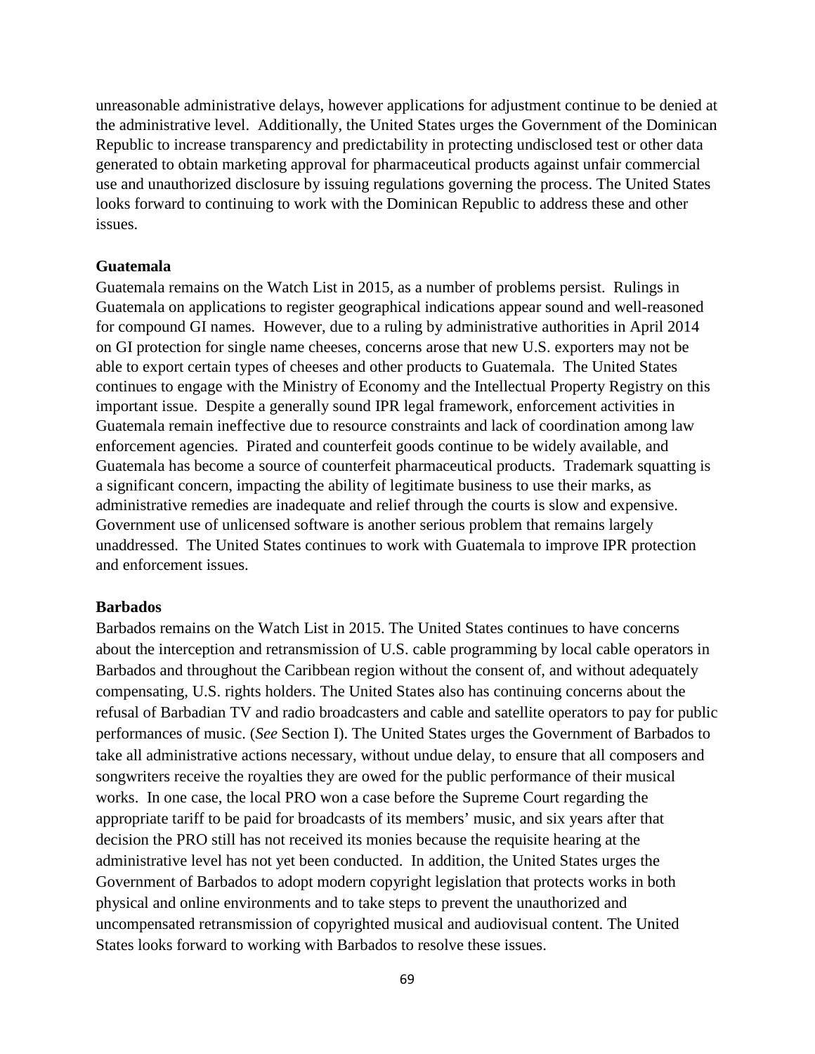unreasonable administrative delays, however applications for adjustment continue to be denied at the administrative level. Additionally, the United States urges the Government of the Dominican Republic to increase transparency and predictability in protecting undisclosed test or other data generated to obtain marketing approval for pharmaceutical products against unfair commercial use and unauthorized disclosure by issuing regulations governing the process. The United States looks forward to continuing to work with the Dominican Republic to address these and other issues.

**Guatemala**

Guatemala remains on the Watch List in 2015, as a number of problems persist. Rulings in Guatemala on applications to register geographical indications appear sound and well-reasoned for compound GI names. However, due to a ruling by administrative authorities in April 2014 on GI protection for single name cheeses, concerns arose that new U.S. exporters may not be able to export certain types of cheeses and other products to Guatemala. The United States continues to engage with the Ministry of Economy and the Intellectual Property Registry on this important issue. Despite a generally sound IPR legal framework, enforcement activities in Guatemala remain ineffective due to resource constraints and lack of coordination among law enforcement agencies. Pirated and counterfeit goods continue to be widely available, and Guatemala has become a source of counterfeit pharmaceutical products. Trademark squatting is a significant concern, impacting the ability of legitimate business to use their marks, as administrative remedies are inadequate and relief through the courts is slow and expensive. Government use of unlicensed software is another serious problem that remains largely unaddressed. The United States continues to work with Guatemala to improve IPR protection and enforcement issues.

**Barbados**

Barbados remains on the Watch List in 2015. The United States continues to have concerns about the interception and retransmission of U.S. cable programming by local cable operators in Barbados and throughout the Caribbean region without the consent of, and without adequately compensating, U.S. rights holders. The United States also has continuing concerns about the refusal of Barbadian TV and radio broadcasters and cable and satellite operators to pay for public performances of music. (*See* Section I). The United States urges the Government of Barbados to take all administrative actions necessary, without undue delay, to ensure that all composers and songwriters receive the royalties they are owed for the public performance of their musical works. In one case, the local PRO won a case before the Supreme Court regarding the appropriate tariff to be paid for broadcasts of its members' music, and six years after that decision the PRO still has not received its monies because the requisite hearing at the administrative level has not yet been conducted. In addition, the United States urges the Government of Barbados to adopt modern copyright legislation that protects works in both physical and online environments and to take steps to prevent the unauthorized and uncompensated retransmission of copyrighted musical and audiovisual content. The United States looks forward to working with Barbados to resolve these issues.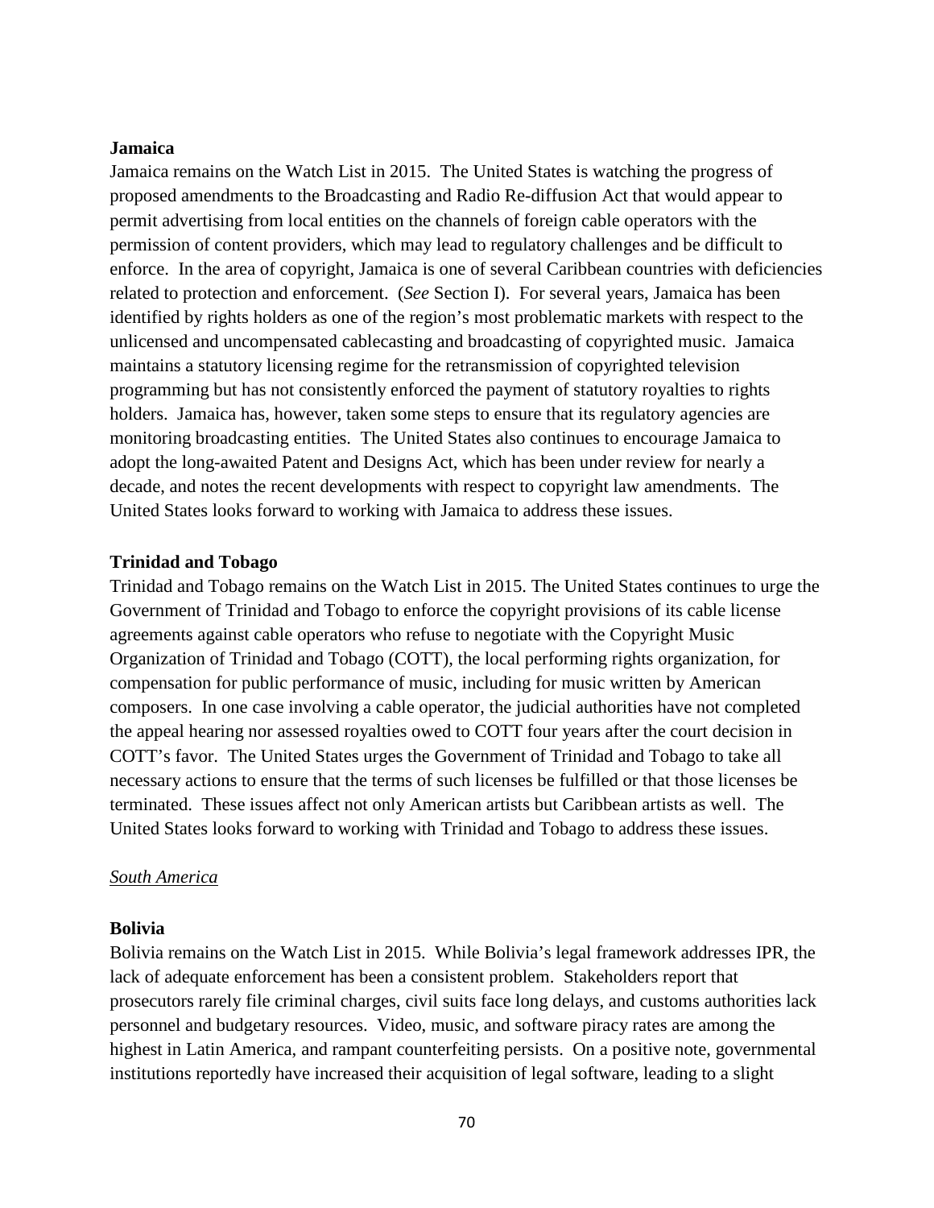**Jamaica**

Jamaica remains on the Watch List in 2015. The United States is watching the progress of proposed amendments to the Broadcasting and Radio Re-diffusion Act that would appear to permit advertising from local entities on the channels of foreign cable operators with the permission of content providers, which may lead to regulatory challenges and be difficult to enforce. In the area of copyright, Jamaica is one of several Caribbean countries with deficiencies related to protection and enforcement. (*See* Section I). For several years, Jamaica has been identified by rights holders as one of the region's most problematic markets with respect to the unlicensed and uncompensated cablecasting and broadcasting of copyrighted music. Jamaica maintains a statutory licensing regime for the retransmission of copyrighted television programming but has not consistently enforced the payment of statutory royalties to rights holders. Jamaica has, however, taken some steps to ensure that its regulatory agencies are monitoring broadcasting entities. The United States also continues to encourage Jamaica to adopt the long-awaited Patent and Designs Act, which has been under review for nearly a decade, and notes the recent developments with respect to copyright law amendments. The United States looks forward to working with Jamaica to address these issues.

**Trinidad and Tobago**

Trinidad and Tobago remains on the Watch List in 2015. The United States continues to urge the Government of Trinidad and Tobago to enforce the copyright provisions of its cable license agreements against cable operators who refuse to negotiate with the Copyright Music Organization of Trinidad and Tobago (COTT), the local performing rights organization, for compensation for public performance of music, including for music written by American composers. In one case involving a cable operator, the judicial authorities have not completed the appeal hearing nor assessed royalties owed to COTT four years after the court decision in COTT's favor. The United States urges the Government of Trinidad and Tobago to take all necessary actions to ensure that the terms of such licenses be fulfilled or that those licenses be terminated. These issues affect not only American artists but Caribbean artists as well. The United States looks forward to working with Trinidad and Tobago to address these issues.

<u>*South America*</u>

**Bolivia**

Bolivia remains on the Watch List in 2015. While Bolivia's legal framework addresses IPR, the lack of adequate enforcement has been a consistent problem. Stakeholders report that prosecutors rarely file criminal charges, civil suits face long delays, and customs authorities lack personnel and budgetary resources. Video, music, and software piracy rates are among the highest in Latin America, and rampant counterfeiting persists. On a positive note, governmental institutions reportedly have increased their acquisition of legal software, leading to a slight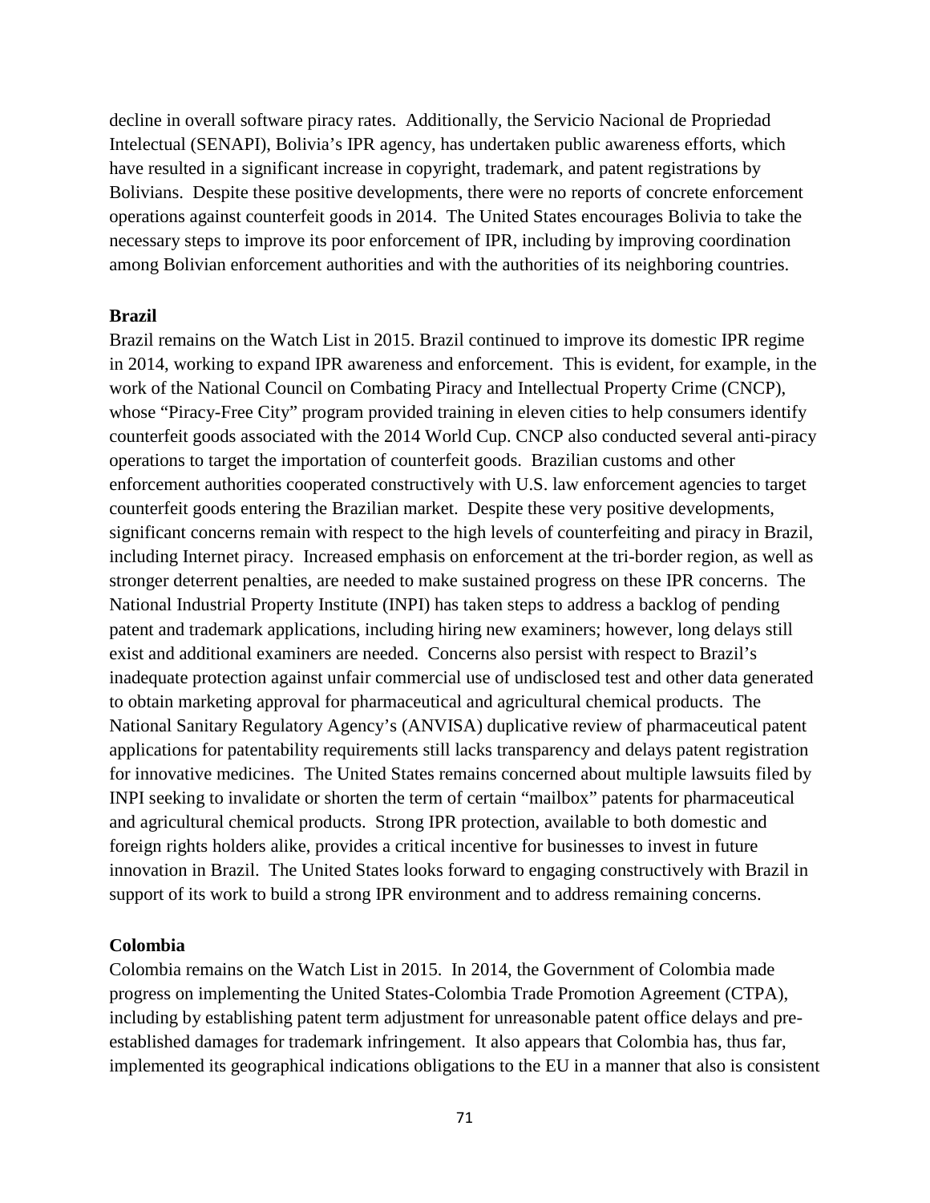decline in overall software piracy rates. Additionally, the Servicio Nacional de Propriedad Intelectual (SENAPI), Bolivia's IPR agency, has undertaken public awareness efforts, which have resulted in a significant increase in copyright, trademark, and patent registrations by Bolivians. Despite these positive developments, there were no reports of concrete enforcement operations against counterfeit goods in 2014. The United States encourages Bolivia to take the necessary steps to improve its poor enforcement of IPR, including by improving coordination among Bolivian enforcement authorities and with the authorities of its neighboring countries.

**Brazil**

Brazil remains on the Watch List in 2015. Brazil continued to improve its domestic IPR regime in 2014, working to expand IPR awareness and enforcement. This is evident, for example, in the work of the National Council on Combating Piracy and Intellectual Property Crime (CNCP), whose "Piracy-Free City" program provided training in eleven cities to help consumers identify counterfeit goods associated with the 2014 World Cup. CNCP also conducted several anti-piracy operations to target the importation of counterfeit goods. Brazilian customs and other enforcement authorities cooperated constructively with U.S. law enforcement agencies to target counterfeit goods entering the Brazilian market. Despite these very positive developments, significant concerns remain with respect to the high levels of counterfeiting and piracy in Brazil, including Internet piracy. Increased emphasis on enforcement at the tri-border region, as well as stronger deterrent penalties, are needed to make sustained progress on these IPR concerns. The National Industrial Property Institute (INPI) has taken steps to address a backlog of pending patent and trademark applications, including hiring new examiners; however, long delays still exist and additional examiners are needed. Concerns also persist with respect to Brazil's inadequate protection against unfair commercial use of undisclosed test and other data generated to obtain marketing approval for pharmaceutical and agricultural chemical products. The National Sanitary Regulatory Agency's (ANVISA) duplicative review of pharmaceutical patent applications for patentability requirements still lacks transparency and delays patent registration for innovative medicines. The United States remains concerned about multiple lawsuits filed by INPI seeking to invalidate or shorten the term of certain "mailbox" patents for pharmaceutical and agricultural chemical products. Strong IPR protection, available to both domestic and foreign rights holders alike, provides a critical incentive for businesses to invest in future innovation in Brazil. The United States looks forward to engaging constructively with Brazil in support of its work to build a strong IPR environment and to address remaining concerns.

**Colombia**

Colombia remains on the Watch List in 2015. In 2014, the Government of Colombia made progress on implementing the United States-Colombia Trade Promotion Agreement (CTPA), including by establishing patent term adjustment for unreasonable patent office delays and pre-established damages for trademark infringement. It also appears that Colombia has, thus far, implemented its geographical indications obligations to the EU in a manner that also is consistent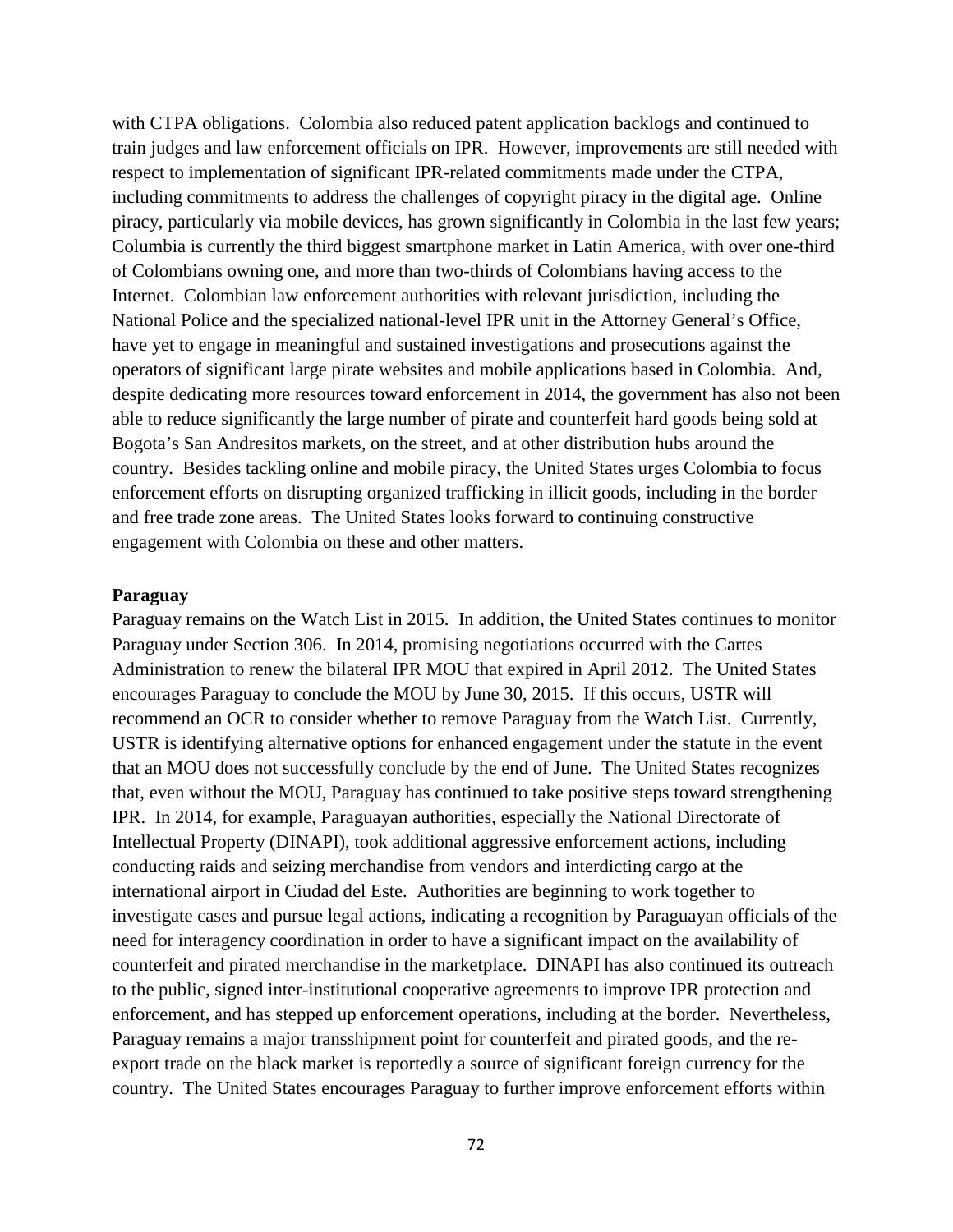with CTPA obligations. Colombia also reduced patent application backlogs and continued to train judges and law enforcement officials on IPR. However, improvements are still needed with respect to implementation of significant IPR-related commitments made under the CTPA, including commitments to address the challenges of copyright piracy in the digital age. Online piracy, particularly via mobile devices, has grown significantly in Colombia in the last few years; Columbia is currently the third biggest smartphone market in Latin America, with over one-third of Colombians owning one, and more than two-thirds of Colombians having access to the Internet. Colombian law enforcement authorities with relevant jurisdiction, including the National Police and the specialized national-level IPR unit in the Attorney General's Office, have yet to engage in meaningful and sustained investigations and prosecutions against the operators of significant large pirate websites and mobile applications based in Colombia. And, despite dedicating more resources toward enforcement in 2014, the government has also not been able to reduce significantly the large number of pirate and counterfeit hard goods being sold at Bogota's San Andresitos markets, on the street, and at other distribution hubs around the country. Besides tackling online and mobile piracy, the United States urges Colombia to focus enforcement efforts on disrupting organized trafficking in illicit goods, including in the border and free trade zone areas. The United States looks forward to continuing constructive engagement with Colombia on these and other matters.

**Paraguay**

Paraguay remains on the Watch List in 2015. In addition, the United States continues to monitor Paraguay under Section 306. In 2014, promising negotiations occurred with the Cartes Administration to renew the bilateral IPR MOU that expired in April 2012. The United States encourages Paraguay to conclude the MOU by June 30, 2015. If this occurs, USTR will recommend an OCR to consider whether to remove Paraguay from the Watch List. Currently, USTR is identifying alternative options for enhanced engagement under the statute in the event that an MOU does not successfully conclude by the end of June. The United States recognizes that, even without the MOU, Paraguay has continued to take positive steps toward strengthening IPR. In 2014, for example, Paraguayan authorities, especially the National Directorate of Intellectual Property (DINAPI), took additional aggressive enforcement actions, including conducting raids and seizing merchandise from vendors and interdicting cargo at the international airport in Ciudad del Este. Authorities are beginning to work together to investigate cases and pursue legal actions, indicating a recognition by Paraguayan officials of the need for interagency coordination in order to have a significant impact on the availability of counterfeit and pirated merchandise in the marketplace. DINAPI has also continued its outreach to the public, signed inter-institutional cooperative agreements to improve IPR protection and enforcement, and has stepped up enforcement operations, including at the border. Nevertheless, Paraguay remains a major transshipment point for counterfeit and pirated goods, and the re-export trade on the black market is reportedly a source of significant foreign currency for the country. The United States encourages Paraguay to further improve enforcement efforts within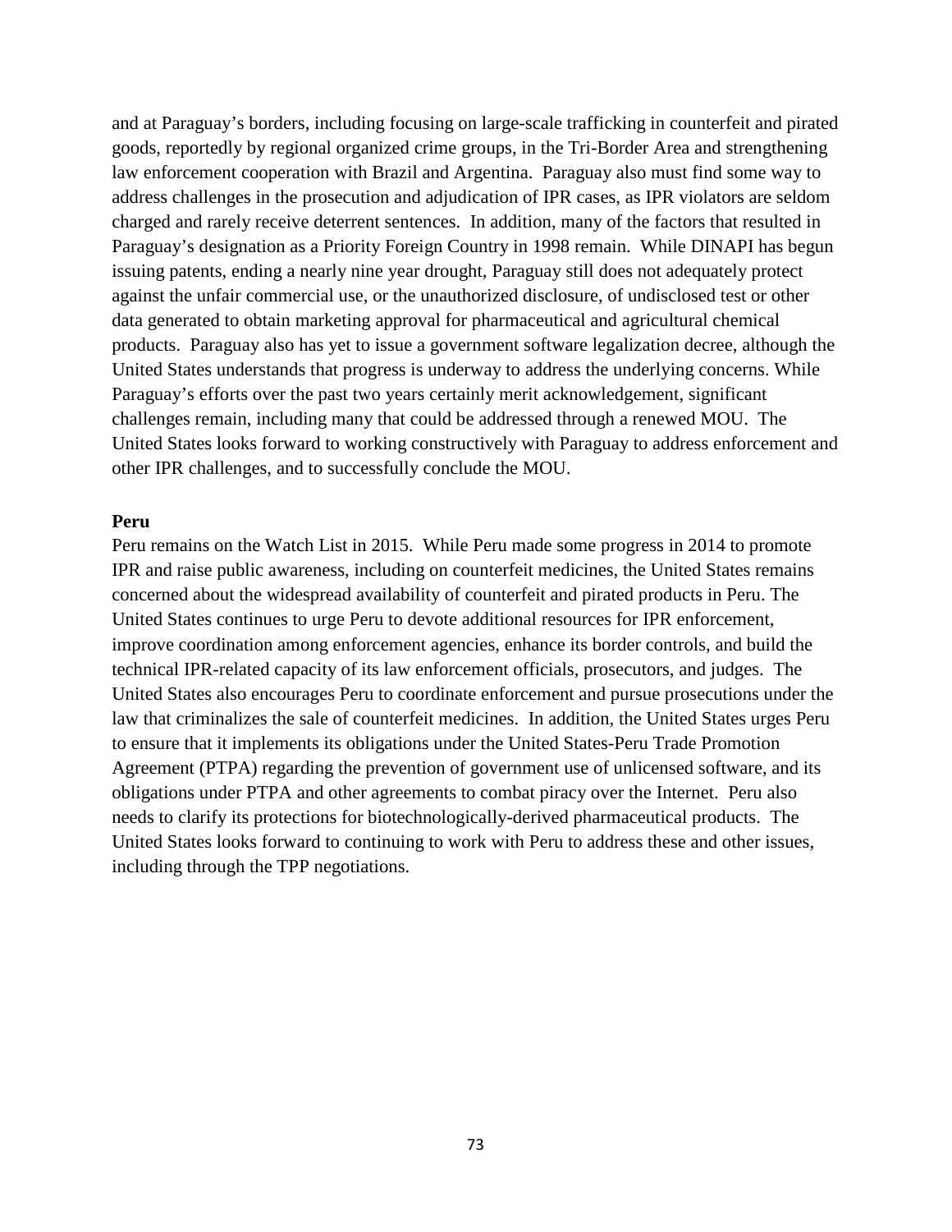and at Paraguay's borders, including focusing on large-scale trafficking in counterfeit and pirated goods, reportedly by regional organized crime groups, in the Tri-Border Area and strengthening law enforcement cooperation with Brazil and Argentina. Paraguay also must find some way to address challenges in the prosecution and adjudication of IPR cases, as IPR violators are seldom charged and rarely receive deterrent sentences. In addition, many of the factors that resulted in Paraguay's designation as a Priority Foreign Country in 1998 remain. While DINAPI has begun issuing patents, ending a nearly nine year drought, Paraguay still does not adequately protect against the unfair commercial use, or the unauthorized disclosure, of undisclosed test or other data generated to obtain marketing approval for pharmaceutical and agricultural chemical products. Paraguay also has yet to issue a government software legalization decree, although the United States understands that progress is underway to address the underlying concerns. While Paraguay's efforts over the past two years certainly merit acknowledgement, significant challenges remain, including many that could be addressed through a renewed MOU. The United States looks forward to working constructively with Paraguay to address enforcement and other IPR challenges, and to successfully conclude the MOU.

**Peru**

Peru remains on the Watch List in 2015. While Peru made some progress in 2014 to promote IPR and raise public awareness, including on counterfeit medicines, the United States remains concerned about the widespread availability of counterfeit and pirated products in Peru. The United States continues to urge Peru to devote additional resources for IPR enforcement, improve coordination among enforcement agencies, enhance its border controls, and build the technical IPR-related capacity of its law enforcement officials, prosecutors, and judges. The United States also encourages Peru to coordinate enforcement and pursue prosecutions under the law that criminalizes the sale of counterfeit medicines. In addition, the United States urges Peru to ensure that it implements its obligations under the United States-Peru Trade Promotion Agreement (PTPA) regarding the prevention of government use of unlicensed software, and its obligations under PTPA and other agreements to combat piracy over the Internet. Peru also needs to clarify its protections for biotechnologically-derived pharmaceutical products. The United States looks forward to continuing to work with Peru to address these and other issues, including through the TPP negotiations.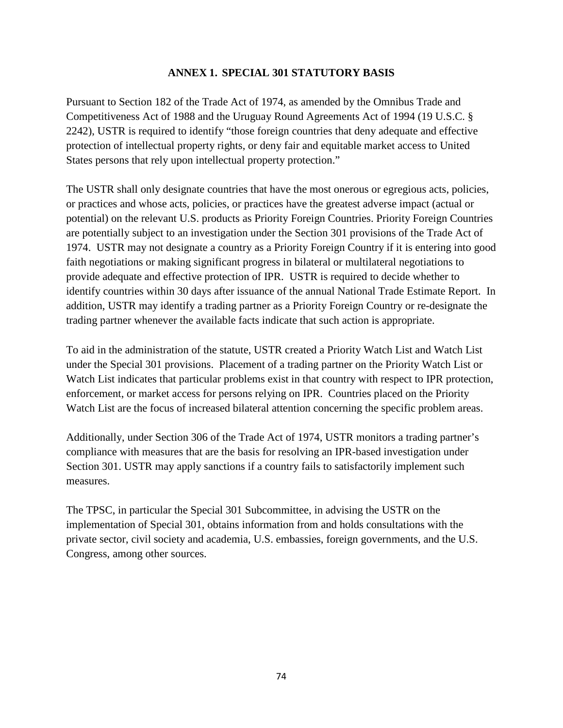# ANNEX 1. SPECIAL 301 STATUTORY BASIS

Pursuant to Section 182 of the Trade Act of 1974, as amended by the Omnibus Trade and Competitiveness Act of 1988 and the Uruguay Round Agreements Act of 1994 (19 U.S.C. § 2242), USTR is required to identify "those foreign countries that deny adequate and effective protection of intellectual property rights, or deny fair and equitable market access to United States persons that rely upon intellectual property protection."

The USTR shall only designate countries that have the most onerous or egregious acts, policies, or practices and whose acts, policies, or practices have the greatest adverse impact (actual or potential) on the relevant U.S. products as Priority Foreign Countries. Priority Foreign Countries are potentially subject to an investigation under the Section 301 provisions of the Trade Act of 1974. USTR may not designate a country as a Priority Foreign Country if it is entering into good faith negotiations or making significant progress in bilateral or multilateral negotiations to provide adequate and effective protection of IPR. USTR is required to decide whether to identify countries within 30 days after issuance of the annual National Trade Estimate Report. In addition, USTR may identify a trading partner as a Priority Foreign Country or re-designate the trading partner whenever the available facts indicate that such action is appropriate.

To aid in the administration of the statute, USTR created a Priority Watch List and Watch List under the Special 301 provisions. Placement of a trading partner on the Priority Watch List or Watch List indicates that particular problems exist in that country with respect to IPR protection, enforcement, or market access for persons relying on IPR. Countries placed on the Priority Watch List are the focus of increased bilateral attention concerning the specific problem areas.

Additionally, under Section 306 of the Trade Act of 1974, USTR monitors a trading partner's compliance with measures that are the basis for resolving an IPR-based investigation under Section 301. USTR may apply sanctions if a country fails to satisfactorily implement such measures.

The TPSC, in particular the Special 301 Subcommittee, in advising the USTR on the implementation of Special 301, obtains information from and holds consultations with the private sector, civil society and academia, U.S. embassies, foreign governments, and the U.S. Congress, among other sources.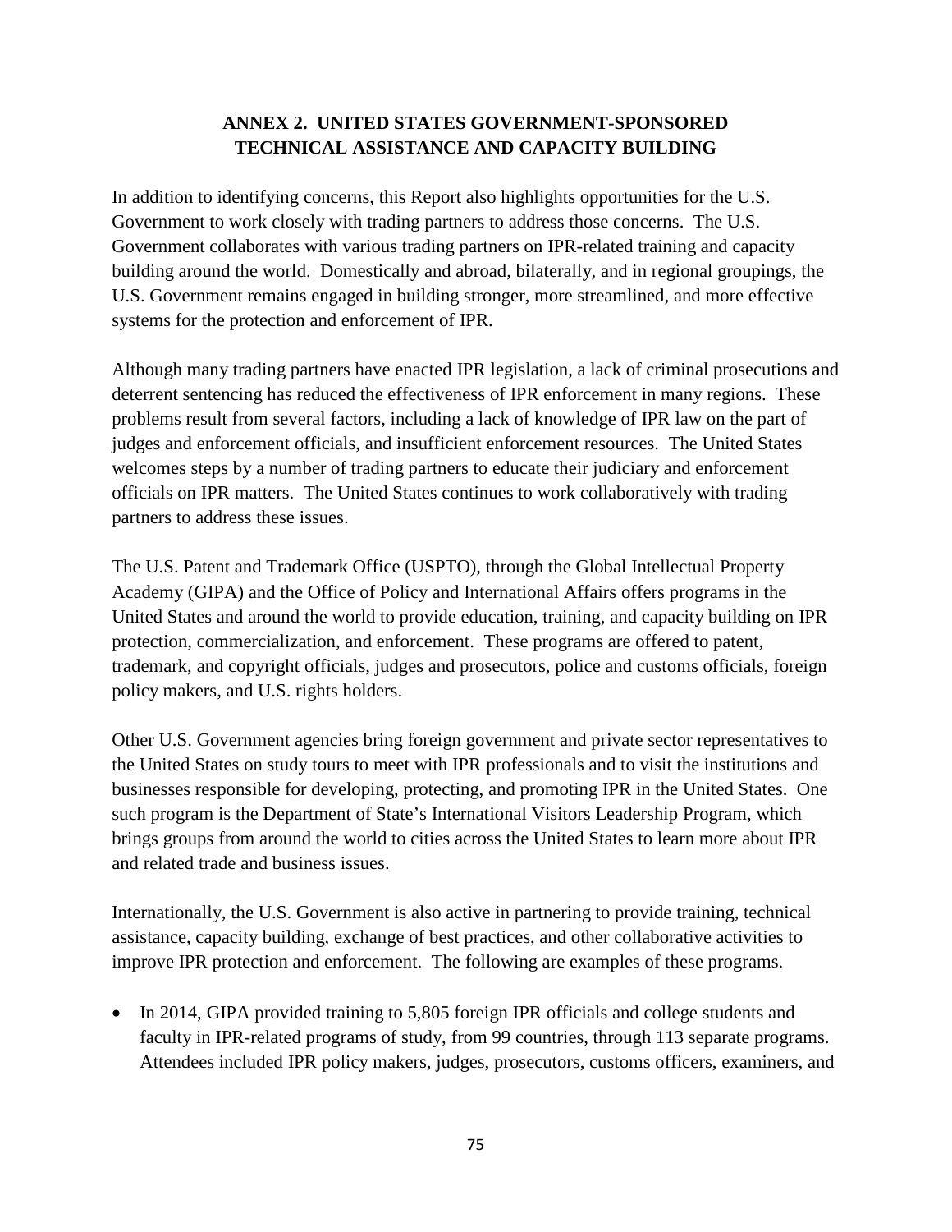## ANNEX 2. UNITED STATES GOVERNMENT-SPONSORED TECHNICAL ASSISTANCE AND CAPACITY BUILDING

In addition to identifying concerns, this Report also highlights opportunities for the U.S. Government to work closely with trading partners to address those concerns. The U.S. Government collaborates with various trading partners on IPR-related training and capacity building around the world. Domestically and abroad, bilaterally, and in regional groupings, the U.S. Government remains engaged in building stronger, more streamlined, and more effective systems for the protection and enforcement of IPR.

Although many trading partners have enacted IPR legislation, a lack of criminal prosecutions and deterrent sentencing has reduced the effectiveness of IPR enforcement in many regions. These problems result from several factors, including a lack of knowledge of IPR law on the part of judges and enforcement officials, and insufficient enforcement resources. The United States welcomes steps by a number of trading partners to educate their judiciary and enforcement officials on IPR matters. The United States continues to work collaboratively with trading partners to address these issues.

The U.S. Patent and Trademark Office (USPTO), through the Global Intellectual Property Academy (GIPA) and the Office of Policy and International Affairs offers programs in the United States and around the world to provide education, training, and capacity building on IPR protection, commercialization, and enforcement. These programs are offered to patent, trademark, and copyright officials, judges and prosecutors, police and customs officials, foreign policy makers, and U.S. rights holders.

Other U.S. Government agencies bring foreign government and private sector representatives to the United States on study tours to meet with IPR professionals and to visit the institutions and businesses responsible for developing, protecting, and promoting IPR in the United States. One such program is the Department of State's International Visitors Leadership Program, which brings groups from around the world to cities across the United States to learn more about IPR and related trade and business issues.

Internationally, the U.S. Government is also active in partnering to provide training, technical assistance, capacity building, exchange of best practices, and other collaborative activities to improve IPR protection and enforcement. The following are examples of these programs.

- In 2014, GIPA provided training to 5,805 foreign IPR officials and college students and faculty in IPR-related programs of study, from 99 countries, through 113 separate programs. Attendees included IPR policy makers, judges, prosecutors, customs officers, examiners, and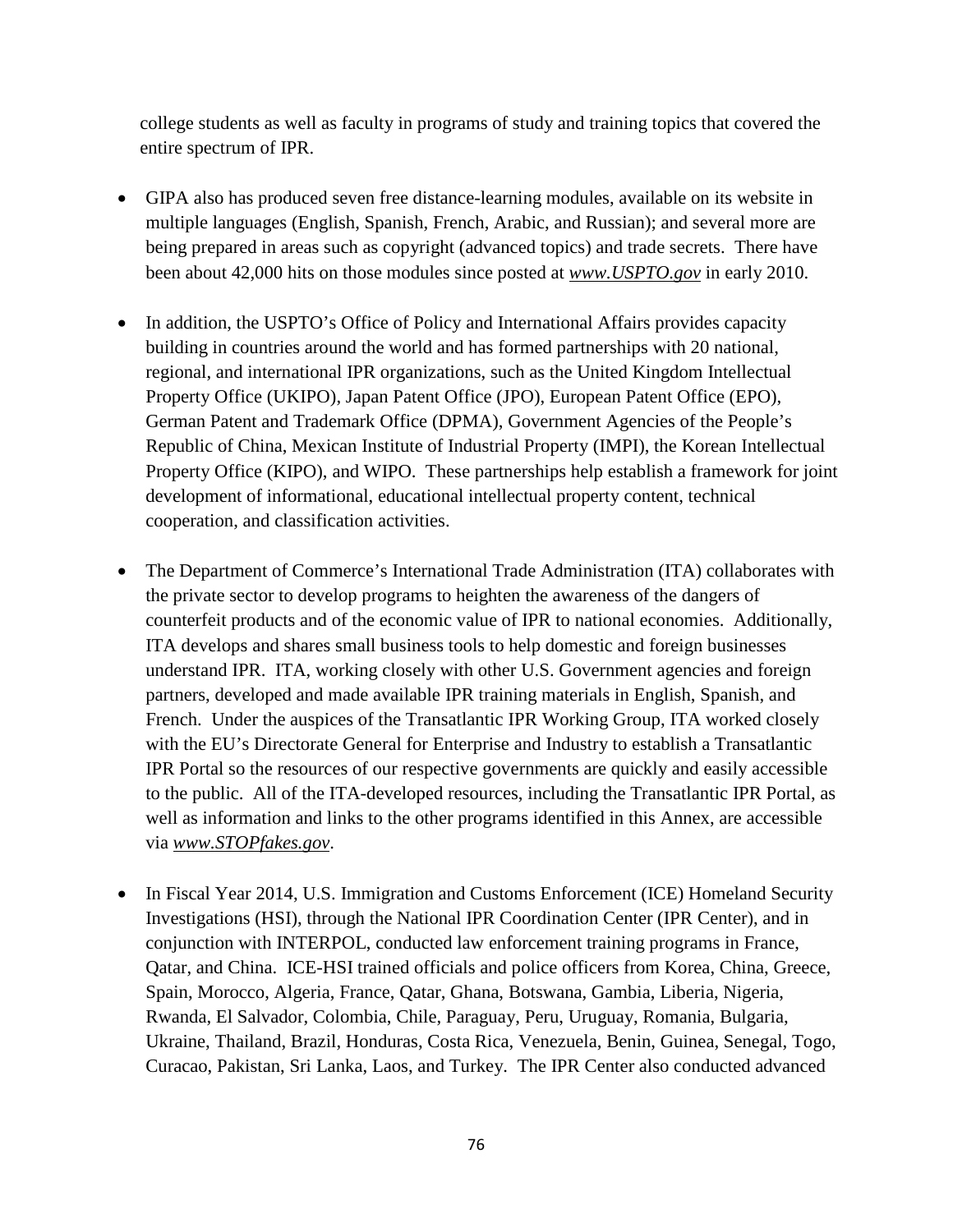college students as well as faculty in programs of study and training topics that covered the entire spectrum of IPR.

- GIPA also has produced seven free distance-learning modules, available on its website in multiple languages (English, Spanish, French, Arabic, and Russian); and several more are being prepared in areas such as copyright (advanced topics) and trade secrets. There have been about 42,000 hits on those modules since posted at *www.USPTO.gov* in early 2010.

- In addition, the USPTO's Office of Policy and International Affairs provides capacity building in countries around the world and has formed partnerships with 20 national, regional, and international IPR organizations, such as the United Kingdom Intellectual Property Office (UKIPO), Japan Patent Office (JPO), European Patent Office (EPO), German Patent and Trademark Office (DPMA), Government Agencies of the People's Republic of China, Mexican Institute of Industrial Property (IMPI), the Korean Intellectual Property Office (KIPO), and WIPO. These partnerships help establish a framework for joint development of informational, educational intellectual property content, technical cooperation, and classification activities.

- The Department of Commerce's International Trade Administration (ITA) collaborates with the private sector to develop programs to heighten the awareness of the dangers of counterfeit products and of the economic value of IPR to national economies. Additionally, ITA develops and shares small business tools to help domestic and foreign businesses understand IPR. ITA, working closely with other U.S. Government agencies and foreign partners, developed and made available IPR training materials in English, Spanish, and French. Under the auspices of the Transatlantic IPR Working Group, ITA worked closely with the EU's Directorate General for Enterprise and Industry to establish a Transatlantic IPR Portal so the resources of our respective governments are quickly and easily accessible to the public. All of the ITA-developed resources, including the Transatlantic IPR Portal, as well as information and links to the other programs identified in this Annex, are accessible via *www.STOPfakes.gov*.

- In Fiscal Year 2014, U.S. Immigration and Customs Enforcement (ICE) Homeland Security Investigations (HSI), through the National IPR Coordination Center (IPR Center), and in conjunction with INTERPOL, conducted law enforcement training programs in France, Qatar, and China. ICE-HSI trained officials and police officers from Korea, China, Greece, Spain, Morocco, Algeria, France, Qatar, Ghana, Botswana, Gambia, Liberia, Nigeria, Rwanda, El Salvador, Colombia, Chile, Paraguay, Peru, Uruguay, Romania, Bulgaria, Ukraine, Thailand, Brazil, Honduras, Costa Rica, Venezuela, Benin, Guinea, Senegal, Togo, Curacao, Pakistan, Sri Lanka, Laos, and Turkey. The IPR Center also conducted advanced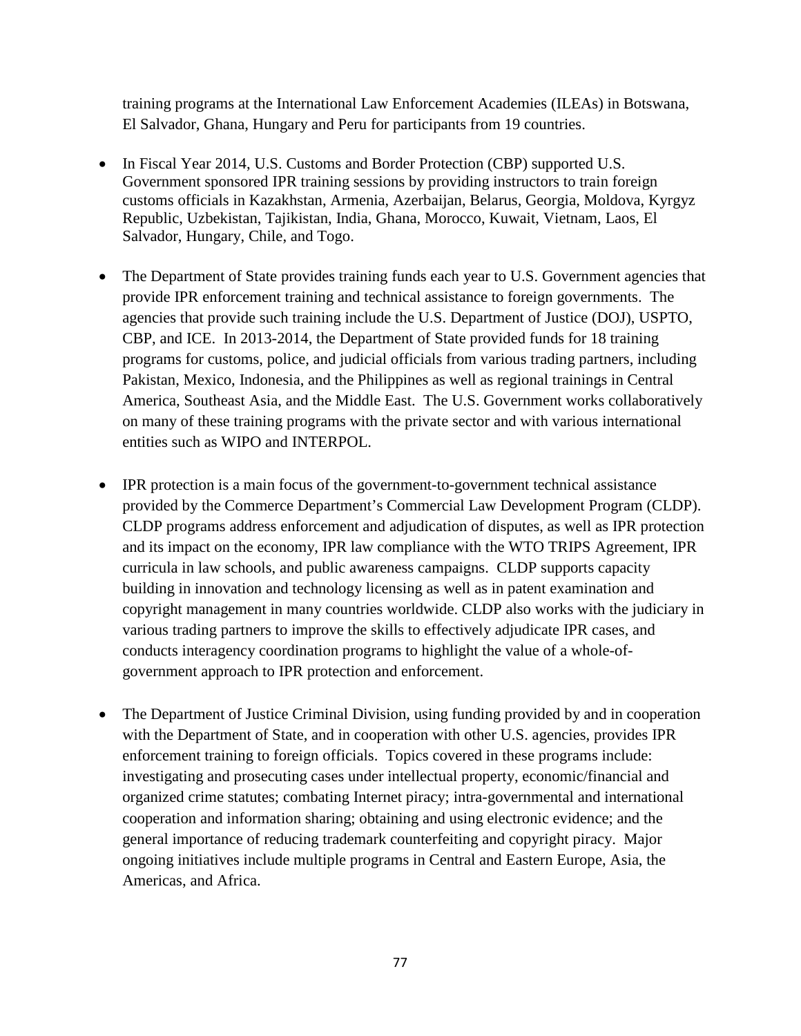training programs at the International Law Enforcement Academies (ILEAs) in Botswana, El Salvador, Ghana, Hungary and Peru for participants from 19 countries.

- In Fiscal Year 2014, U.S. Customs and Border Protection (CBP) supported U.S. Government sponsored IPR training sessions by providing instructors to train foreign customs officials in Kazakhstan, Armenia, Azerbaijan, Belarus, Georgia, Moldova, Kyrgyz Republic, Uzbekistan, Tajikistan, India, Ghana, Morocco, Kuwait, Vietnam, Laos, El Salvador, Hungary, Chile, and Togo.

- The Department of State provides training funds each year to U.S. Government agencies that provide IPR enforcement training and technical assistance to foreign governments. The agencies that provide such training include the U.S. Department of Justice (DOJ), USPTO, CBP, and ICE. In 2013-2014, the Department of State provided funds for 18 training programs for customs, police, and judicial officials from various trading partners, including Pakistan, Mexico, Indonesia, and the Philippines as well as regional trainings in Central America, Southeast Asia, and the Middle East. The U.S. Government works collaboratively on many of these training programs with the private sector and with various international entities such as WIPO and INTERPOL.

- IPR protection is a main focus of the government-to-government technical assistance provided by the Commerce Department's Commercial Law Development Program (CLDP). CLDP programs address enforcement and adjudication of disputes, as well as IPR protection and its impact on the economy, IPR law compliance with the WTO TRIPS Agreement, IPR curricula in law schools, and public awareness campaigns. CLDP supports capacity building in innovation and technology licensing as well as in patent examination and copyright management in many countries worldwide. CLDP also works with the judiciary in various trading partners to improve the skills to effectively adjudicate IPR cases, and conducts interagency coordination programs to highlight the value of a whole-of-government approach to IPR protection and enforcement.

- The Department of Justice Criminal Division, using funding provided by and in cooperation with the Department of State, and in cooperation with other U.S. agencies, provides IPR enforcement training to foreign officials. Topics covered in these programs include: investigating and prosecuting cases under intellectual property, economic/financial and organized crime statutes; combating Internet piracy; intra-governmental and international cooperation and information sharing; obtaining and using electronic evidence; and the general importance of reducing trademark counterfeiting and copyright piracy. Major ongoing initiatives include multiple programs in Central and Eastern Europe, Asia, the Americas, and Africa.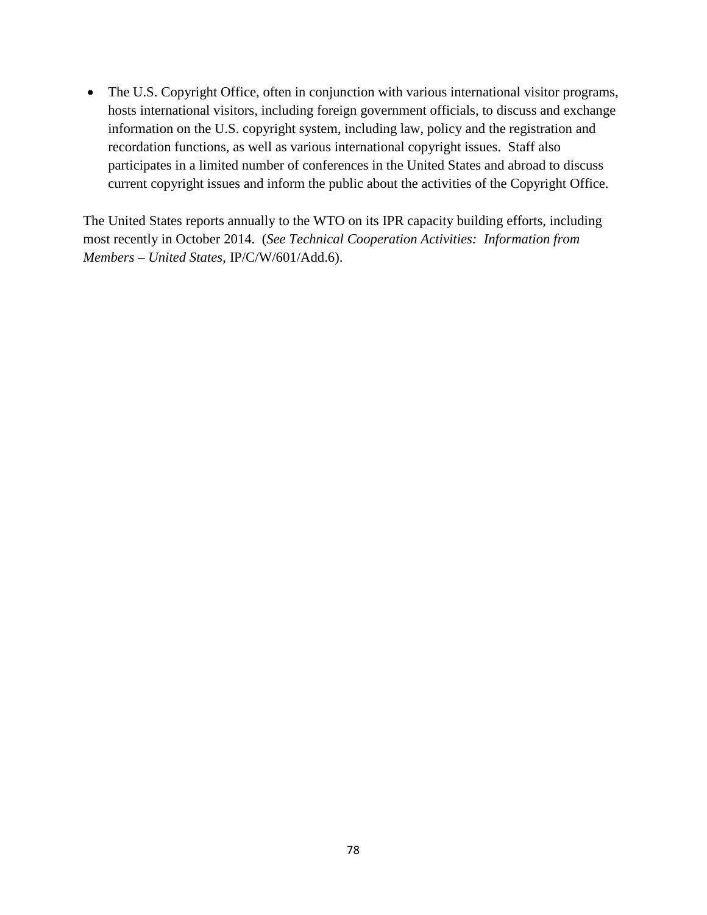- The U.S. Copyright Office, often in conjunction with various international visitor programs, hosts international visitors, including foreign government officials, to discuss and exchange information on the U.S. copyright system, including law, policy and the registration and recordation functions, as well as various international copyright issues. Staff also participates in a limited number of conferences in the United States and abroad to discuss current copyright issues and inform the public about the activities of the Copyright Office.

The United States reports annually to the WTO on its IPR capacity building efforts, including most recently in October 2014. (*See Technical Cooperation Activities: Information from Members – United States*, IP/C/W/601/Add.6).